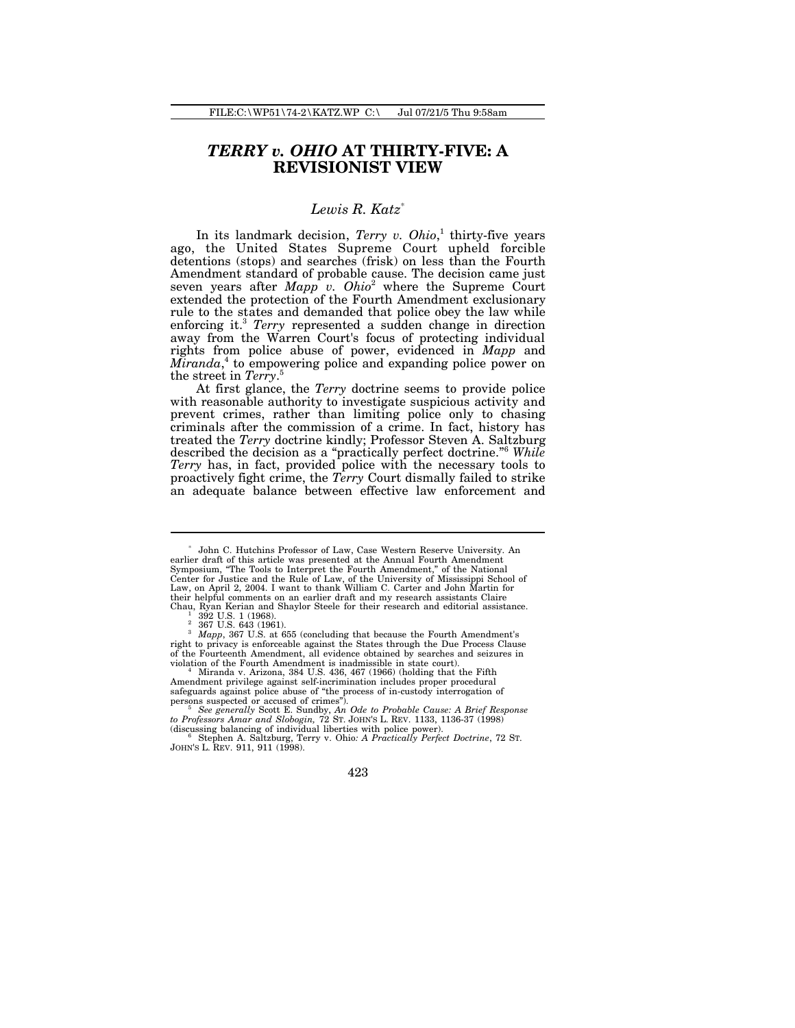# *TERRY v. OHIO* AT THIRTY-FIVE: A REVISIONIST VIEW

*Lewis R. Katz*[*]

In its landmark decision, *Terry v. Ohio*,[1] thirty-five years ago, the United States Supreme Court upheld forcible detentions (stops) and searches (frisk) on less than the Fourth Amendment standard of probable cause. The decision came just seven years after *Mapp v. Ohio*[2] where the Supreme Court extended the protection of the Fourth Amendment exclusionary rule to the states and demanded that police obey the law while enforcing it.[3] *Terry* represented a sudden change in direction away from the Warren Court's focus of protecting individual rights from police abuse of power, evidenced in *Mapp* and *Miranda*,[4] to empowering police and expanding police power on the street in *Terry*.[5]

At first glance, the *Terry* doctrine seems to provide police with reasonable authority to investigate suspicious activity and prevent crimes, rather than limiting police only to chasing criminals after the commission of a crime. In fact, history has treated the *Terry* doctrine kindly; Professor Steven A. Saltzburg described the decision as a "practically perfect doctrine."[6] *While Terry* has, in fact, provided police with the necessary tools to proactively fight crime, the *Terry* Court dismally failed to strike an adequate balance between effective law enforcement and

---

[*] John C. Hutchins Professor of Law, Case Western Reserve University. An earlier draft of this article was presented at the Annual Fourth Amendment Symposium, "The Tools to Interpret the Fourth Amendment," of the National Center for Justice and the Rule of Law, of the University of Mississippi School of Law, on April 2, 2004. I want to thank William C. Carter and John Martin for their helpful comments on an earlier draft and my research assistants Claire Chau, Ryan Kerian and Shaylor Steele for their research and editorial assistance.

[1] 392 U.S. 1 (1968).

[2] 367 U.S. 643 (1961).

[3] *Mapp*, 367 U.S. at 655 (concluding that because the Fourth Amendment's right to privacy is enforceable against the States through the Due Process Clause of the Fourteenth Amendment, all evidence obtained by searches and seizures in violation of the Fourth Amendment is inadmissible in state court).

[4] Miranda v. Arizona, 384 U.S. 436, 467 (1966) (holding that the Fifth Amendment privilege against self-incrimination includes proper procedural safeguards against police abuse of "the process of in-custody interrogation of persons suspected or accused of crimes").

[5] *See generally* Scott E. Sundby, *An Ode to Probable Cause: A Brief Response to Professors Amar and Slobogin,* 72 ST. JOHN'S L. REV. 1133, 1136-37 (1998) (discussing balancing of individual liberties with police power).

[6] Stephen A. Saltzburg, Terry v. Ohio*: A Practically Perfect Doctrine*, 72 ST. JOHN'S L. REV. 911, 911 (1998).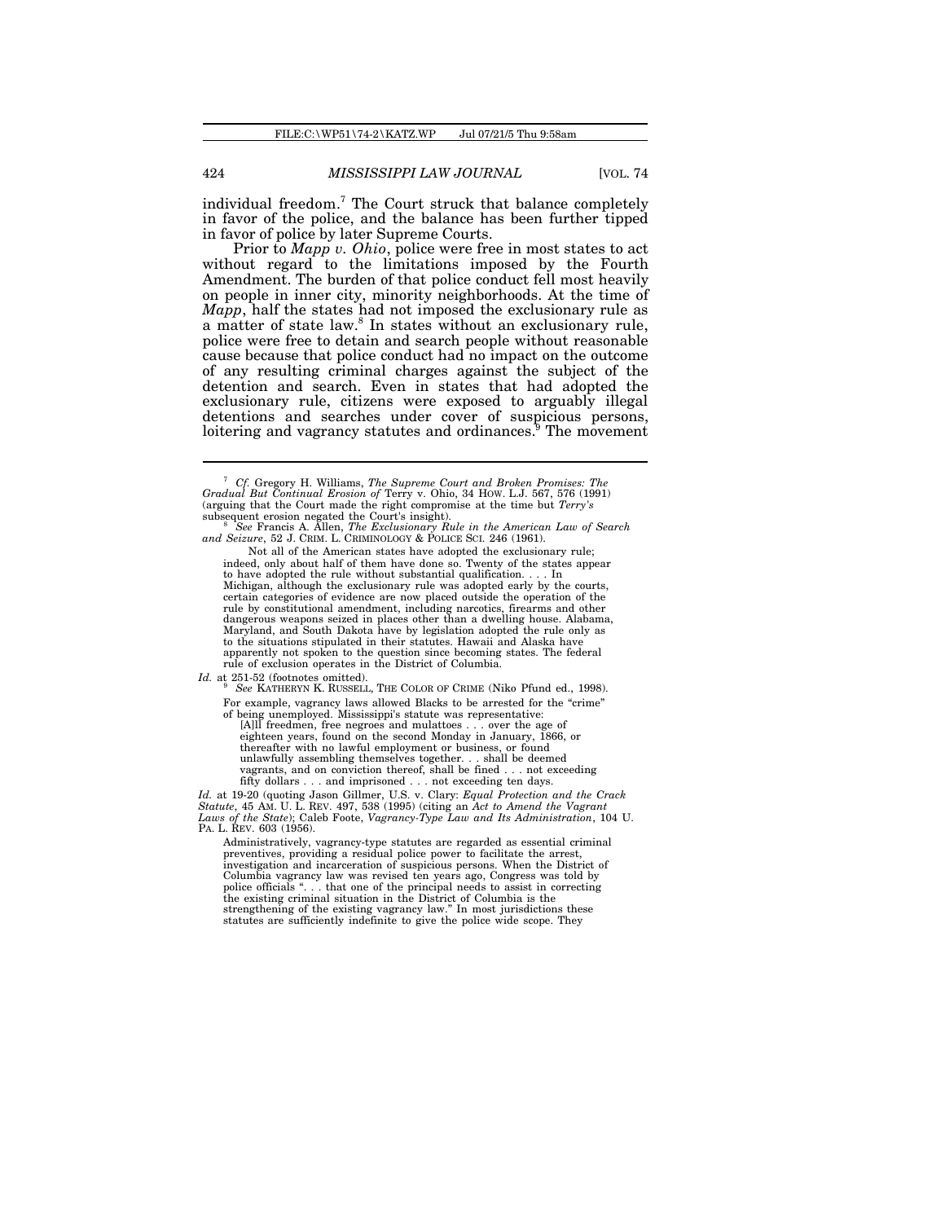individual freedom.[7] The Court struck that balance completely in favor of the police, and the balance has been further tipped in favor of police by later Supreme Courts.

Prior to *Mapp v. Ohio*, police were free in most states to act without regard to the limitations imposed by the Fourth Amendment. The burden of that police conduct fell most heavily on people in inner city, minority neighborhoods. At the time of *Mapp*, half the states had not imposed the exclusionary rule as a matter of state law.[8] In states without an exclusionary rule, police were free to detain and search people without reasonable cause because that police conduct had no impact on the outcome of any resulting criminal charges against the subject of the detention and search. Even in states that had adopted the exclusionary rule, citizens were exposed to arguably illegal detentions and searches under cover of suspicious persons, loitering and vagrancy statutes and ordinances.[9] The movement

---

[7] *Cf.* Gregory H. Williams, *The Supreme Court and Broken Promises: The Gradual But Continual Erosion of* Terry v. Ohio, 34 HOW. L.J. 567, 576 (1991) (arguing that the Court made the right compromise at the time but *Terry's* subsequent erosion negated the Court's insight).

[8] *See* Francis A. Allen, *The Exclusionary Rule in the American Law of Search and Seizure*, 52 J. CRIM. L. CRIMINOLOGY & POLICE SCI. 246 (1961).

> Not all of the American states have adopted the exclusionary rule; indeed, only about half of them have done so. Twenty of the states appear to have adopted the rule without substantial qualification. . . . In Michigan, although the exclusionary rule was adopted early by the courts, certain categories of evidence are now placed outside the operation of the rule by constitutional amendment, including narcotics, firearms and other dangerous weapons seized in places other than a dwelling house. Alabama, Maryland, and South Dakota have by legislation adopted the rule only as to the situations stipulated in their statutes. Hawaii and Alaska have apparently not spoken to the question since becoming states. The federal rule of exclusion operates in the District of Columbia.

*Id.* at 251-52 (footnotes omitted).

[9] *See* KATHERYN K. RUSSELL, THE COLOR OF CRIME (Niko Pfund ed., 1998).

> For example, vagrancy laws allowed Blacks to be arrested for the "crime" of being unemployed. Mississippi's statute was representative:
>
> > [A]ll freedmen, free negroes and mulattoes . . . over the age of eighteen years, found on the second Monday in January, 1866, or thereafter with no lawful employment or business, or found unlawfully assembling themselves together. . . shall be deemed vagrants, and on conviction thereof, shall be fined . . . not exceeding fifty dollars . . . and imprisoned . . . not exceeding ten days.

*Id.* at 19-20 (quoting Jason Gillmer, U.S. v. Clary: *Equal Protection and the Crack Statute*, 45 AM. U. L. REV. 497, 538 (1995) (citing an *Act to Amend the Vagrant Laws of the State*); Caleb Foote, *Vagrancy-Type Law and Its Administration*, 104 U. PA. L. REV. 603 (1956).

> Administratively, vagrancy-type statutes are regarded as essential criminal preventives, providing a residual police power to facilitate the arrest, investigation and incarceration of suspicious persons. When the District of Columbia vagrancy law was revised ten years ago, Congress was told by police officials ". . . that one of the principal needs to assist in correcting the existing criminal situation in the District of Columbia is the strengthening of the existing vagrancy law." In most jurisdictions these statutes are sufficiently indefinite to give the police wide scope. They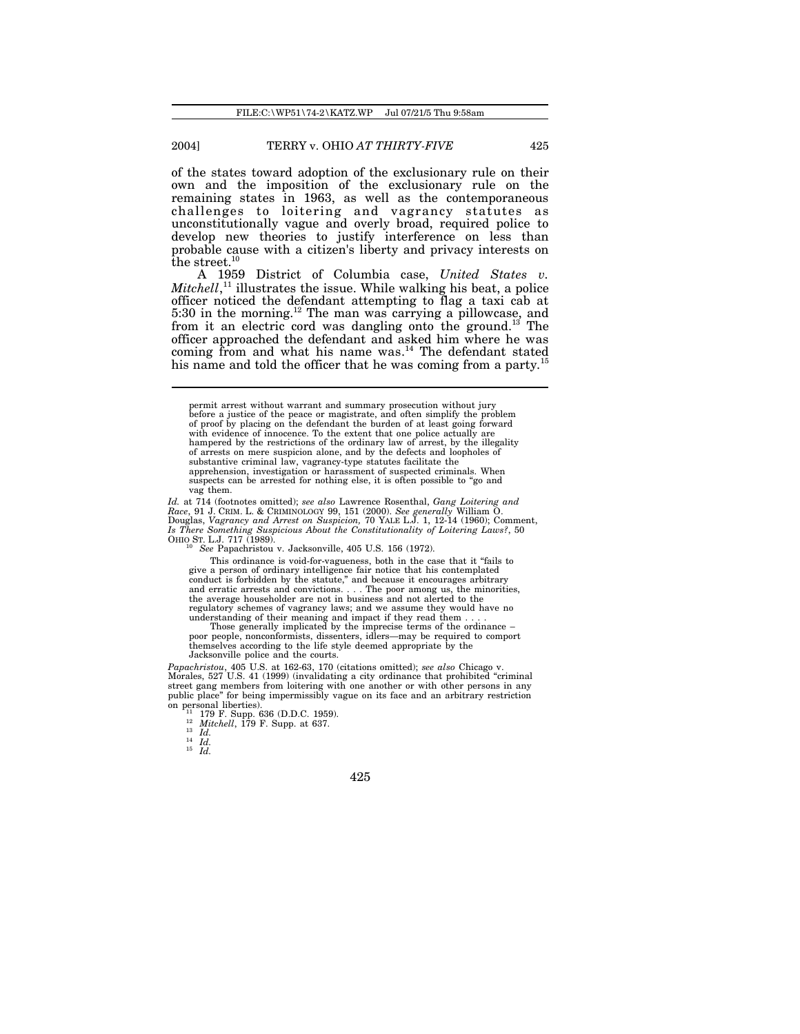of the states toward adoption of the exclusionary rule on their own and the imposition of the exclusionary rule on the remaining states in 1963, as well as the contemporaneous challenges to loitering and vagrancy statutes as unconstitutionally vague and overly broad, required police to develop new theories to justify interference on less than probable cause with a citizen's liberty and privacy interests on the street.[10]

A 1959 District of Columbia case, *United States v. Mitchell*,[11] illustrates the issue. While walking his beat, a police officer noticed the defendant attempting to flag a taxi cab at 5:30 in the morning.[12] The man was carrying a pillowcase, and from it an electric cord was dangling onto the ground.[13] The officer approached the defendant and asked him where he was coming from and what his name was.[14] The defendant stated his name and told the officer that he was coming from a party.[15]

---

> permit arrest without warrant and summary prosecution without jury before a justice of the peace or magistrate, and often simplify the problem of proof by placing on the defendant the burden of at least going forward with evidence of innocence. To the extent that one police actually are hampered by the restrictions of the ordinary law of arrest, by the illegality of arrests on mere suspicion alone, and by the defects and loopholes of substantive criminal law, vagrancy-type statutes facilitate the apprehension, investigation or harassment of suspected criminals. When suspects can be arrested for nothing else, it is often possible to "go and vag them.

*Id.* at 714 (footnotes omitted); *see also* Lawrence Rosenthal, *Gang Loitering and Race*, 91 J. CRIM. L. & CRIMINOLOGY 99, 151 (2000). *See generally* William O. Douglas, *Vagrancy and Arrest on Suspicion,* 70 YALE L.J. 1, 12-14 (1960); Comment, *Is There Something Suspicious About the Constitutionality of Loitering Laws?*, 50 OHIO ST. L.J. 717 (1989).

[10] *See* Papachristou v. Jacksonville, 405 U.S. 156 (1972).

> This ordinance is void-for-vagueness, both in the case that it "fails to give a person of ordinary intelligence fair notice that his contemplated conduct is forbidden by the statute," and because it encourages arbitrary and erratic arrests and convictions. . . . The poor among us, the minorities, the average householder are not in business and not alerted to the regulatory schemes of vagrancy laws; and we assume they would have no understanding of their meaning and impact if they read them . . . .
>
> Those generally implicated by the imprecise terms of the ordinance – poor people, nonconformists, dissenters, idlers—may be required to comport themselves according to the life style deemed appropriate by the Jacksonville police and the courts.

*Papachristou*, 405 U.S. at 162-63, 170 (citations omitted); *see also* Chicago v. Morales, 527 U.S. 41 (1999) (invalidating a city ordinance that prohibited "criminal street gang members from loitering with one another or with other persons in any public place" for being impermissibly vague on its face and an arbitrary restriction on personal liberties).

[11] 179 F. Supp. 636 (D.D.C. 1959).

[12] *Mitchell*, 179 F. Supp. at 637.

[13] *Id.*

[14] *Id.*

[15] *Id.*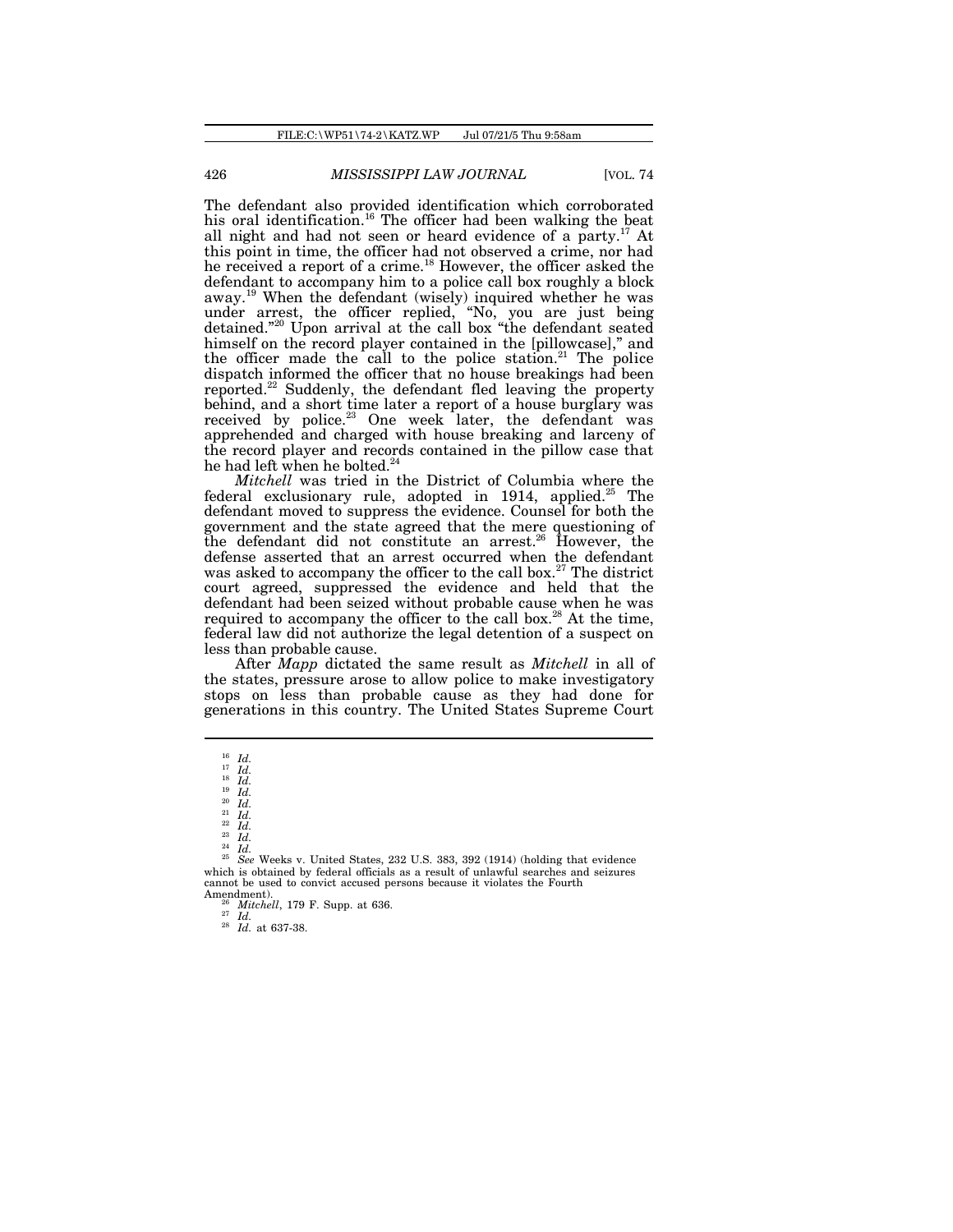The defendant also provided identification which corroborated his oral identification.[16] The officer had been walking the beat all night and had not seen or heard evidence of a party.[17] At this point in time, the officer had not observed a crime, nor had he received a report of a crime.[18] However, the officer asked the defendant to accompany him to a police call box roughly a block away.[19] When the defendant (wisely) inquired whether he was under arrest, the officer replied, "No, you are just being detained."[20] Upon arrival at the call box "the defendant seated himself on the record player contained in the [pillowcase]," and the officer made the call to the police station.[21] The police dispatch informed the officer that no house breakings had been reported.[22] Suddenly, the defendant fled leaving the property behind, and a short time later a report of a house burglary was received by police.[23] One week later, the defendant was apprehended and charged with house breaking and larceny of the record player and records contained in the pillow case that he had left when he bolted.[24]

*Mitchell* was tried in the District of Columbia where the federal exclusionary rule, adopted in 1914, applied.[25] The defendant moved to suppress the evidence. Counsel for both the government and the state agreed that the mere questioning of the defendant did not constitute an arrest.[26] However, the defense asserted that an arrest occurred when the defendant was asked to accompany the officer to the call box.[27] The district court agreed, suppressed the evidence and held that the defendant had been seized without probable cause when he was required to accompany the officer to the call box.[28] At the time, federal law did not authorize the legal detention of a suspect on less than probable cause.

After *Mapp* dictated the same result as *Mitchell* in all of the states, pressure arose to allow police to make investigatory stops on less than probable cause as they had done for generations in this country. The United States Supreme Court

---

[16] *Id.*
[17] *Id.*
[18] *Id.*
[19] *Id.*
[20] *Id.*
[21] *Id.*
[22] *Id.*
[23] *Id.*
[24] *Id.*
[25] *See* Weeks v. United States, 232 U.S. 383, 392 (1914) (holding that evidence which is obtained by federal officials as a result of unlawful searches and seizures cannot be used to convict accused persons because it violates the Fourth Amendment).
[26] *Mitchell*, 179 F. Supp. at 636.
[27] *Id.*
[28] *Id.* at 637-38.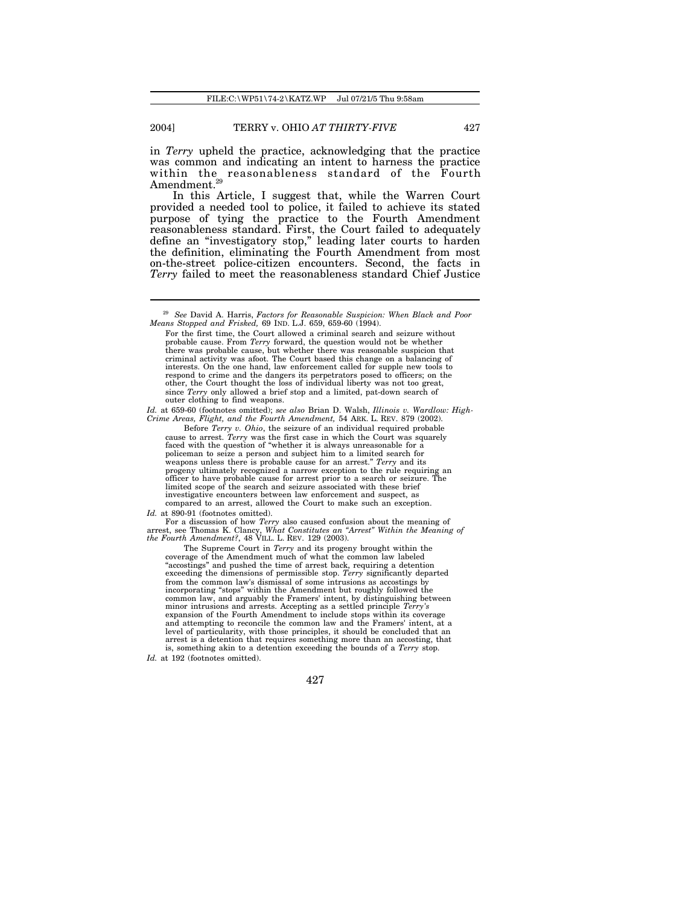in *Terry* upheld the practice, acknowledging that the practice was common and indicating an intent to harness the practice within the reasonableness standard of the Fourth Amendment.[29]

In this Article, I suggest that, while the Warren Court provided a needed tool to police, it failed to achieve its stated purpose of tying the practice to the Fourth Amendment reasonableness standard. First, the Court failed to adequately define an "investigatory stop," leading later courts to harden the definition, eliminating the Fourth Amendment from most on-the-street police-citizen encounters. Second, the facts in *Terry* failed to meet the reasonableness standard Chief Justice

---

[29] *See* David A. Harris, *Factors for Reasonable Suspicion: When Black and Poor Means Stopped and Frisked,* 69 IND. L.J. 659, 659-60 (1994).

> For the first time, the Court allowed a criminal search and seizure without probable cause. From *Terry* forward, the question would not be whether there was probable cause, but whether there was reasonable suspicion that criminal activity was afoot. The Court based this change on a balancing of interests. On the one hand, law enforcement called for supple new tools to respond to crime and the dangers its perpetrators posed to officers; on the other, the Court thought the loss of individual liberty was not too great, since *Terry* only allowed a brief stop and a limited, pat-down search of outer clothing to find weapons.

*Id.* at 659-60 (footnotes omitted); *see also* Brian D. Walsh, *Illinois v. Wardlow: High-Crime Areas, Flight, and the Fourth Amendment,* 54 ARK. L. REV. 879 (2002).

> Before *Terry v. Ohio*, the seizure of an individual required probable cause to arrest. *Terry* was the first case in which the Court was squarely faced with the question of "whether it is always unreasonable for a policeman to seize a person and subject him to a limited search for weapons unless there is probable cause for an arrest." *Terry* and its progeny ultimately recognized a narrow exception to the rule requiring an officer to have probable cause for arrest prior to a search or seizure. The limited scope of the search and seizure associated with these brief investigative encounters between law enforcement and suspect, as compared to an arrest, allowed the Court to make such an exception.

*Id.* at 890-91 (footnotes omitted).

For a discussion of how *Terry* also caused confusion about the meaning of arrest, see Thomas K. Clancy, *What Constitutes an "Arrest" Within the Meaning of the Fourth Amendment?*, 48 VILL. L. REV. 129 (2003).

> The Supreme Court in *Terry* and its progeny brought within the coverage of the Amendment much of what the common law labeled "accostings" and pushed the time of arrest back, requiring a detention exceeding the dimensions of permissible stop. *Terry* significantly departed from the common law's dismissal of some intrusions as accostings by incorporating "stops" within the Amendment but roughly followed the common law, and arguably the Framers' intent, by distinguishing between minor intrusions and arrests. Accepting as a settled principle *Terry's* expansion of the Fourth Amendment to include stops within its coverage and attempting to reconcile the common law and the Framers' intent, at a level of particularity, with those principles, it should be concluded that an arrest is a detention that requires something more than an accosting, that is, something akin to a detention exceeding the bounds of a *Terry* stop.

*Id.* at 192 (footnotes omitted).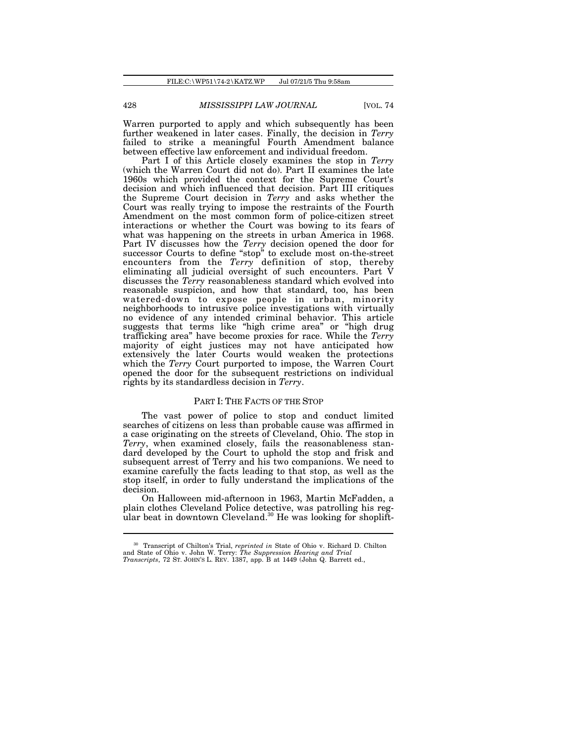Warren purported to apply and which subsequently has been further weakened in later cases. Finally, the decision in *Terry* failed to strike a meaningful Fourth Amendment balance between effective law enforcement and individual freedom.

Part I of this Article closely examines the stop in *Terry* (which the Warren Court did not do). Part II examines the late 1960s which provided the context for the Supreme Court's decision and which influenced that decision. Part III critiques the Supreme Court decision in *Terry* and asks whether the Court was really trying to impose the restraints of the Fourth Amendment on the most common form of police-citizen street interactions or whether the Court was bowing to its fears of what was happening on the streets in urban America in 1968. Part IV discusses how the *Terry* decision opened the door for successor Courts to define "stop" to exclude most on-the-street encounters from the *Terry* definition of stop, thereby eliminating all judicial oversight of such encounters. Part V discusses the *Terry* reasonableness standard which evolved into reasonable suspicion, and how that standard, too, has been watered-down to expose people in urban, minority neighborhoods to intrusive police investigations with virtually no evidence of any intended criminal behavior. This article suggests that terms like "high crime area" or "high drug trafficking area" have become proxies for race. While the *Terry* majority of eight justices may not have anticipated how extensively the later Courts would weaken the protections which the *Terry* Court purported to impose, the Warren Court opened the door for the subsequent restrictions on individual rights by its standardless decision in *Terry*.

## PART I: THE FACTS OF THE STOP

The vast power of police to stop and conduct limited searches of citizens on less than probable cause was affirmed in a case originating on the streets of Cleveland, Ohio. The stop in *Terry*, when examined closely, fails the reasonableness standard developed by the Court to uphold the stop and frisk and subsequent arrest of Terry and his two companions. We need to examine carefully the facts leading to that stop, as well as the stop itself, in order to fully understand the implications of the decision.

On Halloween mid-afternoon in 1963, Martin McFadden, a plain clothes Cleveland Police detective, was patrolling his regular beat in downtown Cleveland.[30] He was looking for shoplift-

---

[30] Transcript of Chilton's Trial, *reprinted in* State of Ohio v. Richard D. Chilton and State of Ohio v. John W. Terry: *The Suppression Hearing and Trial Transcripts*, 72 ST. JOHN'S L. REV. 1387, app. B at 1449 (John Q. Barrett ed.,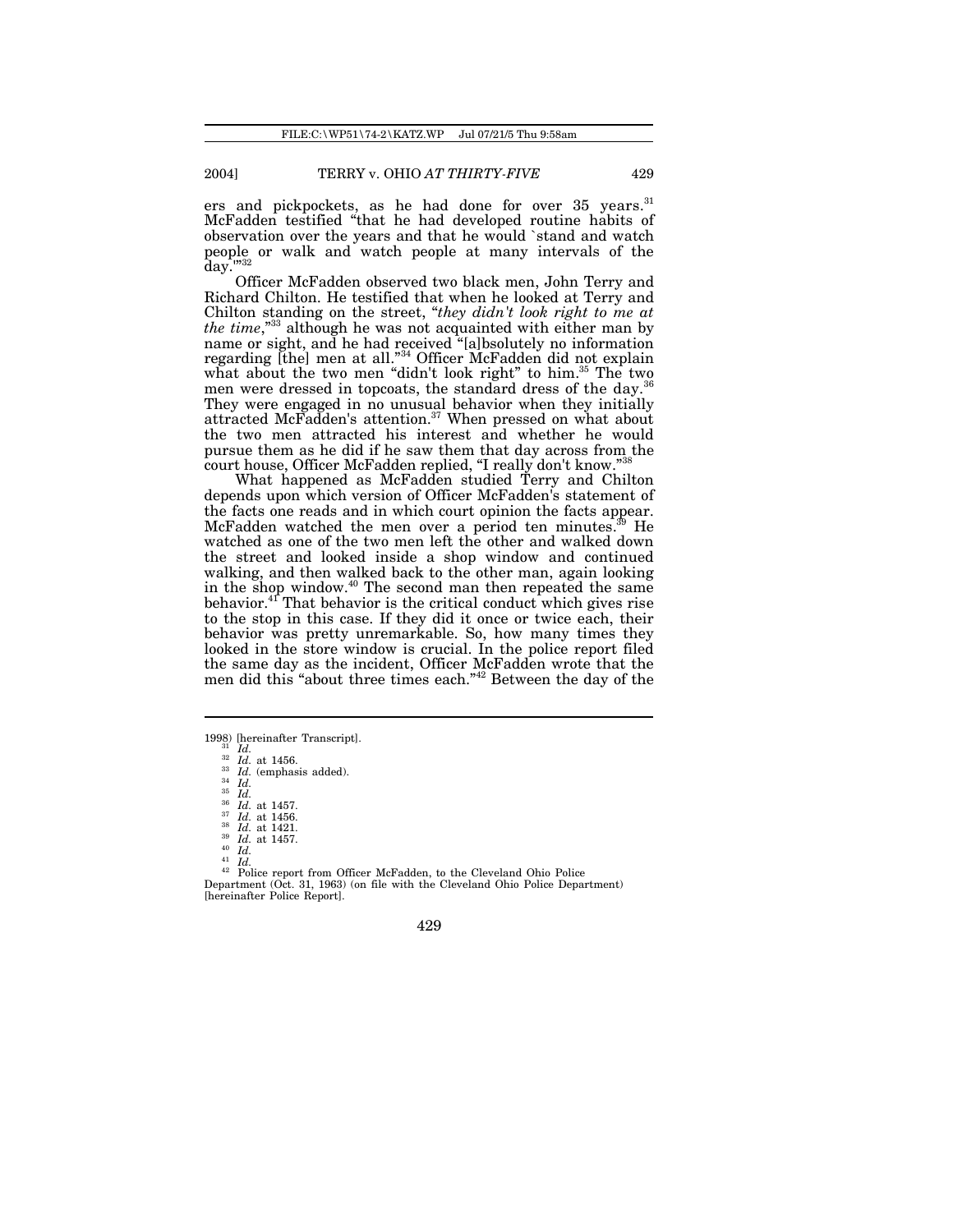ers and pickpockets, as he had done for over 35 years.[31] McFadden testified "that he had developed routine habits of observation over the years and that he would `stand and watch people or walk and watch people at many intervals of the day.'"[32]

Officer McFadden observed two black men, John Terry and Richard Chilton. He testified that when he looked at Terry and Chilton standing on the street, "*they didn't look right to me at the time*,"[33] although he was not acquainted with either man by name or sight, and he had received "[a]bsolutely no information regarding [the] men at all."[34] Officer McFadden did not explain what about the two men "didn't look right" to him.[35] The two men were dressed in topcoats, the standard dress of the day.[36] They were engaged in no unusual behavior when they initially attracted McFadden's attention.[37] When pressed on what about the two men attracted his interest and whether he would pursue them as he did if he saw them that day across from the court house, Officer McFadden replied, "I really don't know."[38]

What happened as McFadden studied Terry and Chilton depends upon which version of Officer McFadden's statement of the facts one reads and in which court opinion the facts appear. McFadden watched the men over a period ten minutes.[39] He watched as one of the two men left the other and walked down the street and looked inside a shop window and continued walking, and then walked back to the other man, again looking in the shop window.[40] The second man then repeated the same behavior.[41] That behavior is the critical conduct which gives rise to the stop in this case. If they did it once or twice each, their behavior was pretty unremarkable. So, how many times they looked in the store window is crucial. In the police report filed the same day as the incident, Officer McFadden wrote that the men did this "about three times each."[42] Between the day of the

---

1998) [hereinafter Transcript].

[31] *Id.*

[32] *Id.* at 1456.

[33] *Id.* (emphasis added).

[34] *Id.*

[35] *Id.*

[36] *Id.* at 1457.

[37] *Id.* at 1456.

[38] *Id.* at 1421.

[39] *Id.* at 1457.

[40] *Id.*

[41] *Id.*

[42] Police report from Officer McFadden, to the Cleveland Ohio Police Department (Oct. 31, 1963) (on file with the Cleveland Ohio Police Department) [hereinafter Police Report].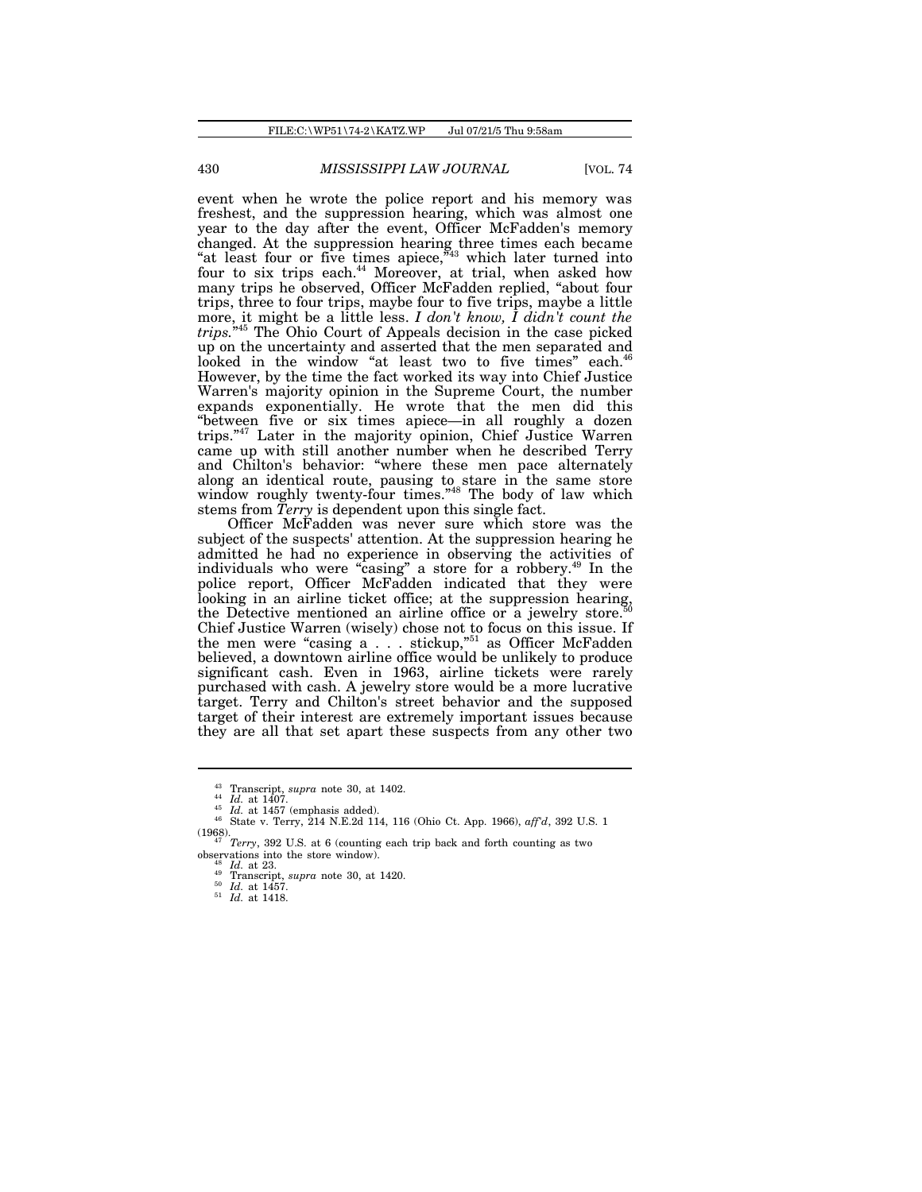event when he wrote the police report and his memory was freshest, and the suppression hearing, which was almost one year to the day after the event, Officer McFadden's memory changed. At the suppression hearing three times each became "at least four or five times apiece,"[43] which later turned into four to six trips each.[44] Moreover, at trial, when asked how many trips he observed, Officer McFadden replied, "about four trips, three to four trips, maybe four to five trips, maybe a little more, it might be a little less. *I don't know, I didn't count the trips.*"[45] The Ohio Court of Appeals decision in the case picked up on the uncertainty and asserted that the men separated and looked in the window "at least two to five times" each.[46] However, by the time the fact worked its way into Chief Justice Warren's majority opinion in the Supreme Court, the number expands exponentially. He wrote that the men did this "between five or six times apiece—in all roughly a dozen trips."[47] Later in the majority opinion, Chief Justice Warren came up with still another number when he described Terry and Chilton's behavior: "where these men pace alternately along an identical route, pausing to stare in the same store window roughly twenty-four times."[48] The body of law which stems from *Terry* is dependent upon this single fact.

Officer McFadden was never sure which store was the subject of the suspects' attention. At the suppression hearing he admitted he had no experience in observing the activities of individuals who were "casing" a store for a robbery.[49] In the police report, Officer McFadden indicated that they were looking in an airline ticket office; at the suppression hearing, the Detective mentioned an airline office or a jewelry store.[50] Chief Justice Warren (wisely) chose not to focus on this issue. If the men were "casing a . . . stickup,"[51] as Officer McFadden believed, a downtown airline office would be unlikely to produce significant cash. Even in 1963, airline tickets were rarely purchased with cash. A jewelry store would be a more lucrative target. Terry and Chilton's street behavior and the supposed target of their interest are extremely important issues because they are all that set apart these suspects from any other two

---

[43] Transcript, *supra* note 30, at 1402.

[44] *Id.* at 1407.

[45] *Id.* at 1457 (emphasis added).

[46] State v. Terry, 214 N.E.2d 114, 116 (Ohio Ct. App. 1966), *aff'd*, 392 U.S. 1 (1968).

[47] *Terry*, 392 U.S. at 6 (counting each trip back and forth counting as two observations into the store window).

[48] *Id.* at 23.

[49] Transcript, *supra* note 30, at 1420.

[50] *Id.* at 1457.

[51] *Id.* at 1418.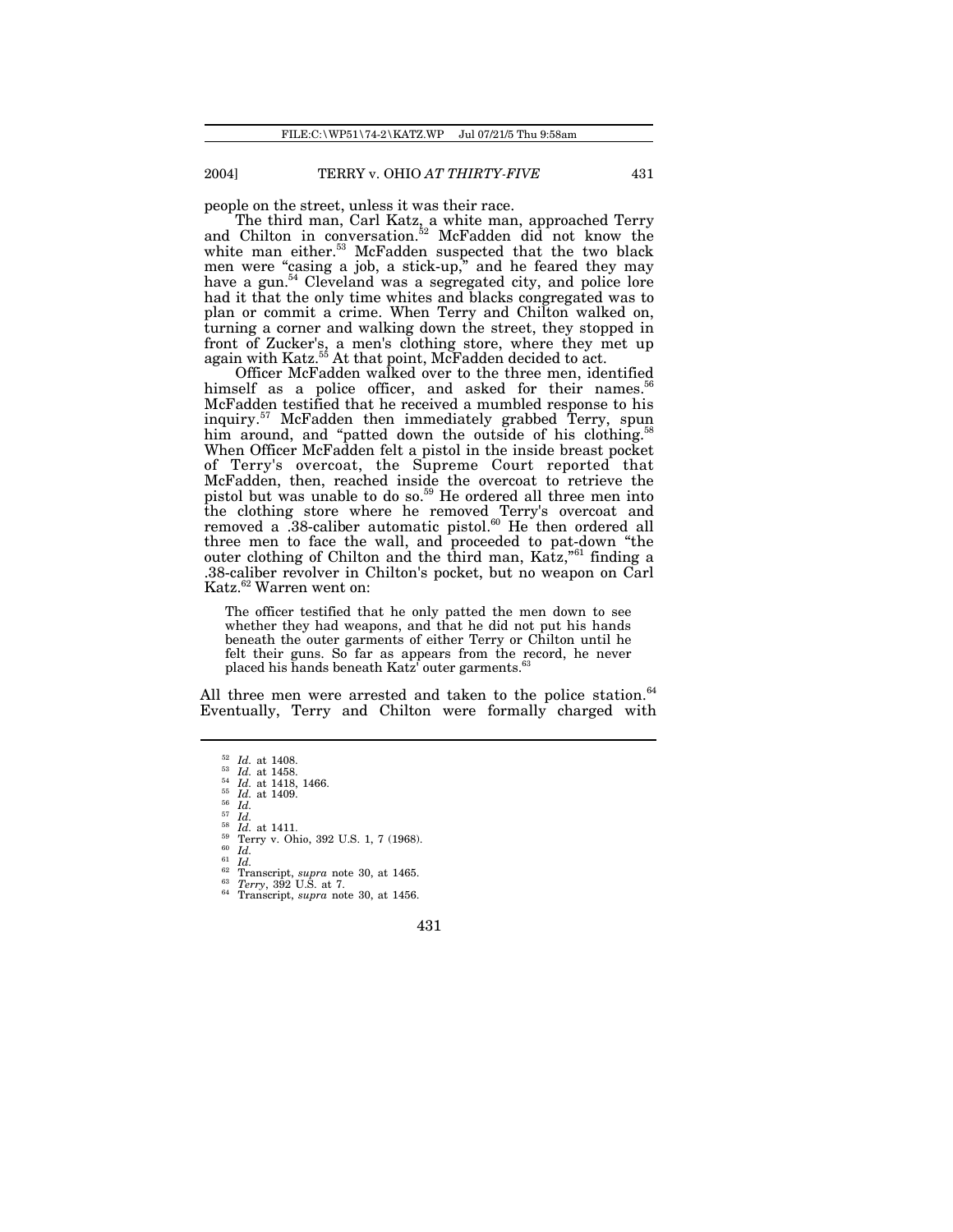people on the street, unless it was their race.

The third man, Carl Katz, a white man, approached Terry and Chilton in conversation.[52] McFadden did not know the white man either.[53] McFadden suspected that the two black men were "casing a job, a stick-up," and he feared they may have a gun.[54] Cleveland was a segregated city, and police lore had it that the only time whites and blacks congregated was to plan or commit a crime. When Terry and Chilton walked on, turning a corner and walking down the street, they stopped in front of Zucker's, a men's clothing store, where they met up again with Katz.[55] At that point, McFadden decided to act.

Officer McFadden walked over to the three men, identified himself as a police officer, and asked for their names.[56] McFadden testified that he received a mumbled response to his inquiry.[57] McFadden then immediately grabbed Terry, spun him around, and "patted down the outside of his clothing.[58] When Officer McFadden felt a pistol in the inside breast pocket of Terry's overcoat, the Supreme Court reported that McFadden, then, reached inside the overcoat to retrieve the pistol but was unable to do so.[59] He ordered all three men into the clothing store where he removed Terry's overcoat and removed a .38-caliber automatic pistol.[60] He then ordered all three men to face the wall, and proceeded to pat-down "the outer clothing of Chilton and the third man, Katz,"[61] finding a .38-caliber revolver in Chilton's pocket, but no weapon on Carl Katz.[62] Warren went on:

> The officer testified that he only patted the men down to see whether they had weapons, and that he did not put his hands beneath the outer garments of either Terry or Chilton until he felt their guns. So far as appears from the record, he never placed his hands beneath Katz' outer garments.[63]

All three men were arrested and taken to the police station.[64] Eventually, Terry and Chilton were formally charged with

---

[52] *Id.* at 1408.
[53] *Id.* at 1458.
[54] *Id.* at 1418, 1466.
[55] *Id.* at 1409.
[56] *Id.*
[57] *Id.*
[58] *Id.* at 1411.
[59] Terry v. Ohio, 392 U.S. 1, 7 (1968).
[60] *Id.*
[61] *Id.*
[62] Transcript, *supra* note 30, at 1465.
[63] *Terry*, 392 U.S. at 7.
[64] Transcript, *supra* note 30, at 1456.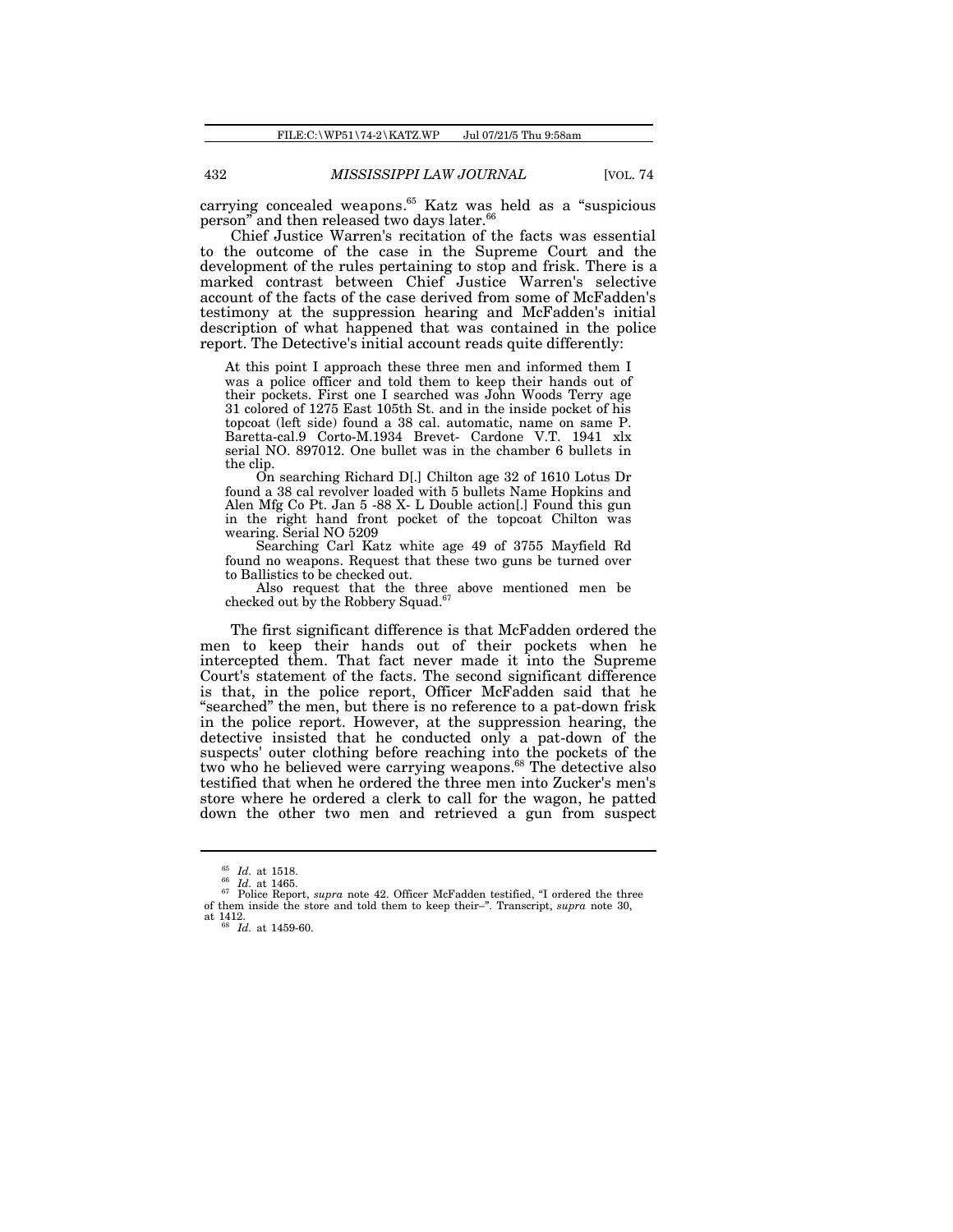carrying concealed weapons.[65] Katz was held as a "suspicious person" and then released two days later.[66]

Chief Justice Warren's recitation of the facts was essential to the outcome of the case in the Supreme Court and the development of the rules pertaining to stop and frisk. There is a marked contrast between Chief Justice Warren's selective account of the facts of the case derived from some of McFadden's testimony at the suppression hearing and McFadden's initial description of what happened that was contained in the police report. The Detective's initial account reads quite differently:

> At this point I approach these three men and informed them I was a police officer and told them to keep their hands out of their pockets. First one I searched was John Woods Terry age 31 colored of 1275 East 105th St. and in the inside pocket of his topcoat (left side) found a 38 cal. automatic, name on same P. Baretta-cal.9 Corto-M.1934 Brevet- Cardone V.T. 1941 xlx serial NO. 897012. One bullet was in the chamber 6 bullets in the clip.
>
> On searching Richard D[.] Chilton age 32 of 1610 Lotus Dr found a 38 cal revolver loaded with 5 bullets Name Hopkins and Alen Mfg Co Pt. Jan 5 -88 X- L Double action[.] Found this gun in the right hand front pocket of the topcoat Chilton was wearing. Serial NO 5209
>
> Searching Carl Katz white age 49 of 3755 Mayfield Rd found no weapons. Request that these two guns be turned over to Ballistics to be checked out.
>
> Also request that the three above mentioned men be checked out by the Robbery Squad.[67]

The first significant difference is that McFadden ordered the men to keep their hands out of their pockets when he intercepted them. That fact never made it into the Supreme Court's statement of the facts. The second significant difference is that, in the police report, Officer McFadden said that he "searched" the men, but there is no reference to a pat-down frisk in the police report. However, at the suppression hearing, the detective insisted that he conducted only a pat-down of the suspects' outer clothing before reaching into the pockets of the two who he believed were carrying weapons.[68] The detective also testified that when he ordered the three men into Zucker's men's store where he ordered a clerk to call for the wagon, he patted down the other two men and retrieved a gun from suspect

---

[65] *Id.* at 1518.

[66] *Id.* at 1465.

[67] Police Report, *supra* note 42. Officer McFadden testified, "I ordered the three of them inside the store and told them to keep their–". Transcript, *supra* note 30, at 1412.

[68] *Id.* at 1459-60.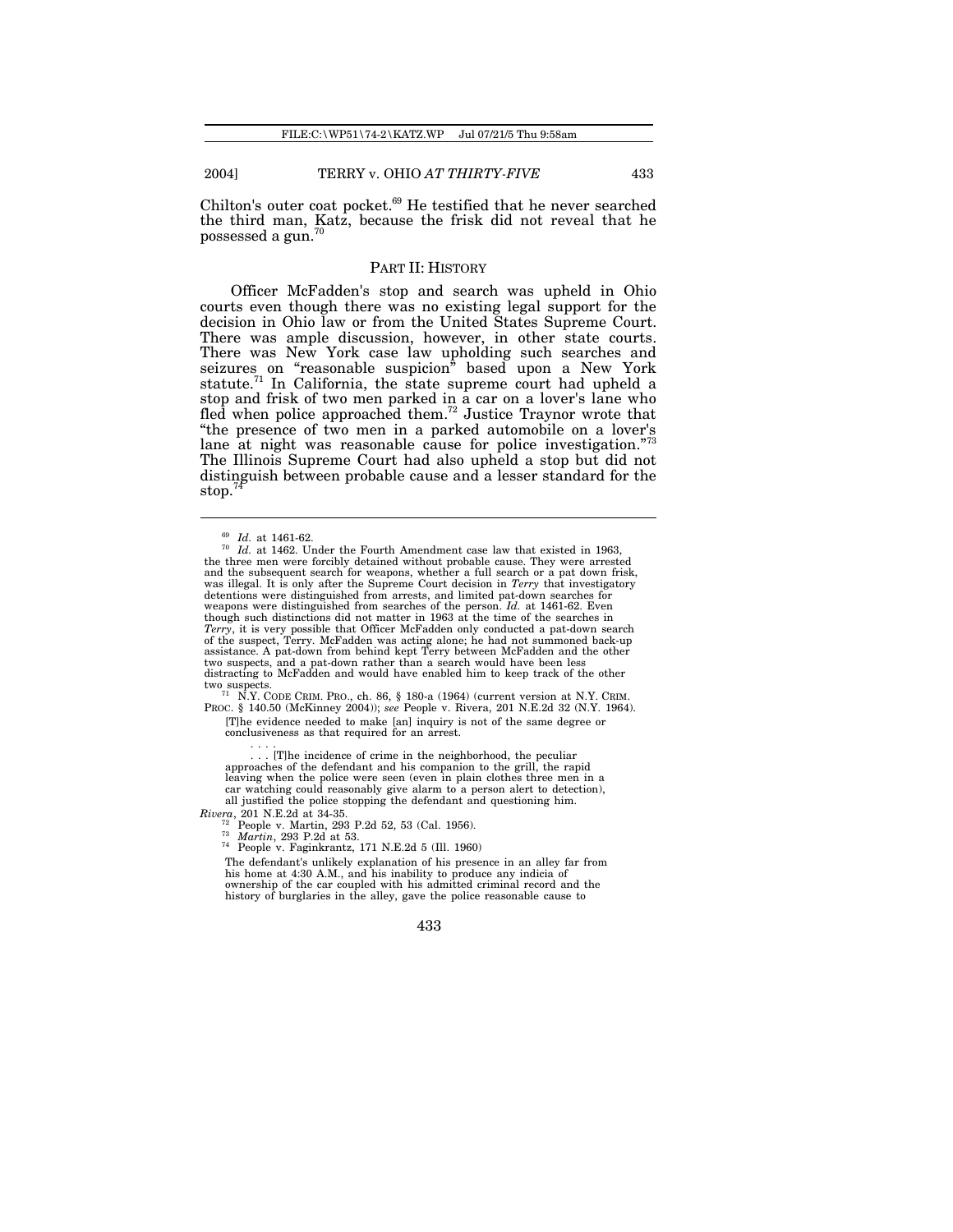Chilton's outer coat pocket.[69] He testified that he never searched the third man, Katz, because the frisk did not reveal that he possessed a gun.[70]

## PART II: HISTORY

Officer McFadden's stop and search was upheld in Ohio courts even though there was no existing legal support for the decision in Ohio law or from the United States Supreme Court. There was ample discussion, however, in other state courts. There was New York case law upholding such searches and seizures on "reasonable suspicion" based upon a New York statute.[71] In California, the state supreme court had upheld a stop and frisk of two men parked in a car on a lover's lane who fled when police approached them.[72] Justice Traynor wrote that "the presence of two men in a parked automobile on a lover's lane at night was reasonable cause for police investigation."[73] The Illinois Supreme Court had also upheld a stop but did not distinguish between probable cause and a lesser standard for the stop.[74]

---

[69] *Id.* at 1461-62.

[70] *Id.* at 1462. Under the Fourth Amendment case law that existed in 1963, the three men were forcibly detained without probable cause. They were arrested and the subsequent search for weapons, whether a full search or a pat down frisk, was illegal. It is only after the Supreme Court decision in *Terry* that investigatory detentions were distinguished from arrests, and limited pat-down searches for weapons were distinguished from searches of the person. *Id.* at 1461-62. Even though such distinctions did not matter in 1963 at the time of the searches in *Terry*, it is very possible that Officer McFadden only conducted a pat-down search of the suspect, Terry. McFadden was acting alone; he had not summoned back-up assistance. A pat-down from behind kept Terry between McFadden and the other two suspects, and a pat-down rather than a search would have been less distracting to McFadden and would have enabled him to keep track of the other two suspects.

[71] N.Y. CODE CRIM. PRO., ch. 86, § 180-a (1964) (current version at N.Y. CRIM. PROC. § 140.50 (McKinney 2004)); *see* People v. Rivera, 201 N.E.2d 32 (N.Y. 1964).

> [T]he evidence needed to make [an] inquiry is not of the same degree or conclusiveness as that required for an arrest.
>
> . . . .
>
> . . . [T]he incidence of crime in the neighborhood, the peculiar approaches of the defendant and his companion to the grill, the rapid leaving when the police were seen (even in plain clothes three men in a car watching could reasonably give alarm to a person alert to detection), all justified the police stopping the defendant and questioning him.

*Rivera*, 201 N.E.2d at 34-35.

[72] People v. Martin, 293 P.2d 52, 53 (Cal. 1956).

[73] *Martin*, 293 P.2d at 53.

[74] People v. Faginkrantz, 171 N.E.2d 5 (Ill. 1960)

> The defendant's unlikely explanation of his presence in an alley far from his home at 4:30 A.M., and his inability to produce any indicia of ownership of the car coupled with his admitted criminal record and the history of burglaries in the alley, gave the police reasonable cause to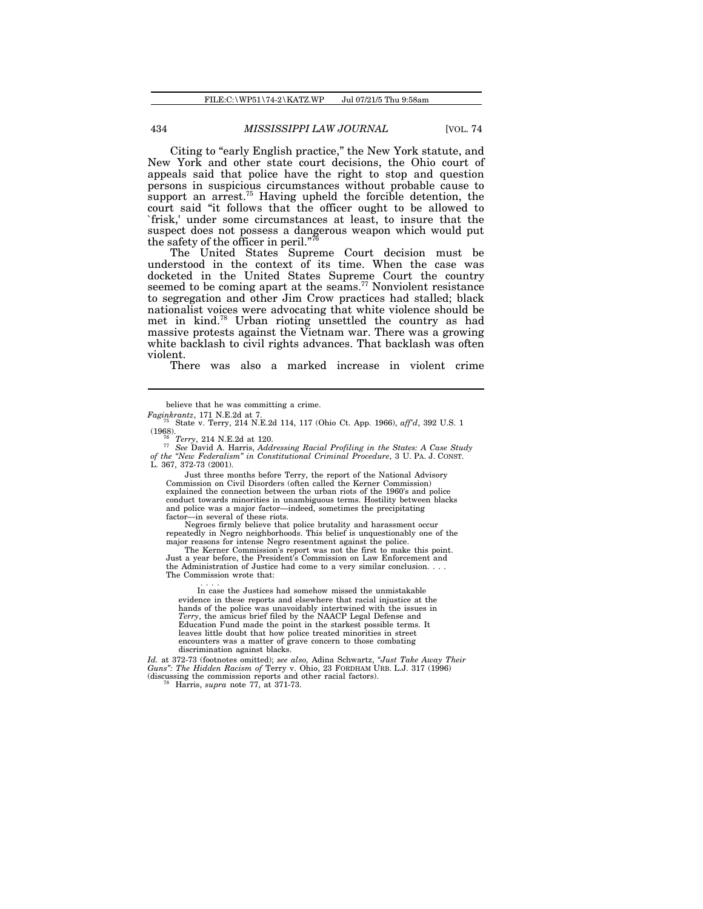Citing to "early English practice," the New York statute, and New York and other state court decisions, the Ohio court of appeals said that police have the right to stop and question persons in suspicious circumstances without probable cause to support an arrest.[75] Having upheld the forcible detention, the court said "it follows that the officer ought to be allowed to `frisk,' under some circumstances at least, to insure that the suspect does not possess a dangerous weapon which would put the safety of the officer in peril."[76]

The United States Supreme Court decision must be understood in the context of its time. When the case was docketed in the United States Supreme Court the country seemed to be coming apart at the seams.[77] Nonviolent resistance to segregation and other Jim Crow practices had stalled; black nationalist voices were advocating that white violence should be met in kind.[78] Urban rioting unsettled the country as had massive protests against the Vietnam war. There was a growing white backlash to civil rights advances. That backlash was often violent.

There was also a marked increase in violent crime

---

believe that he was committing a crime.

*Faginkrantz*, 171 N.E.2d at 7.

[75] State v. Terry, 214 N.E.2d 114, 117 (Ohio Ct. App. 1966), *aff'd*, 392 U.S. 1 (1968).

[76] *Terry*, 214 N.E.2d at 120.

[77] *See* David A. Harris, *Addressing Racial Profiling in the States: A Case Study of the "New Federalism" in Constitutional Criminal Procedure*, 3 U. PA. J. CONST. L. 367, 372-73 (2001).

> Just three months before Terry, the report of the National Advisory Commission on Civil Disorders (often called the Kerner Commission) explained the connection between the urban riots of the 1960's and police conduct towards minorities in unambiguous terms. Hostility between blacks and police was a major factor—indeed, sometimes the precipitating factor—in several of these riots.
>
> Negroes firmly believe that police brutality and harassment occur repeatedly in Negro neighborhoods. This belief is unquestionably one of the major reasons for intense Negro resentment against the police.
>
> The Kerner Commission's report was not the first to make this point. Just a year before, the President's Commission on Law Enforcement and the Administration of Justice had come to a very similar conclusion. . . . The Commission wrote that:
>
> . . . .
>
> In case the Justices had somehow missed the unmistakable evidence in these reports and elsewhere that racial injustice at the hands of the police was unavoidably intertwined with the issues in *Terry*, the amicus brief filed by the NAACP Legal Defense and Education Fund made the point in the starkest possible terms. It leaves little doubt that how police treated minorities in street encounters was a matter of grave concern to those combating discrimination against blacks.

*Id.* at 372-73 (footnotes omitted); *see also,* Adina Schwartz, *"Just Take Away Their Guns": The Hidden Racism of* Terry v. Ohio, 23 FORDHAM URB. L.J. 317 (1996) (discussing the commission reports and other racial factors).

[78] Harris, *supra* note 77, at 371-73.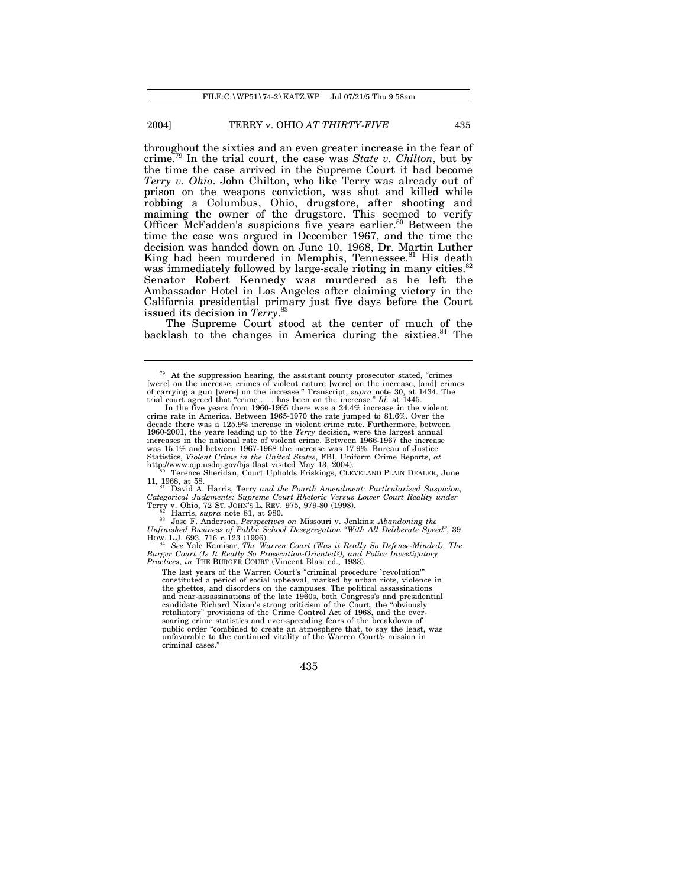throughout the sixties and an even greater increase in the fear of crime.[79] In the trial court, the case was *State v. Chilton*, but by the time the case arrived in the Supreme Court it had become *Terry v. Ohio*. John Chilton, who like Terry was already out of prison on the weapons conviction, was shot and killed while robbing a Columbus, Ohio, drugstore, after shooting and maiming the owner of the drugstore. This seemed to verify Officer McFadden's suspicions five years earlier.[80] Between the time the case was argued in December 1967, and the time the decision was handed down on June 10, 1968, Dr. Martin Luther King had been murdered in Memphis, Tennessee.[81] His death was immediately followed by large-scale rioting in many cities.[82] Senator Robert Kennedy was murdered as he left the Ambassador Hotel in Los Angeles after claiming victory in the California presidential primary just five days before the Court issued its decision in *Terry*.[83]

The Supreme Court stood at the center of much of the backlash to the changes in America during the sixties.[84] The

---

[79] At the suppression hearing, the assistant county prosecutor stated, "crimes [were] on the increase, crimes of violent nature [were] on the increase, [and] crimes of carrying a gun [were] on the increase." Transcript, *supra* note 30, at 1434. The trial court agreed that "crime . . . has been on the increase." *Id.* at 1445.

In the five years from 1960-1965 there was a 24.4% increase in the violent crime rate in America. Between 1965-1970 the rate jumped to 81.6%. Over the decade there was a 125.9% increase in violent crime rate. Furthermore, between 1960-2001, the years leading up to the *Terry* decision, were the largest annual increases in the national rate of violent crime. Between 1966-1967 the increase was 15.1% and between 1967-1968 the increase was 17.9%. Bureau of Justice Statistics, *Violent Crime in the United States*, FBI, Uniform Crime Reports, *at* http://www.ojp.usdoj.gov/bjs (last visited May 13, 2004).

[80] Terence Sheridan, Court Upholds Friskings, CLEVELAND PLAIN DEALER, June 11, 1968, at 58.

[81] David A. Harris, Terry *and the Fourth Amendment: Particularized Suspicion, Categorical Judgments: Supreme Court Rhetoric Versus Lower Court Reality under* Terry v. Ohio, 72 ST. JOHN'S L. REV. 975, 979-80 (1998).

[82] Harris, *supra* note 81, at 980.

[83] Jose F. Anderson, *Perspectives on* Missouri v. Jenkins: *Abandoning the Unfinished Business of Public School Desegregation "With All Deliberate Speed"*, 39 HOW. L.J. 693, 716 n.123 (1996).

[84] *See* Yale Kamisar, *The Warren Court (Was it Really So Defense-Minded), The Burger Court (Is It Really So Prosecution-Oriented?), and Police Investigatory Practices*, *in* THE BURGER COURT (Vincent Blasi ed., 1983).

> The last years of the Warren Court's "criminal procedure `revolution'" constituted a period of social upheaval, marked by urban riots, violence in the ghettos, and disorders on the campuses. The political assassinations and near-assassinations of the late 1960s, both Congress's and presidential candidate Richard Nixon's strong criticism of the Court, the "obviously retaliatory" provisions of the Crime Control Act of 1968, and the ever-soaring crime statistics and ever-spreading fears of the breakdown of public order "combined to create an atmosphere that, to say the least, was unfavorable to the continued vitality of the Warren Court's mission in criminal cases."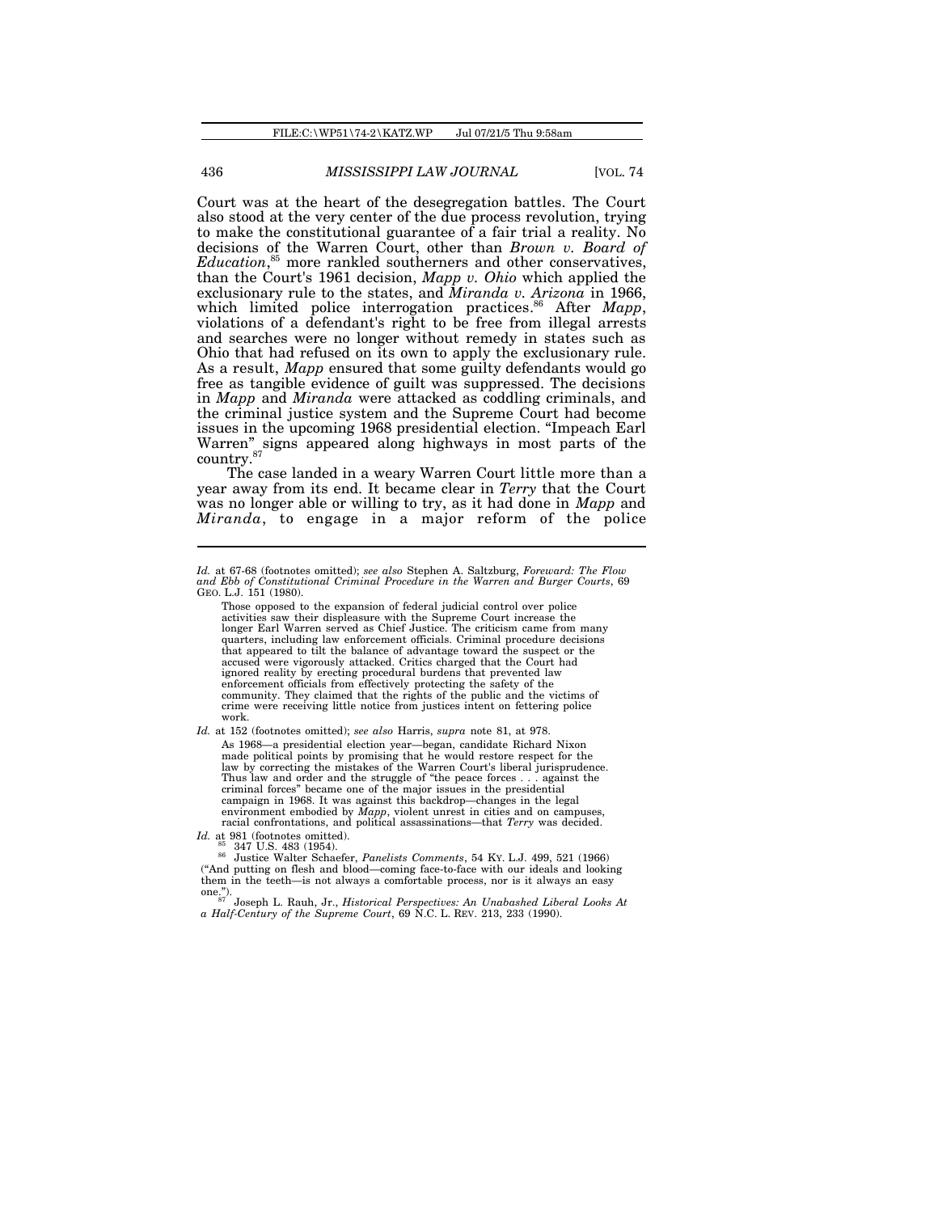Court was at the heart of the desegregation battles. The Court also stood at the very center of the due process revolution, trying to make the constitutional guarantee of a fair trial a reality. No decisions of the Warren Court, other than *Brown v. Board of Education*,[85] more rankled southerners and other conservatives, than the Court's 1961 decision, *Mapp v. Ohio* which applied the exclusionary rule to the states, and *Miranda v. Arizona* in 1966, which limited police interrogation practices.[86] After *Mapp*, violations of a defendant's right to be free from illegal arrests and searches were no longer without remedy in states such as Ohio that had refused on its own to apply the exclusionary rule. As a result, *Mapp* ensured that some guilty defendants would go free as tangible evidence of guilt was suppressed. The decisions in *Mapp* and *Miranda* were attacked as coddling criminals, and the criminal justice system and the Supreme Court had become issues in the upcoming 1968 presidential election. "Impeach Earl Warren" signs appeared along highways in most parts of the country.[87]

The case landed in a weary Warren Court little more than a year away from its end. It became clear in *Terry* that the Court was no longer able or willing to try, as it had done in *Mapp* and *Miranda*, to engage in a major reform of the police

---

*Id.* at 67-68 (footnotes omitted); *see also* Stephen A. Saltzburg, *Foreward: The Flow and Ebb of Constitutional Criminal Procedure in the Warren and Burger Courts*, 69 GEO. L.J. 151 (1980).

> Those opposed to the expansion of federal judicial control over police activities saw their displeasure with the Supreme Court increase the longer Earl Warren served as Chief Justice. The criticism came from many quarters, including law enforcement officials. Criminal procedure decisions that appeared to tilt the balance of advantage toward the suspect or the accused were vigorously attacked. Critics charged that the Court had ignored reality by erecting procedural burdens that prevented law enforcement officials from effectively protecting the safety of the community. They claimed that the rights of the public and the victims of crime were receiving little notice from justices intent on fettering police work.

*Id.* at 152 (footnotes omitted); *see also* Harris, *supra* note 81, at 978.

> As 1968—a presidential election year—began, candidate Richard Nixon made political points by promising that he would restore respect for the law by correcting the mistakes of the Warren Court's liberal jurisprudence. Thus law and order and the struggle of "the peace forces . . . against the criminal forces" became one of the major issues in the presidential campaign in 1968. It was against this backdrop—changes in the legal environment embodied by *Mapp*, violent unrest in cities and on campuses, racial confrontations, and political assassinations—that *Terry* was decided.

*Id.* at 981 (footnotes omitted).

[85] 347 U.S. 483 (1954).

[86] Justice Walter Schaefer, *Panelists Comments*, 54 KY. L.J. 499, 521 (1966) ("And putting on flesh and blood—coming face-to-face with our ideals and looking them in the teeth—is not always a comfortable process, nor is it always an easy one.").

[87] Joseph L. Rauh, Jr., *Historical Perspectives: An Unabashed Liberal Looks At a Half-Century of the Supreme Court*, 69 N.C. L. REV. 213, 233 (1990).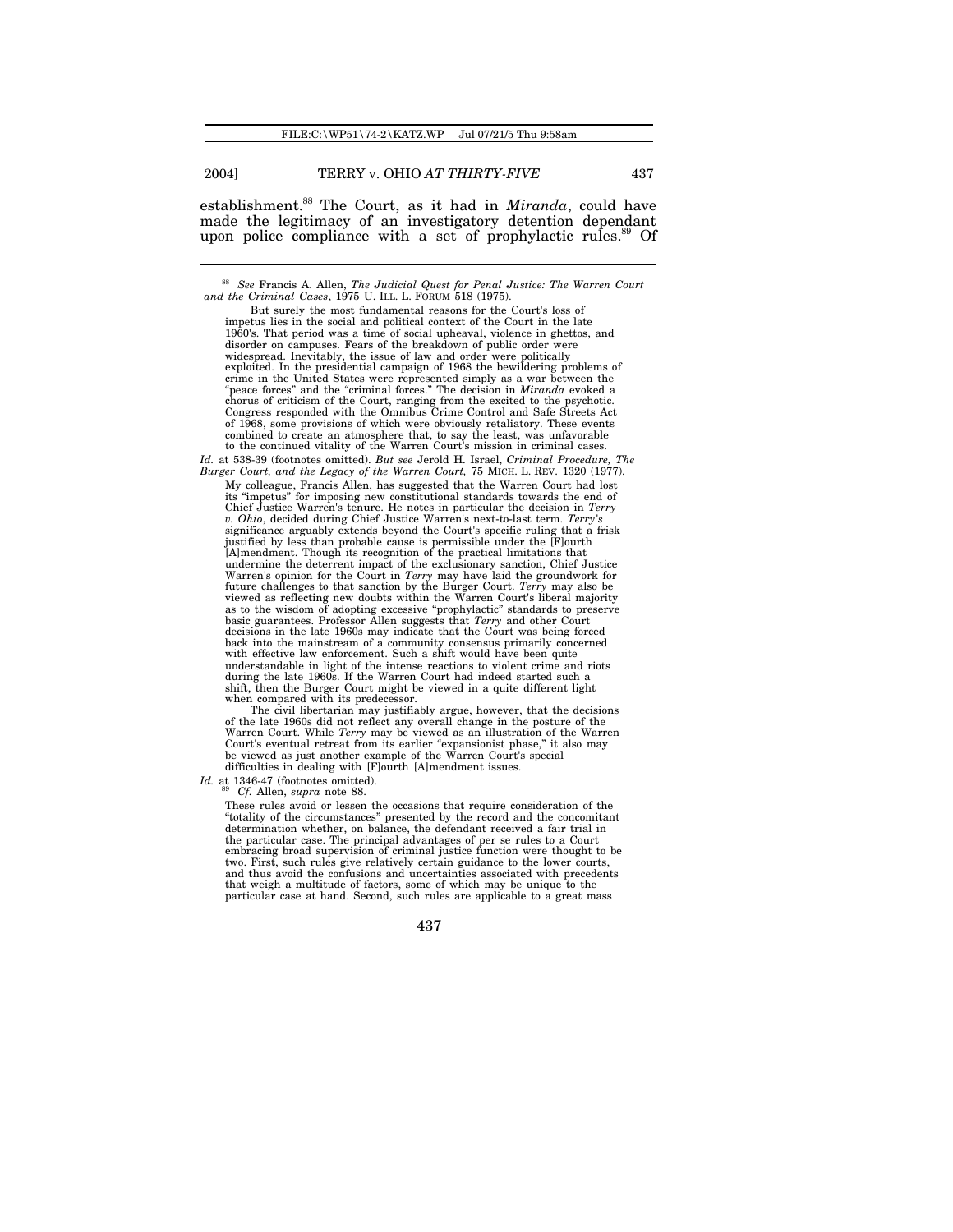establishment.[88] The Court, as it had in *Miranda*, could have made the legitimacy of an investigatory detention dependant upon police compliance with a set of prophylactic rules.[89] Of

---

[88] *See* Francis A. Allen, *The Judicial Quest for Penal Justice: The Warren Court and the Criminal Cases*, 1975 U. ILL. L. FORUM 518 (1975).

> But surely the most fundamental reasons for the Court's loss of impetus lies in the social and political context of the Court in the late 1960's. That period was a time of social upheaval, violence in ghettos, and disorder on campuses. Fears of the breakdown of public order were widespread. Inevitably, the issue of law and order were politically exploited. In the presidential campaign of 1968 the bewildering problems of crime in the United States were represented simply as a war between the "peace forces" and the "criminal forces." The decision in *Miranda* evoked a chorus of criticism of the Court, ranging from the excited to the psychotic. Congress responded with the Omnibus Crime Control and Safe Streets Act of 1968, some provisions of which were obviously retaliatory. These events combined to create an atmosphere that, to say the least, was unfavorable to the continued vitality of the Warren Court's mission in criminal cases.

*Id.* at 538-39 (footnotes omitted). *But see* Jerold H. Israel, *Criminal Procedure, The Burger Court, and the Legacy of the Warren Court,* 75 MICH. L. REV. 1320 (1977).

> My colleague, Francis Allen, has suggested that the Warren Court had lost its "impetus" for imposing new constitutional standards towards the end of Chief Justice Warren's tenure. He notes in particular the decision in *Terry v. Ohio*, decided during Chief Justice Warren's next-to-last term. *Terry's* significance arguably extends beyond the Court's specific ruling that a frisk justified by less than probable cause is permissible under the [F]ourth [A]mendment. Though its recognition of the practical limitations that undermine the deterrent impact of the exclusionary sanction, Chief Justice Warren's opinion for the Court in *Terry* may have laid the groundwork for future challenges to that sanction by the Burger Court. *Terry* may also be viewed as reflecting new doubts within the Warren Court's liberal majority as to the wisdom of adopting excessive "prophylactic" standards to preserve basic guarantees. Professor Allen suggests that *Terry* and other Court decisions in the late 1960s may indicate that the Court was being forced back into the mainstream of a community consensus primarily concerned with effective law enforcement. Such a shift would have been quite understandable in light of the intense reactions to violent crime and riots during the late 1960s. If the Warren Court had indeed started such a shift, then the Burger Court might be viewed in a quite different light when compared with its predecessor.
>
> The civil libertarian may justifiably argue, however, that the decisions of the late 1960s did not reflect any overall change in the posture of the Warren Court. While *Terry* may be viewed as an illustration of the Warren Court's eventual retreat from its earlier "expansionist phase," it also may be viewed as just another example of the Warren Court's special difficulties in dealing with [F]ourth [A]mendment issues.

*Id.* at 1346-47 (footnotes omitted).

[89] *Cf.* Allen, *supra* note 88.

> These rules avoid or lessen the occasions that require consideration of the "totality of the circumstances" presented by the record and the concomitant determination whether, on balance, the defendant received a fair trial in the particular case. The principal advantages of per se rules to a Court embracing broad supervision of criminal justice function were thought to be two. First, such rules give relatively certain guidance to the lower courts, and thus avoid the confusions and uncertainties associated with precedents that weigh a multitude of factors, some of which may be unique to the particular case at hand. Second, such rules are applicable to a great mass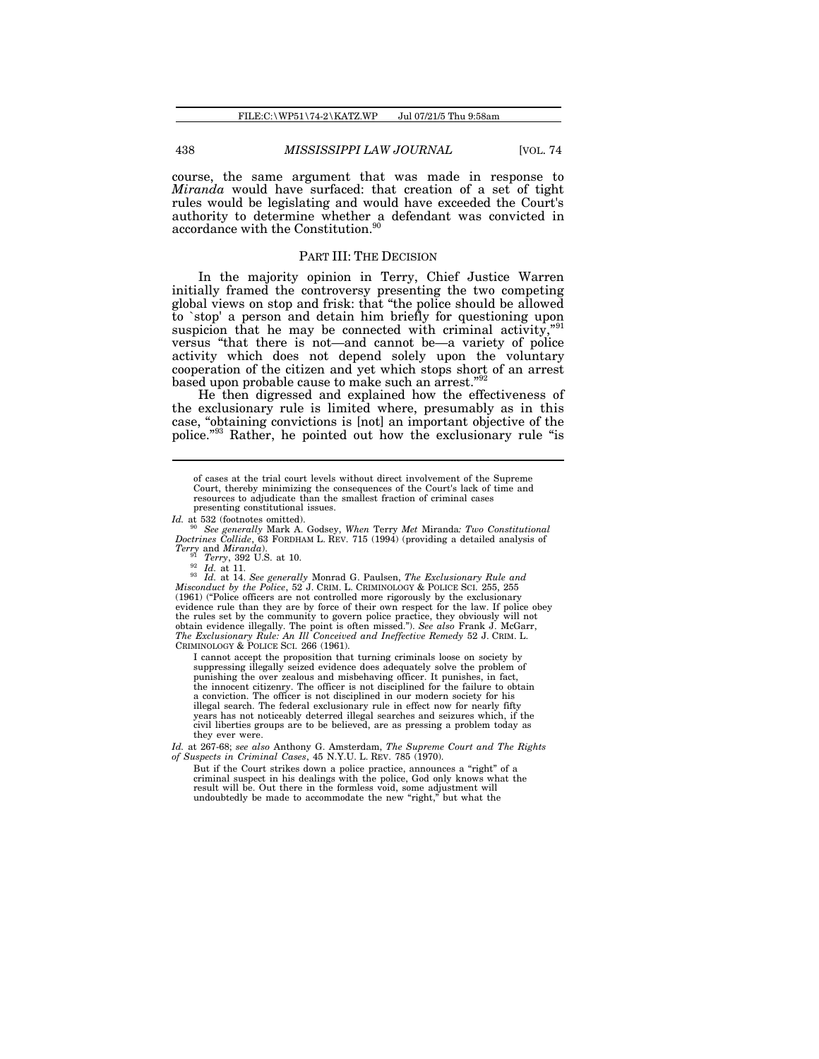course, the same argument that was made in response to *Miranda* would have surfaced: that creation of a set of tight rules would be legislating and would have exceeded the Court's authority to determine whether a defendant was convicted in accordance with the Constitution.[90]

## PART III: THE DECISION

In the majority opinion in Terry, Chief Justice Warren initially framed the controversy presenting the two competing global views on stop and frisk: that "the police should be allowed to `stop' a person and detain him briefly for questioning upon suspicion that he may be connected with criminal activity,"[91] versus "that there is not—and cannot be—a variety of police activity which does not depend solely upon the voluntary cooperation of the citizen and yet which stops short of an arrest based upon probable cause to make such an arrest."[92]

He then digressed and explained how the effectiveness of the exclusionary rule is limited where, presumably as in this case, "obtaining convictions is [not] an important objective of the police."[93] Rather, he pointed out how the exclusionary rule "is

---

of cases at the trial court levels without direct involvement of the Supreme Court, thereby minimizing the consequences of the Court's lack of time and resources to adjudicate than the smallest fraction of criminal cases presenting constitutional issues.

*Id.* at 532 (footnotes omitted).

[90] *See generally* Mark A. Godsey, *When* Terry *Met* Miranda*: Two Constitutional Doctrines Collide*, 63 FORDHAM L. REV. 715 (1994) (providing a detailed analysis of *Terry* and *Miranda*).

[91] *Terry*, 392 U.S. at 10.

[92] *Id.* at 11.

[93] *Id.* at 14. *See generally* Monrad G. Paulsen, *The Exclusionary Rule and Misconduct by the Police*, 52 J. CRIM. L. CRIMINOLOGY & POLICE SCI. 255, 255 (1961) ("Police officers are not controlled more rigorously by the exclusionary evidence rule than they are by force of their own respect for the law. If police obey the rules set by the community to govern police practice, they obviously will not obtain evidence illegally. The point is often missed."). *See also* Frank J. McGarr, *The Exclusionary Rule: An Ill Conceived and Ineffective Remedy* 52 J. CRIM. L. CRIMINOLOGY & POLICE SCI. 266 (1961).

> I cannot accept the proposition that turning criminals loose on society by suppressing illegally seized evidence does adequately solve the problem of punishing the over zealous and misbehaving officer. It punishes, in fact, the innocent citizenry. The officer is not disciplined for the failure to obtain a conviction. The officer is not disciplined in our modern society for his illegal search. The federal exclusionary rule in effect now for nearly fifty years has not noticeably deterred illegal searches and seizures which, if the civil liberties groups are to be believed, are as pressing a problem today as they ever were.

*Id.* at 267-68; *see also* Anthony G. Amsterdam, *The Supreme Court and The Rights of Suspects in Criminal Cases*, 45 N.Y.U. L. REV. 785 (1970).

> But if the Court strikes down a police practice, announces a "right" of a criminal suspect in his dealings with the police, God only knows what the result will be. Out there in the formless void, some adjustment will undoubtedly be made to accommodate the new "right," but what the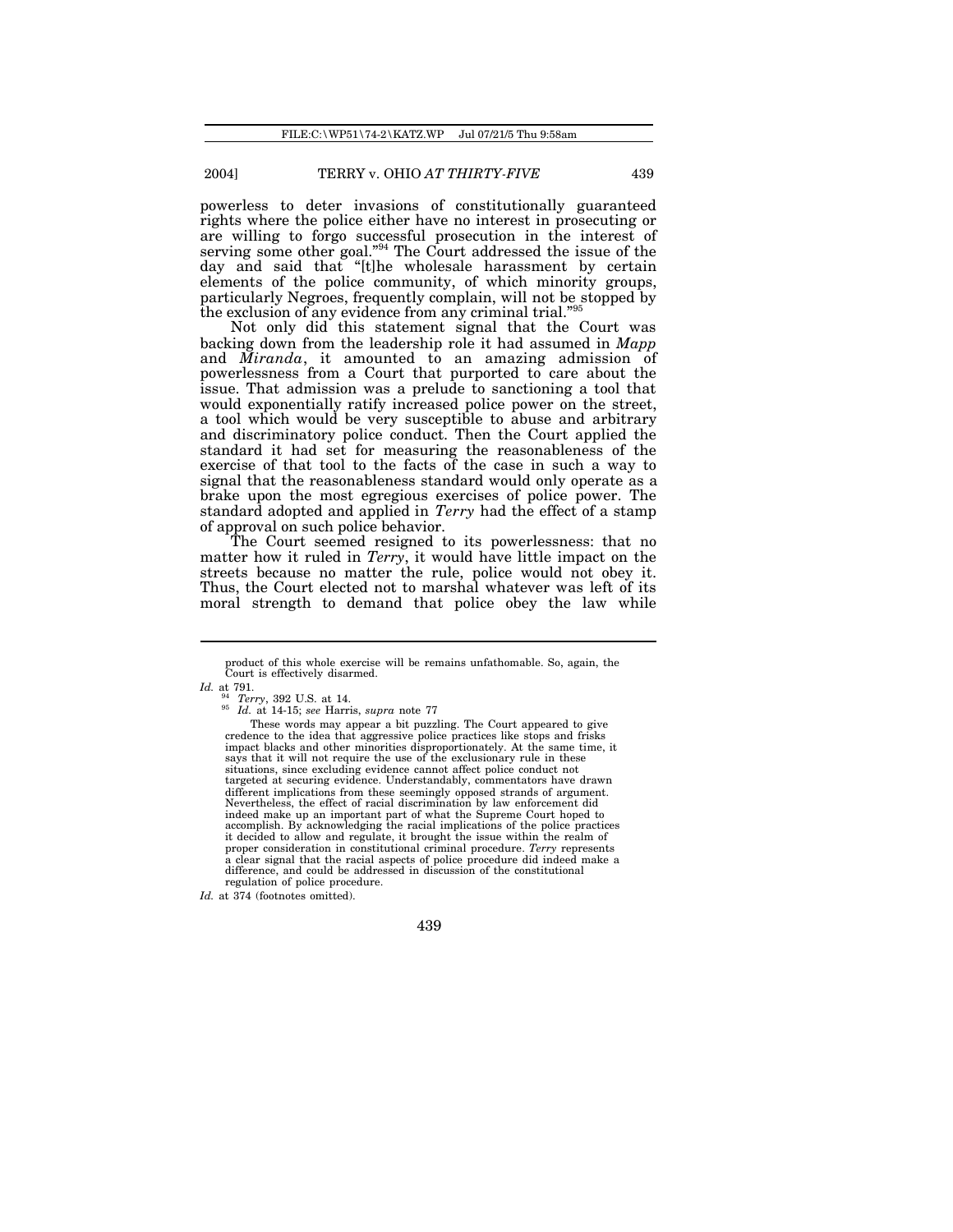powerless to deter invasions of constitutionally guaranteed rights where the police either have no interest in prosecuting or are willing to forgo successful prosecution in the interest of serving some other goal."[94] The Court addressed the issue of the day and said that "[t]he wholesale harassment by certain elements of the police community, of which minority groups, particularly Negroes, frequently complain, will not be stopped by the exclusion of any evidence from any criminal trial."[95]

Not only did this statement signal that the Court was backing down from the leadership role it had assumed in *Mapp* and *Miranda*, it amounted to an amazing admission of powerlessness from a Court that purported to care about the issue. That admission was a prelude to sanctioning a tool that would exponentially ratify increased police power on the street, a tool which would be very susceptible to abuse and arbitrary and discriminatory police conduct. Then the Court applied the standard it had set for measuring the reasonableness of the exercise of that tool to the facts of the case in such a way to signal that the reasonableness standard would only operate as a brake upon the most egregious exercises of police power. The standard adopted and applied in *Terry* had the effect of a stamp of approval on such police behavior.

The Court seemed resigned to its powerlessness: that no matter how it ruled in *Terry*, it would have little impact on the streets because no matter the rule, police would not obey it. Thus, the Court elected not to marshal whatever was left of its moral strength to demand that police obey the law while

---

> product of this whole exercise will be remains unfathomable. So, again, the Court is effectively disarmed.

*Id.* at 791.

[94] *Terry*, 392 U.S. at 14.

[95] *Id.* at 14-15; *see* Harris, *supra* note 77

> These words may appear a bit puzzling. The Court appeared to give credence to the idea that aggressive police practices like stops and frisks impact blacks and other minorities disproportionately. At the same time, it says that it will not require the use of the exclusionary rule in these situations, since excluding evidence cannot affect police conduct not targeted at securing evidence. Understandably, commentators have drawn different implications from these seemingly opposed strands of argument. Nevertheless, the effect of racial discrimination by law enforcement did indeed make up an important part of what the Supreme Court hoped to accomplish. By acknowledging the racial implications of the police practices it decided to allow and regulate, it brought the issue within the realm of proper consideration in constitutional criminal procedure. *Terry* represents a clear signal that the racial aspects of police procedure did indeed make a difference, and could be addressed in discussion of the constitutional regulation of police procedure.

*Id.* at 374 (footnotes omitted).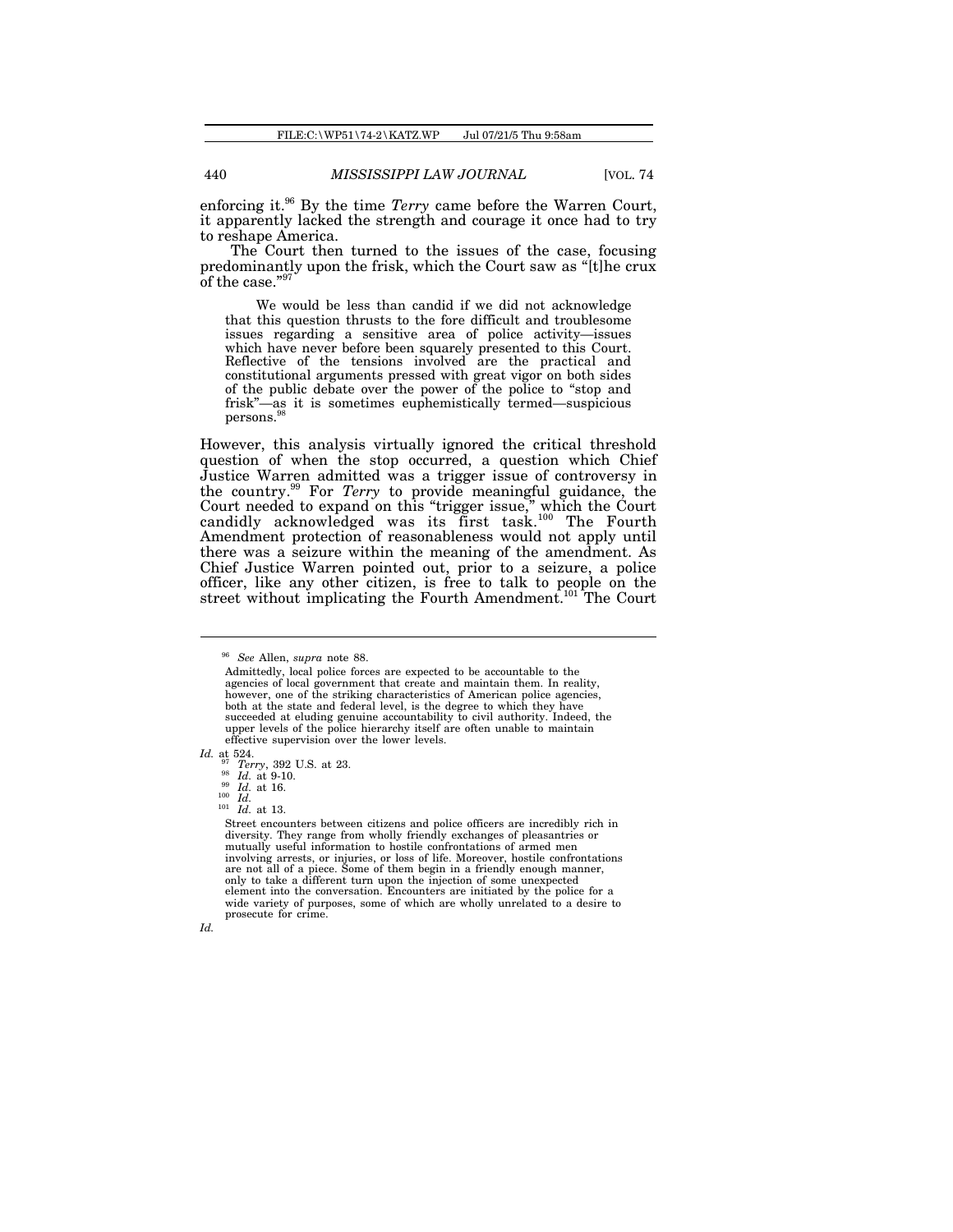enforcing it.[96] By the time *Terry* came before the Warren Court, it apparently lacked the strength and courage it once had to try to reshape America.

The Court then turned to the issues of the case, focusing predominantly upon the frisk, which the Court saw as "[t]he crux of the case."[97]

> We would be less than candid if we did not acknowledge that this question thrusts to the fore difficult and troublesome issues regarding a sensitive area of police activity—issues which have never before been squarely presented to this Court. Reflective of the tensions involved are the practical and constitutional arguments pressed with great vigor on both sides of the public debate over the power of the police to "stop and frisk"—as it is sometimes euphemistically termed—suspicious persons.[98]

However, this analysis virtually ignored the critical threshold question of when the stop occurred, a question which Chief Justice Warren admitted was a trigger issue of controversy in the country.[99] For *Terry* to provide meaningful guidance, the Court needed to expand on this "trigger issue," which the Court candidly acknowledged was its first task.[100] The Fourth Amendment protection of reasonableness would not apply until there was a seizure within the meaning of the amendment. As Chief Justice Warren pointed out, prior to a seizure, a police officer, like any other citizen, is free to talk to people on the street without implicating the Fourth Amendment.[101] The Court

---

[96] *See* Allen, *supra* note 88.

> Admittedly, local police forces are expected to be accountable to the agencies of local government that create and maintain them. In reality, however, one of the striking characteristics of American police agencies, both at the state and federal level, is the degree to which they have succeeded at eluding genuine accountability to civil authority. Indeed, the upper levels of the police hierarchy itself are often unable to maintain effective supervision over the lower levels.

*Id.* at 524.

[97] *Terry*, 392 U.S. at 23.

[98] *Id.* at 9-10.

[99] *Id.* at 16.

[100] *Id.*

[101] *Id.* at 13.

> Street encounters between citizens and police officers are incredibly rich in diversity. They range from wholly friendly exchanges of pleasantries or mutually useful information to hostile confrontations of armed men involving arrests, or injuries, or loss of life. Moreover, hostile confrontations are not all of a piece. Some of them begin in a friendly enough manner, only to take a different turn upon the injection of some unexpected element into the conversation. Encounters are initiated by the police for a wide variety of purposes, some of which are wholly unrelated to a desire to prosecute for crime.

*Id.*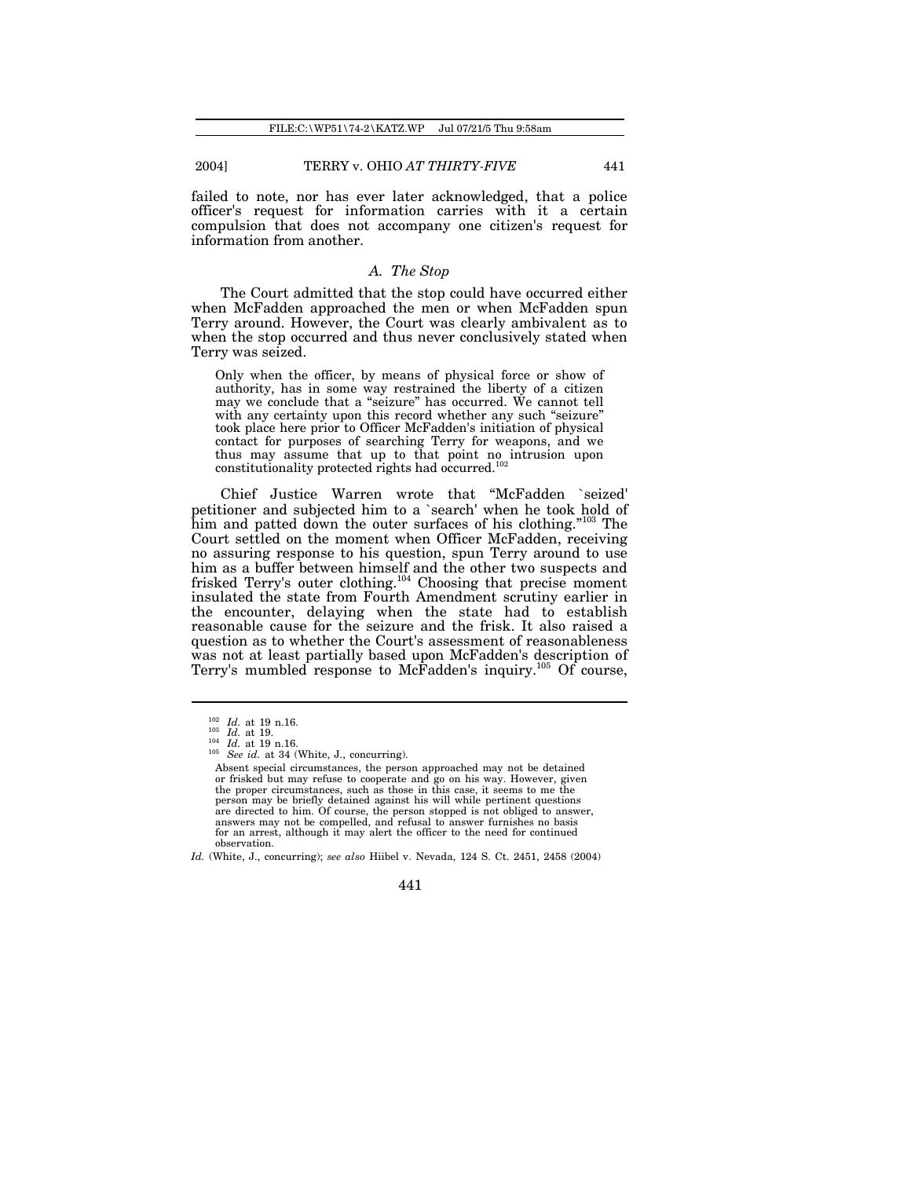failed to note, nor has ever later acknowledged, that a police officer's request for information carries with it a certain compulsion that does not accompany one citizen's request for information from another.

### *A. The Stop*

The Court admitted that the stop could have occurred either when McFadden approached the men or when McFadden spun Terry around. However, the Court was clearly ambivalent as to when the stop occurred and thus never conclusively stated when Terry was seized.

> Only when the officer, by means of physical force or show of authority, has in some way restrained the liberty of a citizen may we conclude that a "seizure" has occurred. We cannot tell with any certainty upon this record whether any such "seizure" took place here prior to Officer McFadden's initiation of physical contact for purposes of searching Terry for weapons, and we thus may assume that up to that point no intrusion upon constitutionality protected rights had occurred.[102]

Chief Justice Warren wrote that "McFadden `seized' petitioner and subjected him to a `search' when he took hold of him and patted down the outer surfaces of his clothing."[103] The Court settled on the moment when Officer McFadden, receiving no assuring response to his question, spun Terry around to use him as a buffer between himself and the other two suspects and frisked Terry's outer clothing.[104] Choosing that precise moment insulated the state from Fourth Amendment scrutiny earlier in the encounter, delaying when the state had to establish reasonable cause for the seizure and the frisk. It also raised a question as to whether the Court's assessment of reasonableness was not at least partially based upon McFadden's description of Terry's mumbled response to McFadden's inquiry.[105] Of course,

---

[102] *Id.* at 19 n.16.

[103] *Id.* at 19.

[104] *Id.* at 19 n.16.

[105] *See id.* at 34 (White, J., concurring).

> Absent special circumstances, the person approached may not be detained or frisked but may refuse to cooperate and go on his way. However, given the proper circumstances, such as those in this case, it seems to me the person may be briefly detained against his will while pertinent questions are directed to him. Of course, the person stopped is not obliged to answer, answers may not be compelled, and refusal to answer furnishes no basis for an arrest, although it may alert the officer to the need for continued observation.

*Id.* (White, J., concurring); *see also* Hiibel v. Nevada, 124 S. Ct. 2451, 2458 (2004)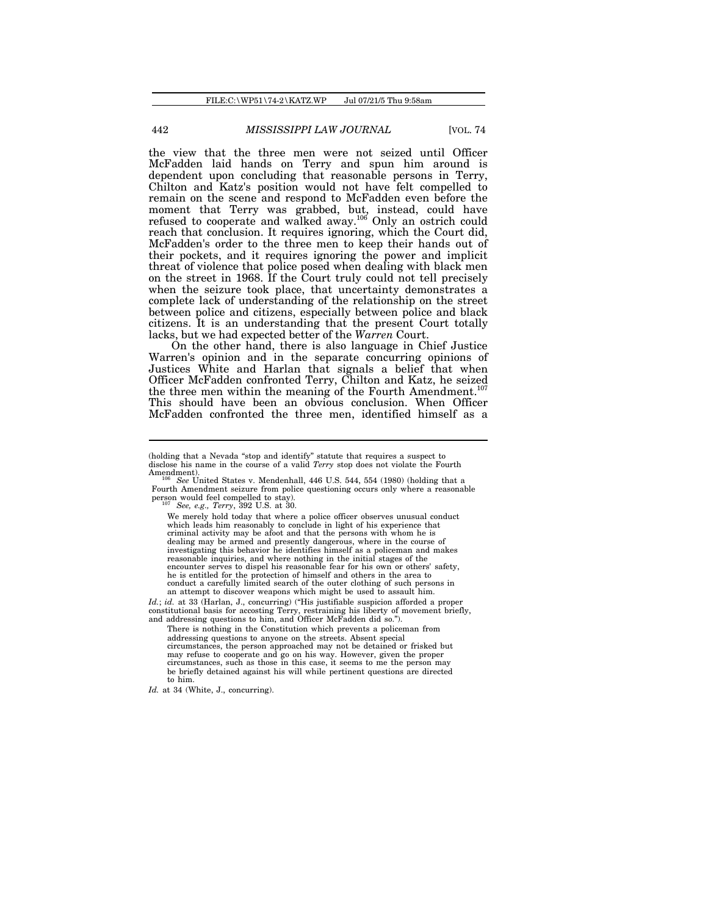the view that the three men were not seized until Officer McFadden laid hands on Terry and spun him around is dependent upon concluding that reasonable persons in Terry, Chilton and Katz's position would not have felt compelled to remain on the scene and respond to McFadden even before the moment that Terry was grabbed, but, instead, could have refused to cooperate and walked away.[106] Only an ostrich could reach that conclusion. It requires ignoring, which the Court did, McFadden's order to the three men to keep their hands out of their pockets, and it requires ignoring the power and implicit threat of violence that police posed when dealing with black men on the street in 1968. If the Court truly could not tell precisely when the seizure took place, that uncertainty demonstrates a complete lack of understanding of the relationship on the street between police and citizens, especially between police and black citizens. It is an understanding that the present Court totally lacks, but we had expected better of the *Warren* Court.

On the other hand, there is also language in Chief Justice Warren's opinion and in the separate concurring opinions of Justices White and Harlan that signals a belief that when Officer McFadden confronted Terry, Chilton and Katz, he seized the three men within the meaning of the Fourth Amendment.[107] This should have been an obvious conclusion. When Officer McFadden confronted the three men, identified himself as a

---

(holding that a Nevada "stop and identify" statute that requires a suspect to disclose his name in the course of a valid *Terry* stop does not violate the Fourth Amendment).

[106] *See* United States v. Mendenhall, 446 U.S. 544, 554 (1980) (holding that a Fourth Amendment seizure from police questioning occurs only where a reasonable person would feel compelled to stay).

[107] *See, e.g., Terry*, 392 U.S. at 30.

> We merely hold today that where a police officer observes unusual conduct which leads him reasonably to conclude in light of his experience that criminal activity may be afoot and that the persons with whom he is dealing may be armed and presently dangerous, where in the course of investigating this behavior he identifies himself as a policeman and makes reasonable inquiries, and where nothing in the initial stages of the encounter serves to dispel his reasonable fear for his own or others' safety, he is entitled for the protection of himself and others in the area to conduct a carefully limited search of the outer clothing of such persons in an attempt to discover weapons which might be used to assault him.

*Id.*; *id.* at 33 (Harlan, J., concurring) ("His justifiable suspicion afforded a proper constitutional basis for accosting Terry, restraining his liberty of movement briefly, and addressing questions to him, and Officer McFadden did so.").

> There is nothing in the Constitution which prevents a policeman from addressing questions to anyone on the streets. Absent special circumstances, the person approached may not be detained or frisked but may refuse to cooperate and go on his way. However, given the proper circumstances, such as those in this case, it seems to me the person may be briefly detained against his will while pertinent questions are directed to him.

*Id.* at 34 (White, J., concurring).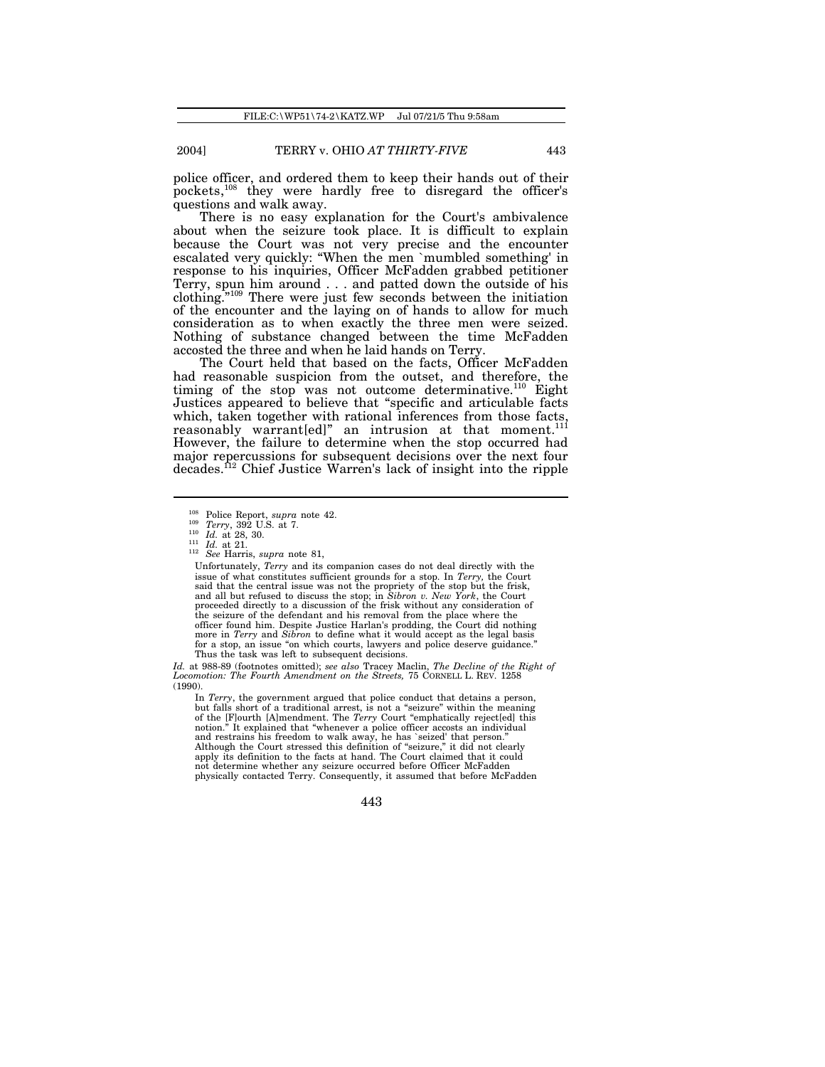police officer, and ordered them to keep their hands out of their pockets,[108] they were hardly free to disregard the officer's questions and walk away.

There is no easy explanation for the Court's ambivalence about when the seizure took place. It is difficult to explain because the Court was not very precise and the encounter escalated very quickly: "When the men `mumbled something' in response to his inquiries, Officer McFadden grabbed petitioner Terry, spun him around . . . and patted down the outside of his clothing."[109] There were just few seconds between the initiation of the encounter and the laying on of hands to allow for much consideration as to when exactly the three men were seized. Nothing of substance changed between the time McFadden accosted the three and when he laid hands on Terry.

The Court held that based on the facts, Officer McFadden had reasonable suspicion from the outset, and therefore, the timing of the stop was not outcome determinative.[110] Eight Justices appeared to believe that "specific and articulable facts which, taken together with rational inferences from those facts, reasonably warrant[ed]" an intrusion at that moment.[111] However, the failure to determine when the stop occurred had major repercussions for subsequent decisions over the next four decades.[112] Chief Justice Warren's lack of insight into the ripple

---

[108] Police Report, *supra* note 42.

[109] *Terry*, 392 U.S. at 7.

[110] *Id.* at 28, 30.

[111] *Id.* at 21.

[112] *See* Harris, *supra* note 81,

> Unfortunately, *Terry* and its companion cases do not deal directly with the issue of what constitutes sufficient grounds for a stop. In *Terry*, the Court said that the central issue was not the propriety of the stop but the frisk, and all but refused to discuss the stop; in *Sibron v. New York*, the Court proceeded directly to a discussion of the frisk without any consideration of the seizure of the defendant and his removal from the place where the officer found him. Despite Justice Harlan's prodding, the Court did nothing more in *Terry* and *Sibron* to define what it would accept as the legal basis for a stop, an issue "on which courts, lawyers and police deserve guidance." Thus the task was left to subsequent decisions.

*Id.* at 988-89 (footnotes omitted); *see also* Tracey Maclin, *The Decline of the Right of Locomotion: The Fourth Amendment on the Streets,* 75 CORNELL L. REV. 1258 (1990).

> In *Terry*, the government argued that police conduct that detains a person, but falls short of a traditional arrest, is not a "seizure" within the meaning of the [F]ourth [A]mendment. The *Terry* Court "emphatically reject[ed] this notion." It explained that "whenever a police officer accosts an individual and restrains his freedom to walk away, he has `seized' that person." Although the Court stressed this definition of "seizure," it did not clearly apply its definition to the facts at hand. The Court claimed that it could not determine whether any seizure occurred before Officer McFadden physically contacted Terry. Consequently, it assumed that before McFadden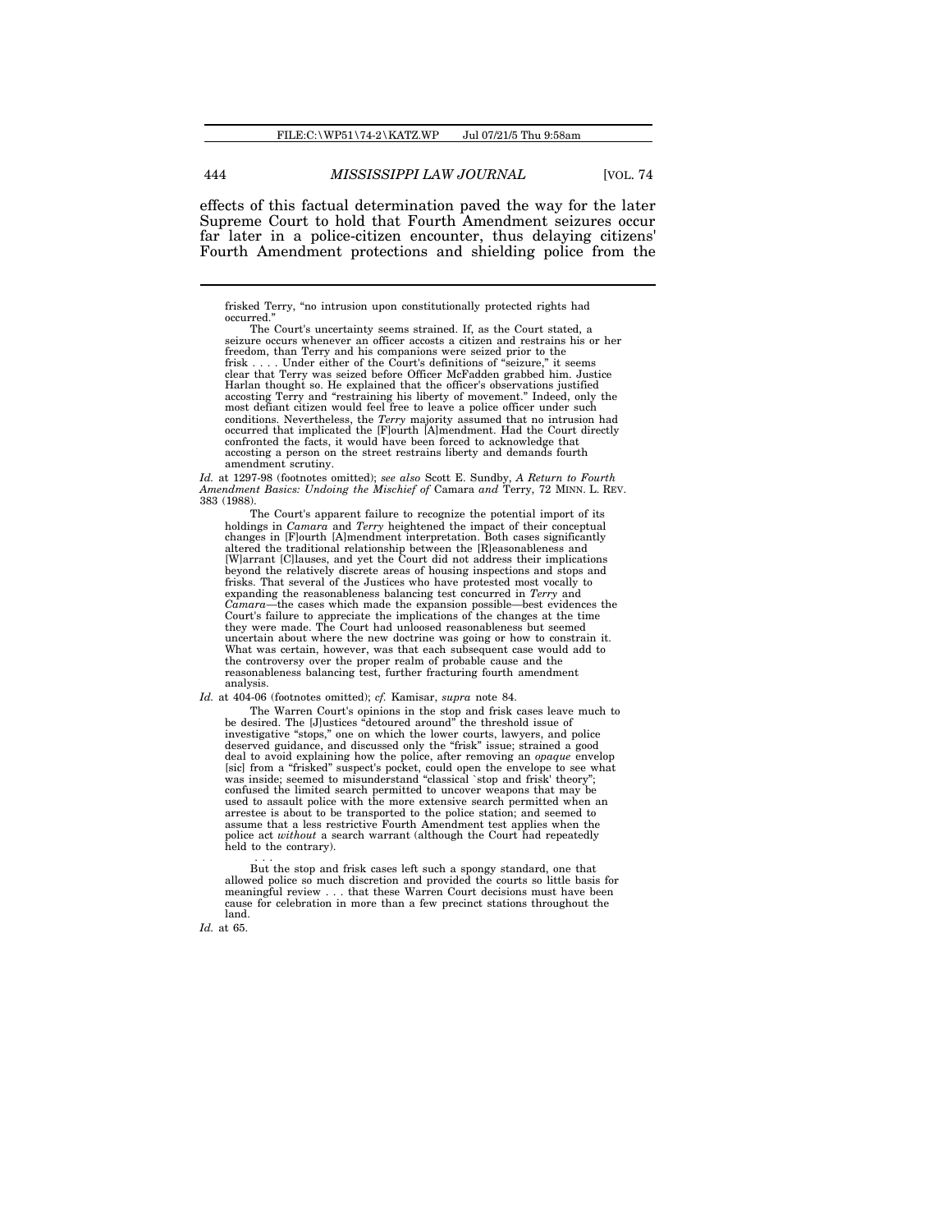effects of this factual determination paved the way for the later Supreme Court to hold that Fourth Amendment seizures occur far later in a police-citizen encounter, thus delaying citizens' Fourth Amendment protections and shielding police from the

---

> frisked Terry, "no intrusion upon constitutionally protected rights had occurred."
>
> The Court's uncertainty seems strained. If, as the Court stated, a seizure occurs whenever an officer accosts a citizen and restrains his or her freedom, than Terry and his companions were seized prior to the frisk . . . . Under either of the Court's definitions of "seizure," it seems clear that Terry was seized before Officer McFadden grabbed him. Justice Harlan thought so. He explained that the officer's observations justified accosting Terry and "restraining his liberty of movement." Indeed, only the most defiant citizen would feel free to leave a police officer under such conditions. Nevertheless, the *Terry* majority assumed that no intrusion had occurred that implicated the [F]ourth [A]mendment. Had the Court directly confronted the facts, it would have been forced to acknowledge that accosting a person on the street restrains liberty and demands fourth amendment scrutiny.

*Id.* at 1297-98 (footnotes omitted); *see also* Scott E. Sundby, *A Return to Fourth Amendment Basics: Undoing the Mischief of* Camara *and* Terry, 72 MINN. L. REV. 383 (1988).

> The Court's apparent failure to recognize the potential import of its holdings in *Camara* and *Terry* heightened the impact of their conceptual changes in [F]ourth [A]mendment interpretation. Both cases significantly altered the traditional relationship between the [R]easonableness and [W]arrant [C]lauses, and yet the Court did not address their implications beyond the relatively discrete areas of housing inspections and stops and frisks. That several of the Justices who have protested most vocally to expanding the reasonableness balancing test concurred in *Terry* and *Camara*—the cases which made the expansion possible—best evidences the Court's failure to appreciate the implications of the changes at the time they were made. The Court had unloosed reasonableness but seemed uncertain about where the new doctrine was going or how to constrain it. What was certain, however, was that each subsequent case would add to the controversy over the proper realm of probable cause and the reasonableness balancing test, further fracturing fourth amendment analysis.

*Id.* at 404-06 (footnotes omitted); *cf.* Kamisar, *supra* note 84.

> The Warren Court's opinions in the stop and frisk cases leave much to be desired. The [J]ustices "detoured around" the threshold issue of investigative "stops," one on which the lower courts, lawyers, and police deserved guidance, and discussed only the "frisk" issue; strained a good deal to avoid explaining how the police, after removing an *opaque* envelop [sic] from a "frisked" suspect's pocket, could open the envelope to see what was inside; seemed to misunderstand "classical `stop and frisk' theory"; confused the limited search permitted to uncover weapons that may be used to assault police with the more extensive search permitted when an arrestee is about to be transported to the police station; and seemed to assume that a less restrictive Fourth Amendment test applies when the police act *without* a search warrant (although the Court had repeatedly held to the contrary).
>
> . . .
>
> But the stop and frisk cases left such a spongy standard, one that allowed police so much discretion and provided the courts so little basis for meaningful review . . . that these Warren Court decisions must have been cause for celebration in more than a few precinct stations throughout the land.

*Id.* at 65.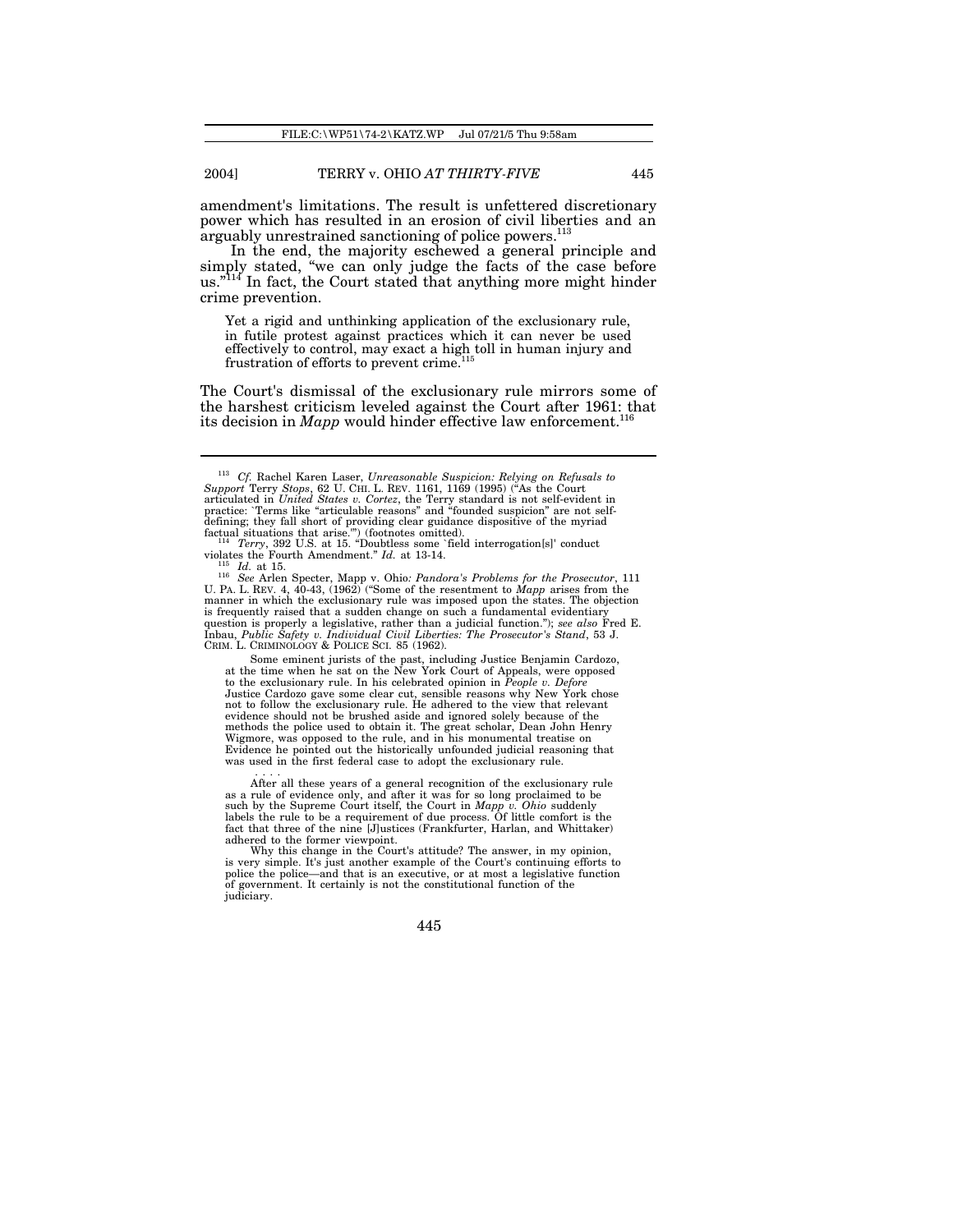amendment's limitations. The result is unfettered discretionary power which has resulted in an erosion of civil liberties and an arguably unrestrained sanctioning of police powers.[113]

In the end, the majority eschewed a general principle and simply stated, "we can only judge the facts of the case before us."[114] In fact, the Court stated that anything more might hinder crime prevention.

> Yet a rigid and unthinking application of the exclusionary rule, in futile protest against practices which it can never be used effectively to control, may exact a high toll in human injury and frustration of efforts to prevent crime.[115]

The Court's dismissal of the exclusionary rule mirrors some of the harshest criticism leveled against the Court after 1961: that its decision in *Mapp* would hinder effective law enforcement.[116]

---

[113] *Cf.* Rachel Karen Laser, *Unreasonable Suspicion: Relying on Refusals to Support* Terry *Stops*, 62 U. CHI. L. REV. 1161, 1169 (1995) ("As the Court articulated in *United States v. Cortez*, the Terry standard is not self-evident in practice: 'Terms like "articulable reasons" and "founded suspicion" are not self-defining; they fall short of providing clear guidance dispositive of the myriad factual situations that arise.'") (footnotes omitted).

[114] *Terry*, 392 U.S. at 15. "Doubtless some 'field interrogation[s]' conduct violates the Fourth Amendment." *Id.* at 13-14.

[115] *Id.* at 15.

[116] *See* Arlen Specter, Mapp v. Ohio*: Pandora's Problems for the Prosecutor*, 111 U. PA. L. REV. 4, 40-43, (1962) ("Some of the resentment to *Mapp* arises from the manner in which the exclusionary rule was imposed upon the states. The objection is frequently raised that a sudden change on such a fundamental evidentiary question is properly a legislative, rather than a judicial function."); *see also* Fred E. Inbau, *Public Safety v. Individual Civil Liberties: The Prosecutor's Stand*, 53 J. CRIM. L. CRIMINOLOGY & POLICE SCI. 85 (1962).

> Some eminent jurists of the past, including Justice Benjamin Cardozo, at the time when he sat on the New York Court of Appeals, were opposed to the exclusionary rule. In his celebrated opinion in *People v. Defore* Justice Cardozo gave some clear cut, sensible reasons why New York chose not to follow the exclusionary rule. He adhered to the view that relevant evidence should not be brushed aside and ignored solely because of the methods the police used to obtain it. The great scholar, Dean John Henry Wigmore, was opposed to the rule, and in his monumental treatise on Evidence he pointed out the historically unfounded judicial reasoning that was used in the first federal case to adopt the exclusionary rule.
>
> . . . .
>
> After all these years of a general recognition of the exclusionary rule as a rule of evidence only, and after it was for so long proclaimed to be such by the Supreme Court itself, the Court in *Mapp v. Ohio* suddenly labels the rule to be a requirement of due process. Of little comfort is the fact that three of the nine [J]ustices (Frankfurter, Harlan, and Whittaker) adhered to the former viewpoint.
>
> Why this change in the Court's attitude? The answer, in my opinion, is very simple. It's just another example of the Court's continuing efforts to police the police—and that is an executive, or at most a legislative function of government. It certainly is not the constitutional function of the judiciary.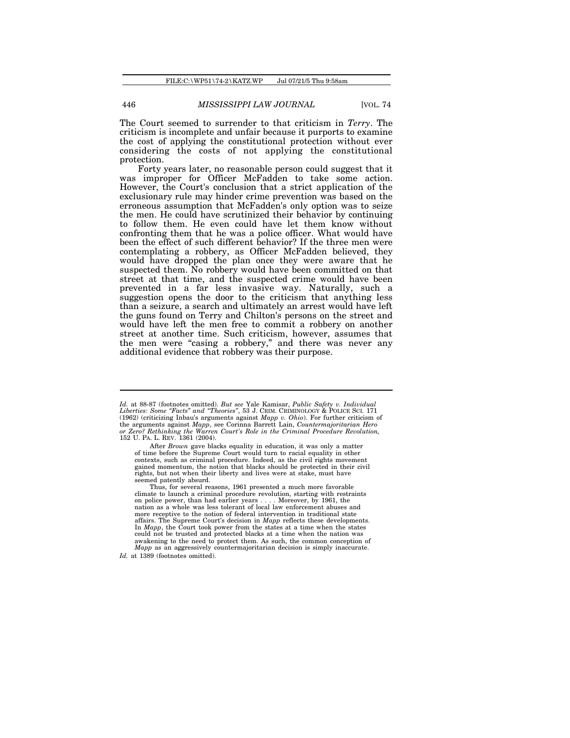The Court seemed to surrender to that criticism in *Terry*. The criticism is incomplete and unfair because it purports to examine the cost of applying the constitutional protection without ever considering the costs of not applying the constitutional protection.

Forty years later, no reasonable person could suggest that it was improper for Officer McFadden to take some action. However, the Court's conclusion that a strict application of the exclusionary rule may hinder crime prevention was based on the erroneous assumption that McFadden's only option was to seize the men. He could have scrutinized their behavior by continuing to follow them. He even could have let them know without confronting them that he was a police officer. What would have been the effect of such different behavior? If the three men were contemplating a robbery, as Officer McFadden believed, they would have dropped the plan once they were aware that he suspected them. No robbery would have been committed on that street at that time, and the suspected crime would have been prevented in a far less invasive way. Naturally, such a suggestion opens the door to the criticism that anything less than a seizure, a search and ultimately an arrest would have left the guns found on Terry and Chilton's persons on the street and would have left the men free to commit a robbery on another street at another time. Such criticism, however, assumes that the men were "casing a robbery," and there was never any additional evidence that robbery was their purpose.

---

*Id.* at 88-87 (footnotes omitted). *But see* Yale Kamisar, *Public Safety v. Individual Liberties: Some "Facts" and "Theories"*, 53 J. CRIM. CRIMINOLOGY & POLICE SCI. 171 (1962) (criticizing Inbau's arguments against *Mapp v. Ohio*). For further criticism of the arguments against *Mapp*, see Corinna Barrett Lain, *Countermajoritarian Hero or Zero? Rethinking the Warren Court's Role in the Criminal Procedure Revolution,* 152 U. PA. L. REV. 1361 (2004).

> After *Brown* gave blacks equality in education, it was only a matter of time before the Supreme Court would turn to racial equality in other contexts, such as criminal procedure. Indeed, as the civil rights movement gained momentum, the notion that blacks should be protected in their civil rights, but not when their liberty and lives were at stake, must have seemed patently absurd.
>
> Thus, for several reasons, 1961 presented a much more favorable climate to launch a criminal procedure revolution, starting with restraints on police power, than had earlier years . . . . Moreover, by 1961, the nation as a whole was less tolerant of local law enforcement abuses and more receptive to the notion of federal intervention in traditional state affairs. The Supreme Court's decision in *Mapp* reflects these developments. In *Mapp*, the Court took power from the states at a time when the states could not be trusted and protected blacks at a time when the nation was awakening to the need to protect them. As such, the common conception of *Mapp* as an aggressively countermajoritarian decision is simply inaccurate.

*Id.* at 1389 (footnotes omitted).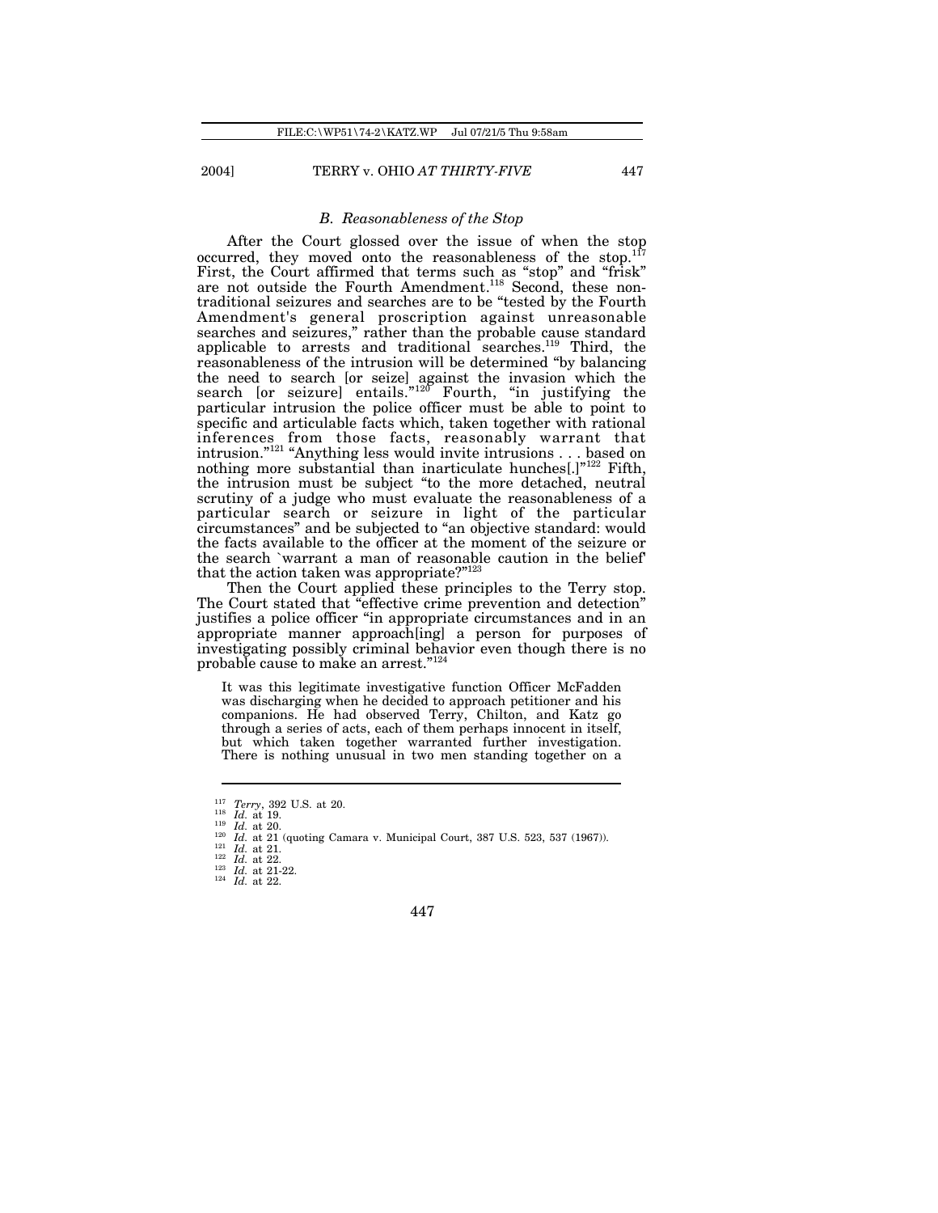### *B. Reasonableness of the Stop*

After the Court glossed over the issue of when the stop occurred, they moved onto the reasonableness of the stop.[117] First, the Court affirmed that terms such as "stop" and "frisk" are not outside the Fourth Amendment.[118] Second, these non-traditional seizures and searches are to be "tested by the Fourth Amendment's general proscription against unreasonable searches and seizures," rather than the probable cause standard applicable to arrests and traditional searches.[119] Third, the reasonableness of the intrusion will be determined "by balancing the need to search [or seize] against the invasion which the search [or seizure] entails."[120] Fourth, "in justifying the particular intrusion the police officer must be able to point to specific and articulable facts which, taken together with rational inferences from those facts, reasonably warrant that intrusion."[121] "Anything less would invite intrusions . . . based on nothing more substantial than inarticulate hunches[.]"[122] Fifth, the intrusion must be subject "to the more detached, neutral scrutiny of a judge who must evaluate the reasonableness of a particular search or seizure in light of the particular circumstances" and be subjected to "an objective standard: would the facts available to the officer at the moment of the seizure or the search `warrant a man of reasonable caution in the belief' that the action taken was appropriate?"[123]

Then the Court applied these principles to the Terry stop. The Court stated that "effective crime prevention and detection" justifies a police officer "in appropriate circumstances and in an appropriate manner approach[ing] a person for purposes of investigating possibly criminal behavior even though there is no probable cause to make an arrest."[124]

> It was this legitimate investigative function Officer McFadden was discharging when he decided to approach petitioner and his companions. He had observed Terry, Chilton, and Katz go through a series of acts, each of them perhaps innocent in itself, but which taken together warranted further investigation. There is nothing unusual in two men standing together on a

---

[117] *Terry*, 392 U.S. at 20.
[118] *Id.* at 19.
[119] *Id.* at 20.
[120] *Id.* at 21 (quoting Camara v. Municipal Court, 387 U.S. 523, 537 (1967)).
[121] *Id.* at 21.
[122] *Id.* at 22.
[123] *Id.* at 21-22.
[124] *Id.* at 22.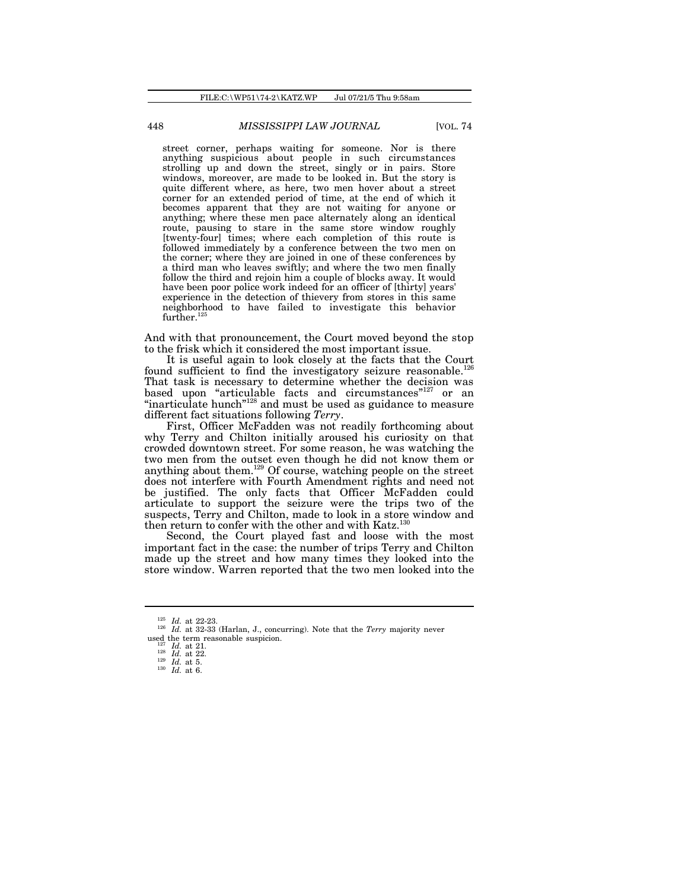> street corner, perhaps waiting for someone. Nor is there anything suspicious about people in such circumstances strolling up and down the street, singly or in pairs. Store windows, moreover, are made to be looked in. But the story is quite different where, as here, two men hover about a street corner for an extended period of time, at the end of which it becomes apparent that they are not waiting for anyone or anything; where these men pace alternately along an identical route, pausing to stare in the same store window roughly [twenty-four] times; where each completion of this route is followed immediately by a conference between the two men on the corner; where they are joined in one of these conferences by a third man who leaves swiftly; and where the two men finally follow the third and rejoin him a couple of blocks away. It would have been poor police work indeed for an officer of [thirty] years' experience in the detection of thievery from stores in this same neighborhood to have failed to investigate this behavior further.[125]

And with that pronouncement, the Court moved beyond the stop to the frisk which it considered the most important issue.

It is useful again to look closely at the facts that the Court found sufficient to find the investigatory seizure reasonable.[126] That task is necessary to determine whether the decision was based upon "articulable facts and circumstances"[127] or an "inarticulate hunch"[128] and must be used as guidance to measure different fact situations following *Terry*.

First, Officer McFadden was not readily forthcoming about why Terry and Chilton initially aroused his curiosity on that crowded downtown street. For some reason, he was watching the two men from the outset even though he did not know them or anything about them.[129] Of course, watching people on the street does not interfere with Fourth Amendment rights and need not be justified. The only facts that Officer McFadden could articulate to support the seizure were the trips two of the suspects, Terry and Chilton, made to look in a store window and then return to confer with the other and with Katz.[130]

Second, the Court played fast and loose with the most important fact in the case: the number of trips Terry and Chilton made up the street and how many times they looked into the store window. Warren reported that the two men looked into the

---

[125] *Id.* at 22-23.

[126] *Id.* at 32-33 (Harlan, J., concurring). Note that the *Terry* majority never used the term reasonable suspicion.

[127] *Id.* at 21.

[128] *Id.* at 22.

[129] *Id.* at 5.

[130] *Id.* at 6.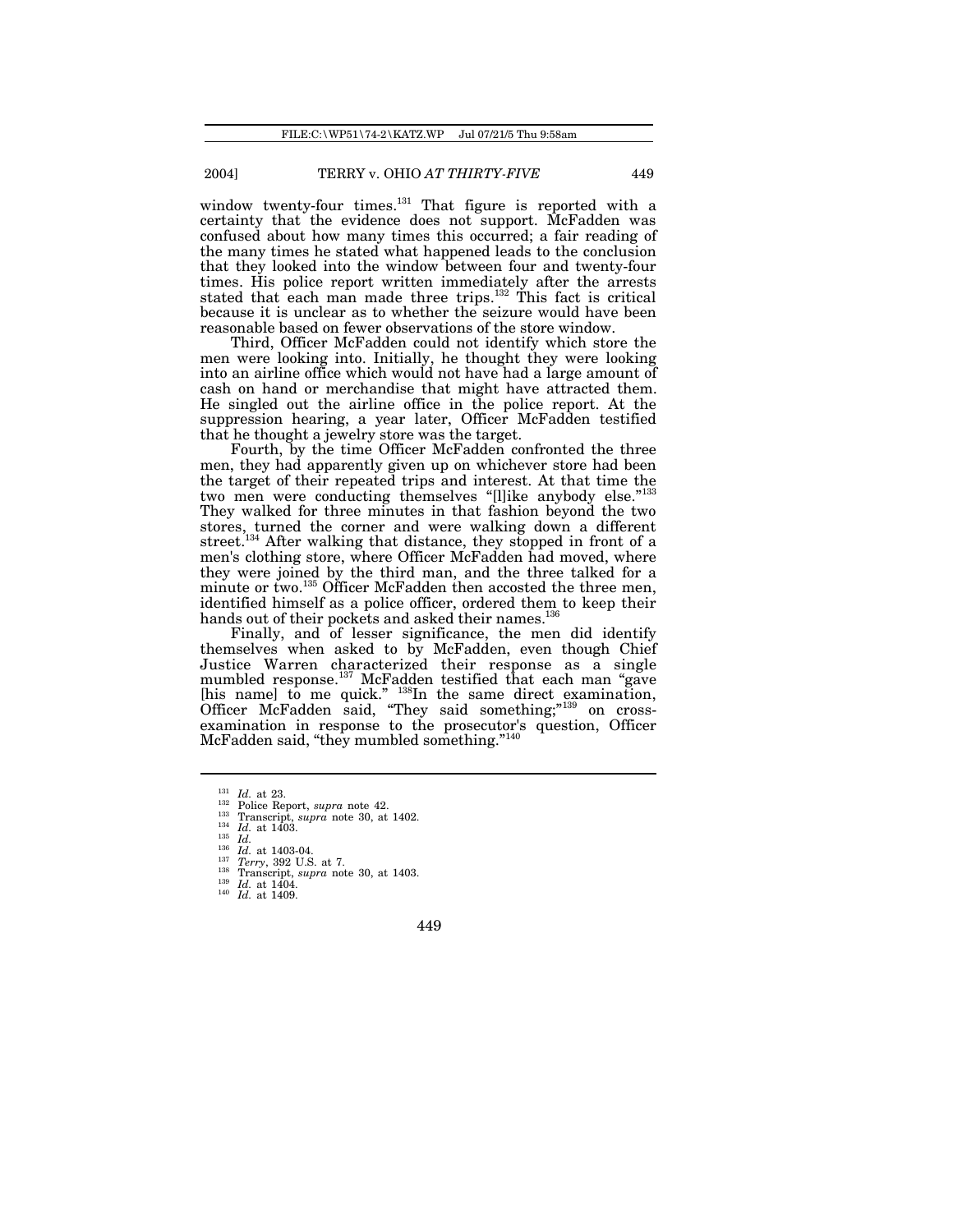window twenty-four times.[131] That figure is reported with a certainty that the evidence does not support. McFadden was confused about how many times this occurred; a fair reading of the many times he stated what happened leads to the conclusion that they looked into the window between four and twenty-four times. His police report written immediately after the arrests stated that each man made three trips.[132] This fact is critical because it is unclear as to whether the seizure would have been reasonable based on fewer observations of the store window.

Third, Officer McFadden could not identify which store the men were looking into. Initially, he thought they were looking into an airline office which would not have had a large amount of cash on hand or merchandise that might have attracted them. He singled out the airline office in the police report. At the suppression hearing, a year later, Officer McFadden testified that he thought a jewelry store was the target.

Fourth, by the time Officer McFadden confronted the three men, they had apparently given up on whichever store had been the target of their repeated trips and interest. At that time the two men were conducting themselves "[l]ike anybody else."[133] They walked for three minutes in that fashion beyond the two stores, turned the corner and were walking down a different street.[134] After walking that distance, they stopped in front of a men's clothing store, where Officer McFadden had moved, where they were joined by the third man, and the three talked for a minute or two.[135] Officer McFadden then accosted the three men, identified himself as a police officer, ordered them to keep their hands out of their pockets and asked their names.[136]

Finally, and of lesser significance, the men did identify themselves when asked to by McFadden, even though Chief Justice Warren characterized their response as a single mumbled response.[137] McFadden testified that each man "gave [his name] to me quick." [138]In the same direct examination, Officer McFadden said, "They said something;"[139] on cross-examination in response to the prosecutor's question, Officer McFadden said, "they mumbled something."[140]

---

[131] *Id.* at 23.
[132] Police Report, *supra* note 42.
[133] Transcript, *supra* note 30, at 1402.
[134] *Id.* at 1403.
[135] *Id.*
[136] *Id.* at 1403-04.
[137] *Terry*, 392 U.S. at 7.
[138] Transcript, *supra* note 30, at 1403.
[139] *Id.* at 1404.
[140] *Id.* at 1409.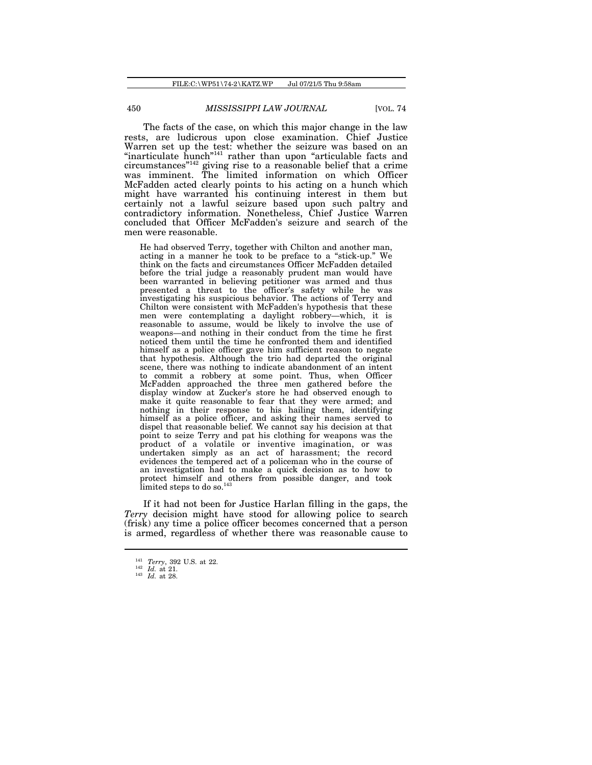The facts of the case, on which this major change in the law rests, are ludicrous upon close examination. Chief Justice Warren set up the test: whether the seizure was based on an "inarticulate hunch"[141] rather than upon "articulable facts and circumstances"[142] giving rise to a reasonable belief that a crime was imminent. The limited information on which Officer McFadden acted clearly points to his acting on a hunch which might have warranted his continuing interest in them but certainly not a lawful seizure based upon such paltry and contradictory information. Nonetheless, Chief Justice Warren concluded that Officer McFadden's seizure and search of the men were reasonable.

> He had observed Terry, together with Chilton and another man, acting in a manner he took to be preface to a "stick-up." We think on the facts and circumstances Officer McFadden detailed before the trial judge a reasonably prudent man would have been warranted in believing petitioner was armed and thus presented a threat to the officer's safety while he was investigating his suspicious behavior. The actions of Terry and Chilton were consistent with McFadden's hypothesis that these men were contemplating a daylight robbery—which, it is reasonable to assume, would be likely to involve the use of weapons—and nothing in their conduct from the time he first noticed them until the time he confronted them and identified himself as a police officer gave him sufficient reason to negate that hypothesis. Although the trio had departed the original scene, there was nothing to indicate abandonment of an intent to commit a robbery at some point. Thus, when Officer McFadden approached the three men gathered before the display window at Zucker's store he had observed enough to make it quite reasonable to fear that they were armed; and nothing in their response to his hailing them, identifying himself as a police officer, and asking their names served to dispel that reasonable belief. We cannot say his decision at that point to seize Terry and pat his clothing for weapons was the product of a volatile or inventive imagination, or was undertaken simply as an act of harassment; the record evidences the tempered act of a policeman who in the course of an investigation had to make a quick decision as to how to protect himself and others from possible danger, and took limited steps to do so.[143]

If it had not been for Justice Harlan filling in the gaps, the *Terry* decision might have stood for allowing police to search (frisk) any time a police officer becomes concerned that a person is armed, regardless of whether there was reasonable cause to

---

[141] *Terry*, 392 U.S. at 22.
[142] *Id.* at 21.
[143] *Id.* at 28.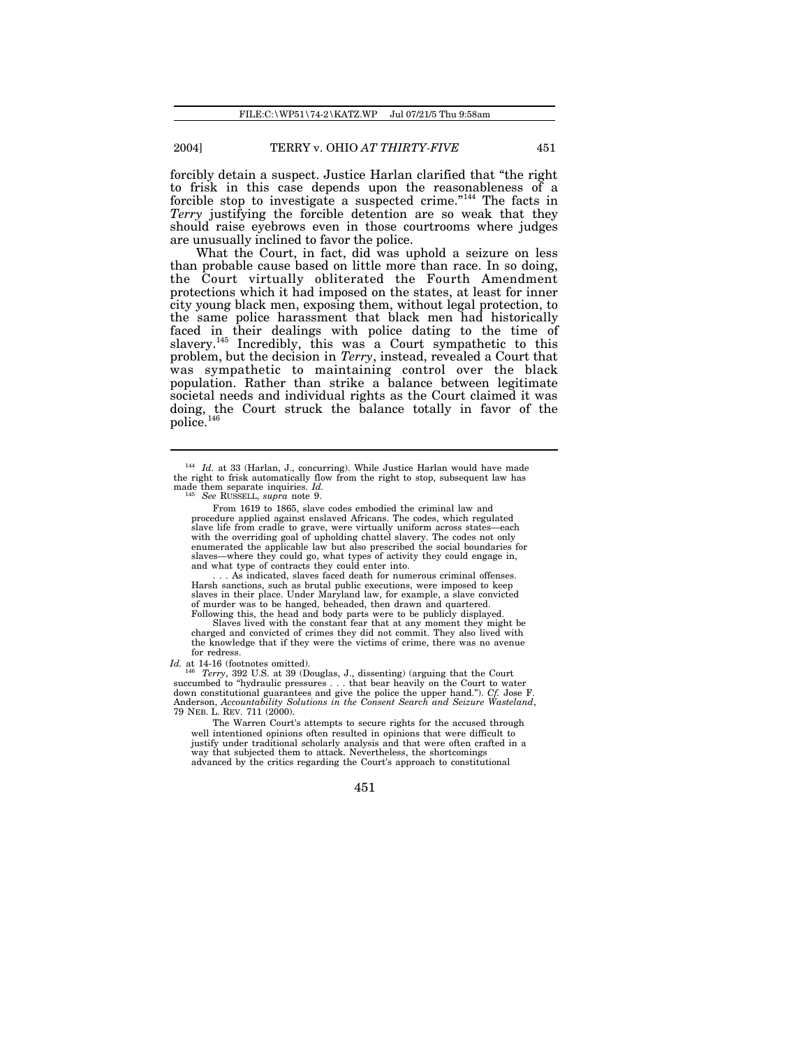forcibly detain a suspect. Justice Harlan clarified that "the right to frisk in this case depends upon the reasonableness of a forcible stop to investigate a suspected crime."[144] The facts in *Terry* justifying the forcible detention are so weak that they should raise eyebrows even in those courtrooms where judges are unusually inclined to favor the police.

What the Court, in fact, did was uphold a seizure on less than probable cause based on little more than race. In so doing, the Court virtually obliterated the Fourth Amendment protections which it had imposed on the states, at least for inner city young black men, exposing them, without legal protection, to the same police harassment that black men had historically faced in their dealings with police dating to the time of slavery.[145] Incredibly, this was a Court sympathetic to this problem, but the decision in *Terry*, instead, revealed a Court that was sympathetic to maintaining control over the black population. Rather than strike a balance between legitimate societal needs and individual rights as the Court claimed it was doing, the Court struck the balance totally in favor of the police.[146]

---

[144] *Id.* at 33 (Harlan, J., concurring). While Justice Harlan would have made the right to frisk automatically flow from the right to stop, subsequent law has made them separate inquiries. *Id.*

[145] *See* RUSSELL, *supra* note 9.

> From 1619 to 1865, slave codes embodied the criminal law and procedure applied against enslaved Africans. The codes, which regulated slave life from cradle to grave, were virtually uniform across states—each with the overriding goal of upholding chattel slavery. The codes not only enumerated the applicable law but also prescribed the social boundaries for slaves—where they could go, what types of activity they could engage in, and what type of contracts they could enter into.
>
> . . . As indicated, slaves faced death for numerous criminal offenses. Harsh sanctions, such as brutal public executions, were imposed to keep slaves in their place. Under Maryland law, for example, a slave convicted of murder was to be hanged, beheaded, then drawn and quartered. Following this, the head and body parts were to be publicly displayed.
>
> Slaves lived with the constant fear that at any moment they might be charged and convicted of crimes they did not commit. They also lived with the knowledge that if they were the victims of crime, there was no avenue for redress.

*Id.* at 14-16 (footnotes omitted).

[146] *Terry*, 392 U.S. at 39 (Douglas, J., dissenting) (arguing that the Court succumbed to "hydraulic pressures . . . that bear heavily on the Court to water down constitutional guarantees and give the police the upper hand."). *Cf.* Jose F. Anderson, *Accountability Solutions in the Consent Search and Seizure Wasteland*, 79 NEB. L. REV. 711 (2000).

> The Warren Court's attempts to secure rights for the accused through well intentioned opinions often resulted in opinions that were difficult to justify under traditional scholarly analysis and that were often crafted in a way that subjected them to attack. Nevertheless, the shortcomings advanced by the critics regarding the Court's approach to constitutional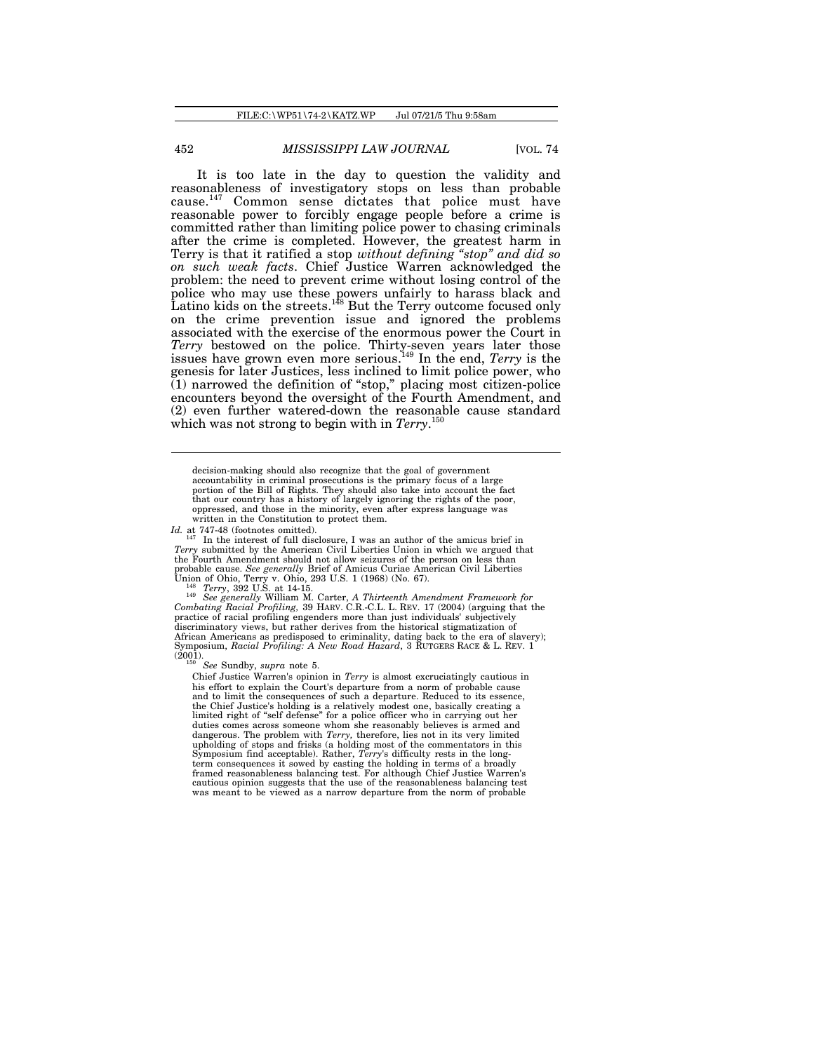It is too late in the day to question the validity and reasonableness of investigatory stops on less than probable cause.[147] Common sense dictates that police must have reasonable power to forcibly engage people before a crime is committed rather than limiting police power to chasing criminals after the crime is completed. However, the greatest harm in Terry is that it ratified a stop *without defining "stop" and did so on such weak facts*. Chief Justice Warren acknowledged the problem: the need to prevent crime without losing control of the police who may use these powers unfairly to harass black and Latino kids on the streets.[148] But the Terry outcome focused only on the crime prevention issue and ignored the problems associated with the exercise of the enormous power the Court in *Terry* bestowed on the police. Thirty-seven years later those issues have grown even more serious.[149] In the end, *Terry* is the genesis for later Justices, less inclined to limit police power, who (1) narrowed the definition of "stop," placing most citizen-police encounters beyond the oversight of the Fourth Amendment, and (2) even further watered-down the reasonable cause standard which was not strong to begin with in *Terry*.[150]

---

> decision-making should also recognize that the goal of government accountability in criminal prosecutions is the primary focus of a large portion of the Bill of Rights. They should also take into account the fact that our country has a history of largely ignoring the rights of the poor, oppressed, and those in the minority, even after express language was written in the Constitution to protect them.

*Id.* at 747-48 (footnotes omitted).

[147] In the interest of full disclosure, I was an author of the amicus brief in *Terry* submitted by the American Civil Liberties Union in which we argued that the Fourth Amendment should not allow seizures of the person on less than probable cause. *See generally* Brief of Amicus Curiae American Civil Liberties Union of Ohio, Terry v. Ohio, 293 U.S. 1 (1968) (No. 67).

[148] *Terry*, 392 U.S. at 14-15.

[149] *See generally* William M. Carter, *A Thirteenth Amendment Framework for Combating Racial Profiling*, 39 HARV. C.R.-C.L. L. REV. 17 (2004) (arguing that the practice of racial profiling engenders more than just individuals' subjectively discriminatory views, but rather derives from the historical stigmatization of African Americans as predisposed to criminality, dating back to the era of slavery); Symposium, *Racial Profiling: A New Road Hazard*, 3 RUTGERS RACE & L. REV. 1 (2001).

[150] *See* Sundby, *supra* note 5.

> Chief Justice Warren's opinion in *Terry* is almost excruciatingly cautious in his effort to explain the Court's departure from a norm of probable cause and to limit the consequences of such a departure. Reduced to its essence, the Chief Justice's holding is a relatively modest one, basically creating a limited right of "self defense" for a police officer who in carrying out her duties comes across someone whom she reasonably believes is armed and dangerous. The problem with *Terry*, therefore, lies not in its very limited upholding of stops and frisks (a holding most of the commentators in this Symposium find acceptable). Rather, *Terry*'s difficulty rests in the long-term consequences it sowed by casting the holding in terms of a broadly framed reasonableness balancing test. For although Chief Justice Warren's cautious opinion suggests that the use of the reasonableness balancing test was meant to be viewed as a narrow departure from the norm of probable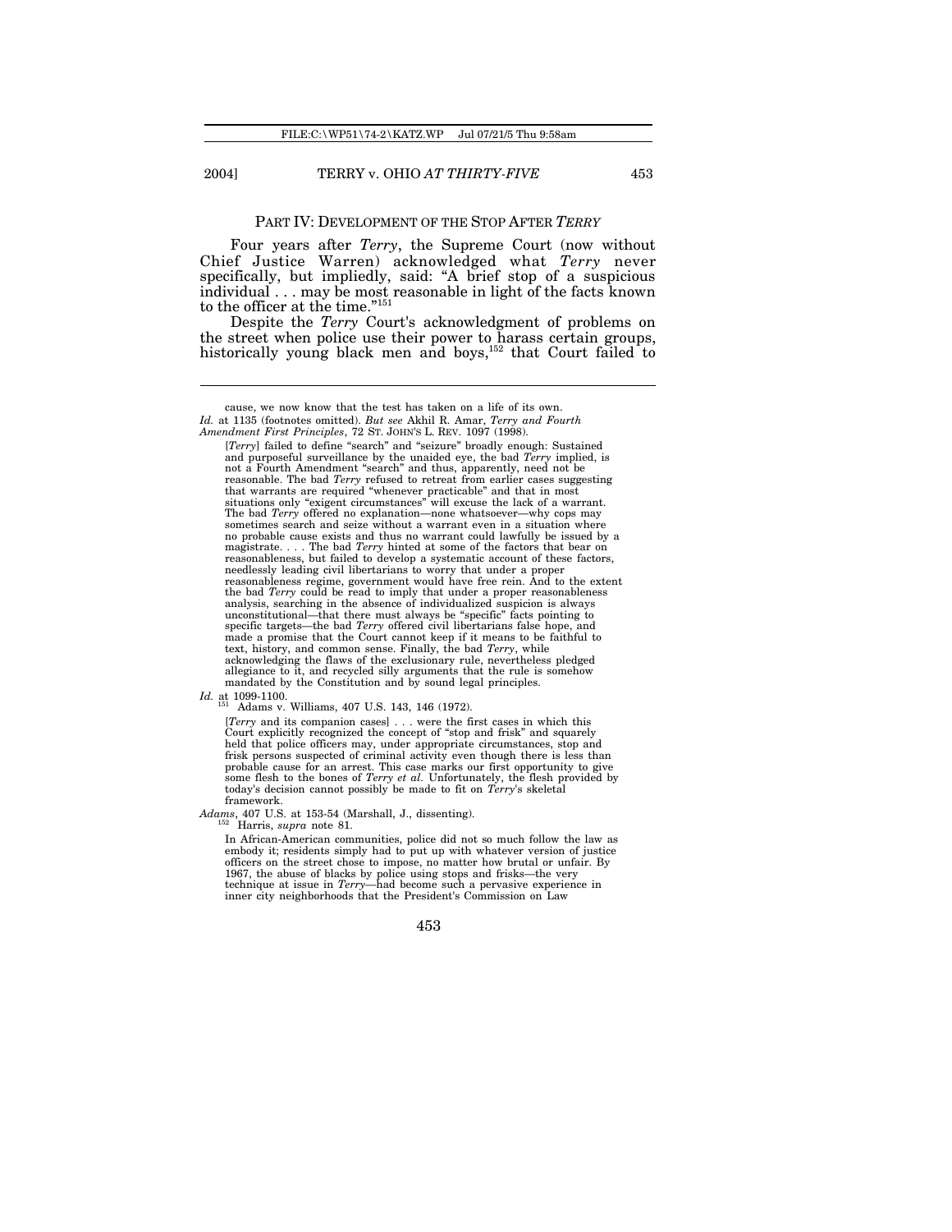## PART IV: DEVELOPMENT OF THE STOP AFTER *TERRY*

Four years after *Terry*, the Supreme Court (now without Chief Justice Warren) acknowledged what *Terry* never specifically, but impliedly, said: "A brief stop of a suspicious individual . . . may be most reasonable in light of the facts known to the officer at the time."[151]

Despite the *Terry* Court's acknowledgment of problems on the street when police use their power to harass certain groups, historically young black men and boys,[152] that Court failed to

---

cause, we now know that the test has taken on a life of its own.
*Id.* at 1135 (footnotes omitted). *But see* Akhil R. Amar, *Terry and Fourth Amendment First Principles*, 72 ST. JOHN'S L. REV. 1097 (1998).

> [*Terry*] failed to define "search" and "seizure" broadly enough: Sustained and purposeful surveillance by the unaided eye, the bad *Terry* implied, is not a Fourth Amendment "search" and thus, apparently, need not be reasonable. The bad *Terry* refused to retreat from earlier cases suggesting that warrants are required "whenever practicable" and that in most situations only "exigent circumstances" will excuse the lack of a warrant. The bad *Terry* offered no explanation—none whatsoever—why cops may sometimes search and seize without a warrant even in a situation where no probable cause exists and thus no warrant could lawfully be issued by a magistrate. . . . The bad *Terry* hinted at some of the factors that bear on reasonableness, but failed to develop a systematic account of these factors, needlessly leading civil libertarians to worry that under a proper reasonableness regime, government would have free rein. And to the extent the bad *Terry* could be read to imply that under a proper reasonableness analysis, searching in the absence of individualized suspicion is always unconstitutional—that there must always be "specific" facts pointing to specific targets—the bad *Terry* offered civil libertarians false hope, and made a promise that the Court cannot keep if it means to be faithful to text, history, and common sense. Finally, the bad *Terry*, while acknowledging the flaws of the exclusionary rule, nevertheless pledged allegiance to it, and recycled silly arguments that the rule is somehow mandated by the Constitution and by sound legal principles.

*Id.* at 1099-1100.

[151] Adams v. Williams, 407 U.S. 143, 146 (1972).

> [*Terry* and its companion cases] . . . were the first cases in which this Court explicitly recognized the concept of "stop and frisk" and squarely held that police officers may, under appropriate circumstances, stop and frisk persons suspected of criminal activity even though there is less than probable cause for an arrest. This case marks our first opportunity to give some flesh to the bones of *Terry et al.* Unfortunately, the flesh provided by today's decision cannot possibly be made to fit on *Terry*'s skeletal framework.

*Adams*, 407 U.S. at 153-54 (Marshall, J., dissenting).

[152] Harris, *supra* note 81.

> In African-American communities, police did not so much follow the law as embody it; residents simply had to put up with whatever version of justice officers on the street chose to impose, no matter how brutal or unfair. By 1967, the abuse of blacks by police using stops and frisks—the very technique at issue in *Terry*—had become such a pervasive experience in inner city neighborhoods that the President's Commission on Law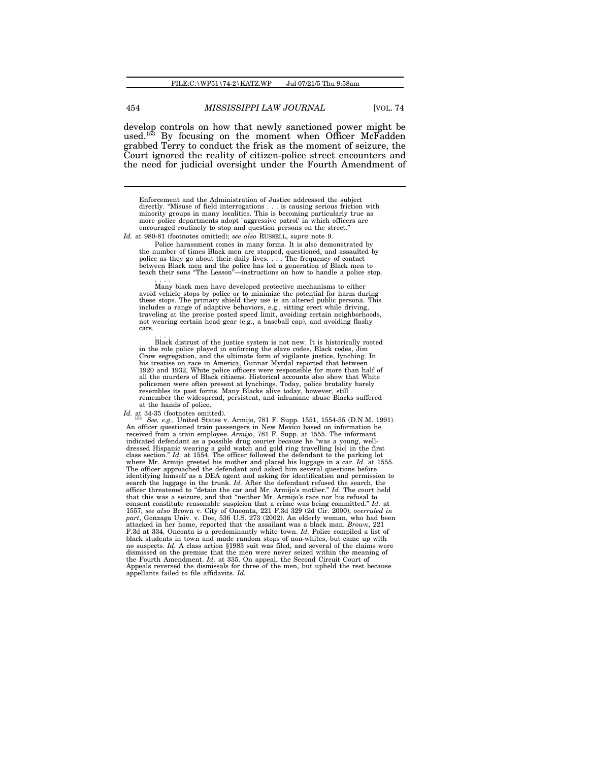develop controls on how that newly sanctioned power might be used.[153] By focusing on the moment when Officer McFadden grabbed Terry to conduct the frisk as the moment of seizure, the Court ignored the reality of citizen-police street encounters and the need for judicial oversight under the Fourth Amendment of

---

Enforcement and the Administration of Justice addressed the subject directly. "Misuse of field interrogations . . . is causing serious friction with minority groups in many localities. This is becoming particularly true as more police departments adopt 'aggressive patrol' in which officers are encouraged routinely to stop and question persons on the street."

*Id.* at 980-81 (footnotes omitted); *see also* RUSSELL, *supra* note 9.

> Police harassment comes in many forms. It is also demonstrated by the number of times Black men are stopped, questioned, and assaulted by police as they go about their daily lives. . . . The frequency of contact between Black men and the police has led a generation of Black men to teach their sons "The Lesson"—instructions on how to handle a police stop.
>
> . . . .
>
> Many black men have developed protective mechanisms to either avoid vehicle stops by police or to minimize the potential for harm during these stops. The primary shield they use is an altered public persona. This includes a range of adaptive behaviors, e.g., sitting erect while driving, traveling at the precise posted speed limit, avoiding certain neighborhoods, not wearing certain head gear (e.g., a baseball cap), and avoiding flashy cars.
>
> . . . .
>
> Black distrust of the justice system is not new. It is historically rooted in the role police played in enforcing the slave codes, Black codes, Jim Crow segregation, and the ultimate form of vigilante justice, lynching. In his treatise on race in America, Gunnar Myrdal reported that between 1920 and 1932, White police officers were responsible for more than half of all the murders of Black citizens. Historical accounts also show that White policemen were often present at lynchings. Today, police brutality barely resembles its past forms. Many Blacks alive today, however, still remember the widespread, persistent, and inhumane abuse Blacks suffered at the hands of police.

*Id.* at 34-35 (footnotes omitted).

[153] *See, e.g.,* United States v. Armijo, 781 F. Supp. 1551, 1554-55 (D.N.M. 1991). An officer questioned train passengers in New Mexico based on information he received from a train employee. *Armijo*, 781 F. Supp. at 1555. The informant indicated defendant as a possible drug courier because he "was a young, well-dressed Hispanic wearing a gold watch and gold ring travelling [sic] in the first class section." *Id.* at 1554. The officer followed the defendant to the parking lot where Mr. Armijo greeted his mother and placed his luggage in a car. *Id.* at 1555. The officer approached the defendant and asked him several questions before identifying himself as a DEA agent and asking for identification and permission to search the luggage in the trunk. *Id.* After the defendant refused the search, the officer threatened to "detain the car and Mr. Armijo's mother." *Id.* The court held that this was a seizure, and that "neither Mr. Armijo's race nor his refusal to consent constitute reasonable suspicion that a crime was being committed." *Id.* at 1557; *see also* Brown v. City of Oneonta, 221 F.3d 329 (2d Cir. 2000), *overruled in part*, Gonzaga Univ. v. Doe, 536 U.S. 273 (2002). An elderly woman, who had been attacked in her home, reported that the assailant was a black man. *Brown*, 221 F.3d at 334. Oneonta is a predominantly white town. *Id.* Police compiled a list of black students in town and made random stops of non-whites, but came up with no suspects. *Id.* A class action §1983 suit was filed, and several of the claims were dismissed on the premise that the men were never seized within the meaning of the Fourth Amendment. *Id.* at 335. On appeal, the Second Circuit Court of Appeals reversed the dismissals for three of the men, but upheld the rest because appellants failed to file affidavits. *Id.*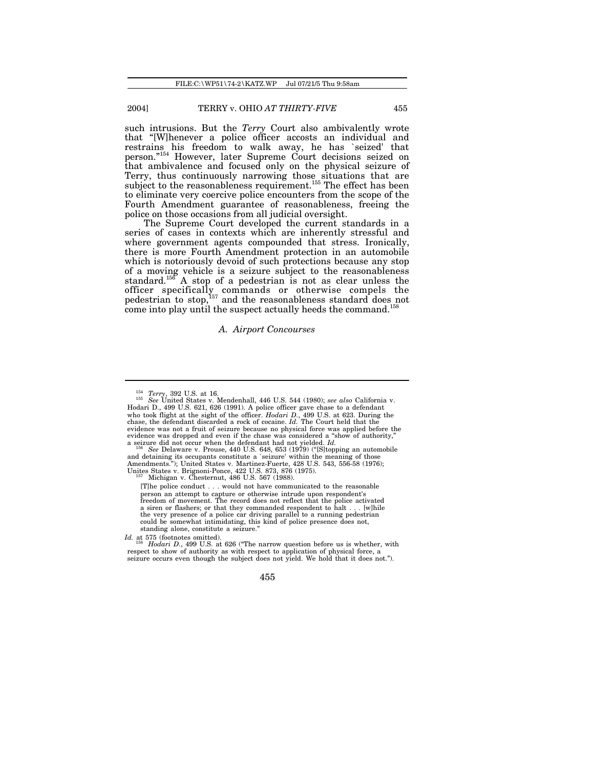such intrusions. But the *Terry* Court also ambivalently wrote that "[W]henever a police officer accosts an individual and restrains his freedom to walk away, he has `seized' that person."[154] However, later Supreme Court decisions seized on that ambivalence and focused only on the physical seizure of Terry, thus continuously narrowing those situations that are subject to the reasonableness requirement.[155] The effect has been to eliminate very coercive police encounters from the scope of the Fourth Amendment guarantee of reasonableness, freeing the police on those occasions from all judicial oversight.

The Supreme Court developed the current standards in a series of cases in contexts which are inherently stressful and where government agents compounded that stress. Ironically, there is more Fourth Amendment protection in an automobile which is notoriously devoid of such protections because any stop of a moving vehicle is a seizure subject to the reasonableness standard.[156] A stop of a pedestrian is not as clear unless the officer specifically commands or otherwise compels the pedestrian to stop,[157] and the reasonableness standard does not come into play until the suspect actually heeds the command.[158]

### A. Airport Concourses

---

[154] *Terry*, 392 U.S. at 16.

[155] *See* United States v. Mendenhall, 446 U.S. 544 (1980); *see also* California v. Hodari D., 499 U.S. 621, 626 (1991). A police officer gave chase to a defendant who took flight at the sight of the officer. *Hodari D.*, 499 U.S. at 623. During the chase, the defendant discarded a rock of cocaine. *Id.* The Court held that the evidence was not a fruit of seizure because no physical force was applied before the evidence was dropped and even if the chase was considered a "show of authority," a seizure did not occur when the defendant had not yielded. *Id.*

[156] *See* Delaware v. Prouse, 440 U.S. 648, 653 (1979) ("[S]topping an automobile and detaining its occupants constitute a `seizure' within the meaning of those Amendments."); United States v. Martinez-Fuerte, 428 U.S. 543, 556-58 (1976); Unites States v. Brignoni-Ponce, 422 U.S. 873, 876 (1975).

[157] Michigan v. Chesternut, 486 U.S. 567 (1988).

> [T]he police conduct . . . would not have communicated to the reasonable person an attempt to capture or otherwise intrude upon respondent's freedom of movement. The record does not reflect that the police activated a siren or flashers; or that they commanded respondent to halt . . . [w]hile the very presence of a police car driving parallel to a running pedestrian could be somewhat intimidating, this kind of police presence does not, standing alone, constitute a seizure."

*Id.* at 575 (footnotes omitted).

[158] *Hodari D.*, 499 U.S. at 626 ("The narrow question before us is whether, with respect to show of authority as with respect to application of physical force, a seizure occurs even though the subject does not yield. We hold that it does not.").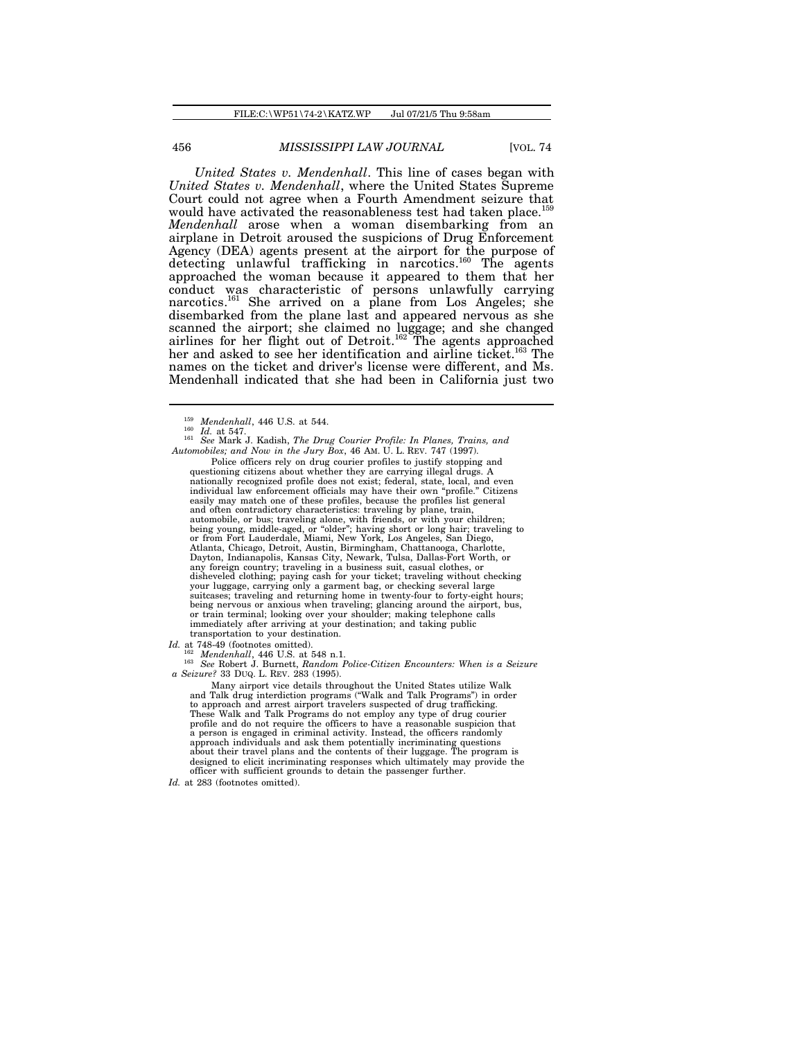*United States v. Mendenhall*. This line of cases began with *United States v. Mendenhall*, where the United States Supreme Court could not agree when a Fourth Amendment seizure that would have activated the reasonableness test had taken place.[159] *Mendenhall* arose when a woman disembarking from an airplane in Detroit aroused the suspicions of Drug Enforcement Agency (DEA) agents present at the airport for the purpose of detecting unlawful trafficking in narcotics.[160] The agents approached the woman because it appeared to them that her conduct was characteristic of persons unlawfully carrying narcotics.[161] She arrived on a plane from Los Angeles; she disembarked from the plane last and appeared nervous as she scanned the airport; she claimed no luggage; and she changed airlines for her flight out of Detroit.[162] The agents approached her and asked to see her identification and airline ticket.[163] The names on the ticket and driver's license were different, and Ms. Mendenhall indicated that she had been in California just two

---

[159] *Mendenhall*, 446 U.S. at 544.

[160] *Id.* at 547.

[161] *See* Mark J. Kadish, *The Drug Courier Profile: In Planes, Trains, and Automobiles; and Now in the Jury Box*, 46 AM. U. L. REV. 747 (1997).

> Police officers rely on drug courier profiles to justify stopping and questioning citizens about whether they are carrying illegal drugs. A nationally recognized profile does not exist; federal, state, local, and even individual law enforcement officials may have their own "profile." Citizens easily may match one of these profiles, because the profiles list general and often contradictory characteristics: traveling by plane, train, automobile, or bus; traveling alone, with friends, or with your children; being young, middle-aged, or "older"; having short or long hair; traveling to or from Fort Lauderdale, Miami, New York, Los Angeles, San Diego, Atlanta, Chicago, Detroit, Austin, Birmingham, Chattanooga, Charlotte, Dayton, Indianapolis, Kansas City, Newark, Tulsa, Dallas-Fort Worth, or any foreign country; traveling in a business suit, casual clothes, or disheveled clothing; paying cash for your ticket; traveling without checking your luggage, carrying only a garment bag, or checking several large suitcases; traveling and returning home in twenty-four to forty-eight hours; being nervous or anxious when traveling; glancing around the airport, bus, or train terminal; looking over your shoulder; making telephone calls immediately after arriving at your destination; and taking public transportation to your destination.

*Id.* at 748-49 (footnotes omitted).

[162] *Mendenhall*, 446 U.S. at 548 n.1.

[163] *See* Robert J. Burnett, *Random Police-Citizen Encounters: When is a Seizure a Seizure?* 33 DUQ. L. REV. 283 (1995).

> Many airport vice details throughout the United States utilize Walk and Talk drug interdiction programs ("Walk and Talk Programs") in order to approach and arrest airport travelers suspected of drug trafficking. These Walk and Talk Programs do not employ any type of drug courier profile and do not require the officers to have a reasonable suspicion that a person is engaged in criminal activity. Instead, the officers randomly approach individuals and ask them potentially incriminating questions about their travel plans and the contents of their luggage. The program is designed to elicit incriminating responses which ultimately may provide the officer with sufficient grounds to detain the passenger further.

*Id.* at 283 (footnotes omitted).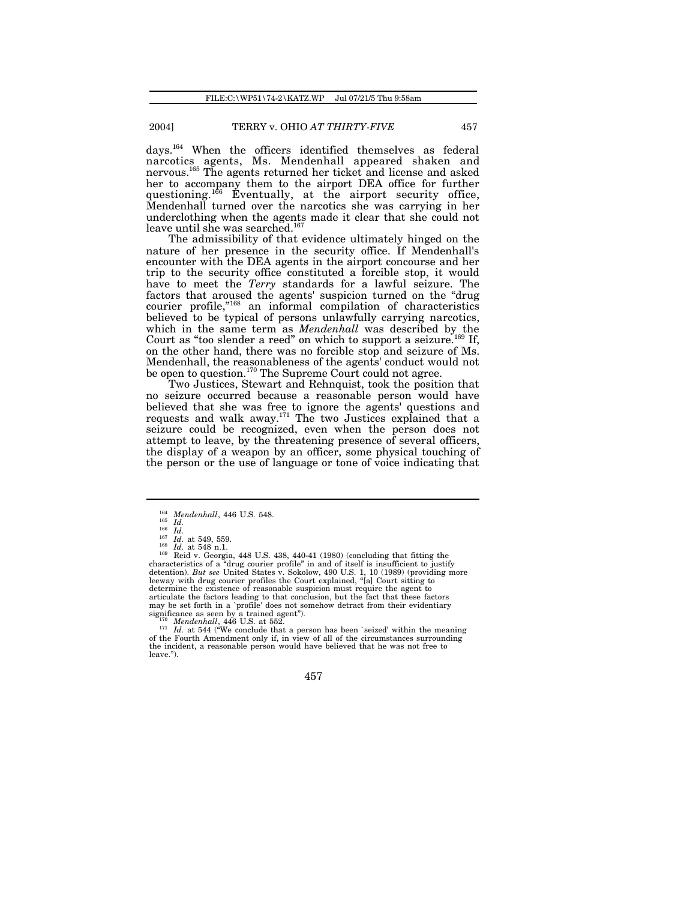days.[164] When the officers identified themselves as federal narcotics agents, Ms. Mendenhall appeared shaken and nervous.[165] The agents returned her ticket and license and asked her to accompany them to the airport DEA office for further questioning.[166] Eventually, at the airport security office, Mendenhall turned over the narcotics she was carrying in her underclothing when the agents made it clear that she could not leave until she was searched.[167]

The admissibility of that evidence ultimately hinged on the nature of her presence in the security office. If Mendenhall's encounter with the DEA agents in the airport concourse and her trip to the security office constituted a forcible stop, it would have to meet the *Terry* standards for a lawful seizure. The factors that aroused the agents' suspicion turned on the "drug courier profile,"[168] an informal compilation of characteristics believed to be typical of persons unlawfully carrying narcotics, which in the same term as *Mendenhall* was described by the Court as "too slender a reed" on which to support a seizure.[169] If, on the other hand, there was no forcible stop and seizure of Ms. Mendenhall, the reasonableness of the agents' conduct would not be open to question.[170] The Supreme Court could not agree.

Two Justices, Stewart and Rehnquist, took the position that no seizure occurred because a reasonable person would have believed that she was free to ignore the agents' questions and requests and walk away.[171] The two Justices explained that a seizure could be recognized, even when the person does not attempt to leave, by the threatening presence of several officers, the display of a weapon by an officer, some physical touching of the person or the use of language or tone of voice indicating that

---

[164] *Mendenhall*, 446 U.S. 548.

[165] *Id.*

[166] *Id.*

[167] *Id.* at 549, 559.

[168] *Id.* at 548 n.1.

[169] Reid v. Georgia, 448 U.S. 438, 440-41 (1980) (concluding that fitting the characteristics of a "drug courier profile" in and of itself is insufficient to justify detention). *But see* United States v. Sokolow, 490 U.S. 1, 10 (1989) (providing more leeway with drug courier profiles the Court explained, "[a] Court sitting to determine the existence of reasonable suspicion must require the agent to articulate the factors leading to that conclusion, but the fact that these factors may be set forth in a `profile' does not somehow detract from their evidentiary significance as seen by a trained agent").

[170] *Mendenhall*, 446 U.S. at 552.

[171] *Id.* at 544 ("We conclude that a person has been `seized' within the meaning of the Fourth Amendment only if, in view of all of the circumstances surrounding the incident, a reasonable person would have believed that he was not free to leave.").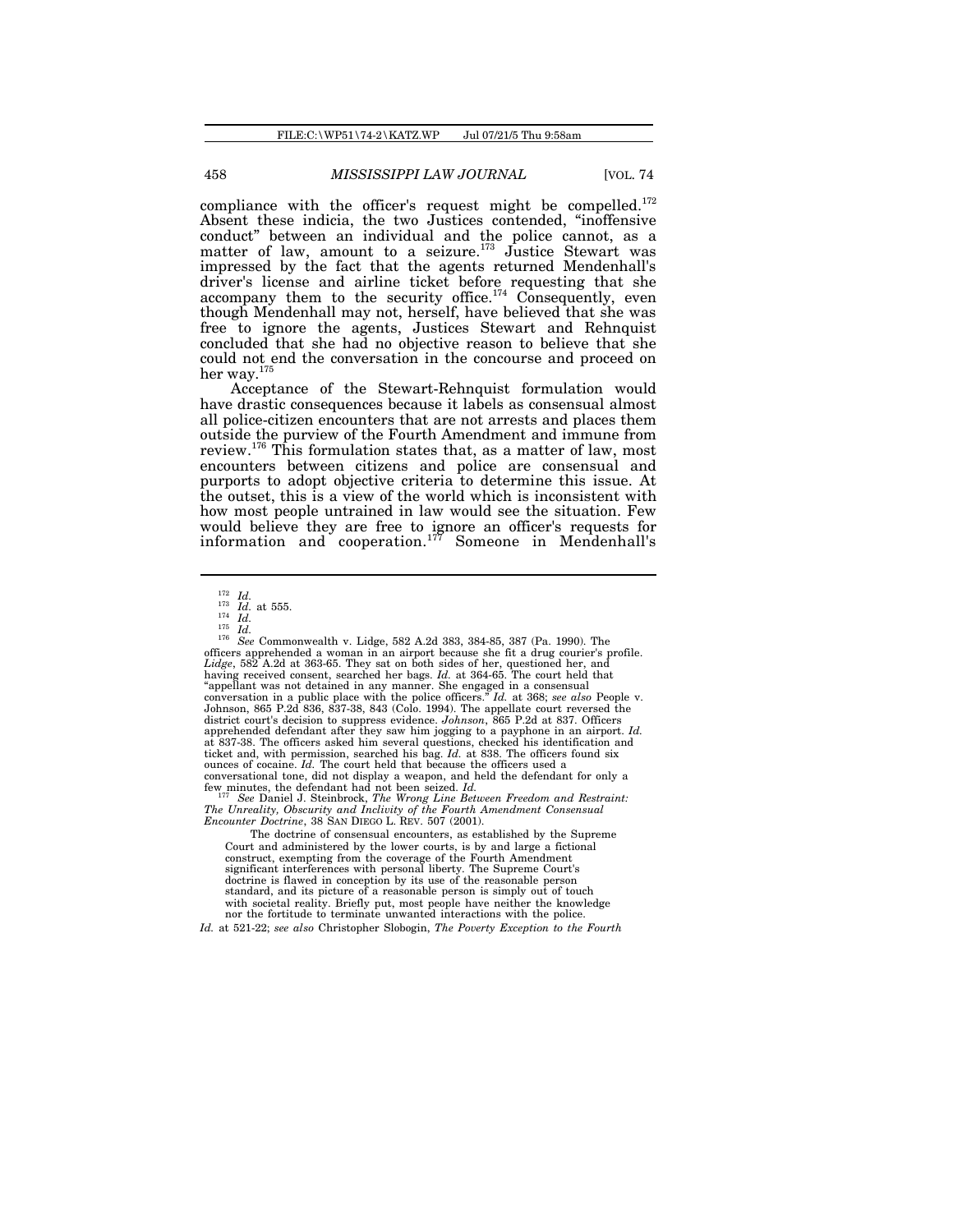compliance with the officer's request might be compelled.[172] Absent these indicia, the two Justices contended, "inoffensive conduct" between an individual and the police cannot, as a matter of law, amount to a seizure.[173] Justice Stewart was impressed by the fact that the agents returned Mendenhall's driver's license and airline ticket before requesting that she accompany them to the security office.[174] Consequently, even though Mendenhall may not, herself, have believed that she was free to ignore the agents, Justices Stewart and Rehnquist concluded that she had no objective reason to believe that she could not end the conversation in the concourse and proceed on her way.[175]

Acceptance of the Stewart-Rehnquist formulation would have drastic consequences because it labels as consensual almost all police-citizen encounters that are not arrests and places them outside the purview of the Fourth Amendment and immune from review.[176] This formulation states that, as a matter of law, most encounters between citizens and police are consensual and purports to adopt objective criteria to determine this issue. At the outset, this is a view of the world which is inconsistent with how most people untrained in law would see the situation. Few would believe they are free to ignore an officer's requests for information and cooperation.[177] Someone in Mendenhall's

---

[172] *Id.*

[173] *Id.* at 555.

[174] *Id.*

[175] *Id.*

[176] *See* Commonwealth v. Lidge, 582 A.2d 383, 384-85, 387 (Pa. 1990). The officers apprehended a woman in an airport because she fit a drug courier's profile. *Lidge*, 582 A.2d at 363-65. They sat on both sides of her, questioned her, and having received consent, searched her bags. *Id.* at 364-65. The court held that "appellant was not detained in any manner. She engaged in a consensual conversation in a public place with the police officers." *Id.* at 368; *see also* People v. Johnson, 865 P.2d 836, 837-38, 843 (Colo. 1994). The appellate court reversed the district court's decision to suppress evidence. *Johnson*, 865 P.2d at 837. Officers apprehended defendant after they saw him jogging to a payphone in an airport. *Id.* at 837-38. The officers asked him several questions, checked his identification and ticket and, with permission, searched his bag. *Id.* at 838. The officers found six ounces of cocaine. *Id.* The court held that because the officers used a conversational tone, did not display a weapon, and held the defendant for only a few minutes, the defendant had not been seized. *Id.*

[177] *See* Daniel J. Steinbrock, *The Wrong Line Between Freedom and Restraint: The Unreality, Obscurity and Inclivity of the Fourth Amendment Consensual Encounter Doctrine*, 38 SAN DIEGO L. REV. 507 (2001).

> The doctrine of consensual encounters, as established by the Supreme Court and administered by the lower courts, is by and large a fictional construct, exempting from the coverage of the Fourth Amendment significant interferences with personal liberty. The Supreme Court's doctrine is flawed in conception by its use of the reasonable person standard, and its picture of a reasonable person is simply out of touch with societal reality. Briefly put, most people have neither the knowledge nor the fortitude to terminate unwanted interactions with the police.

*Id.* at 521-22; *see also* Christopher Slobogin, *The Poverty Exception to the Fourth*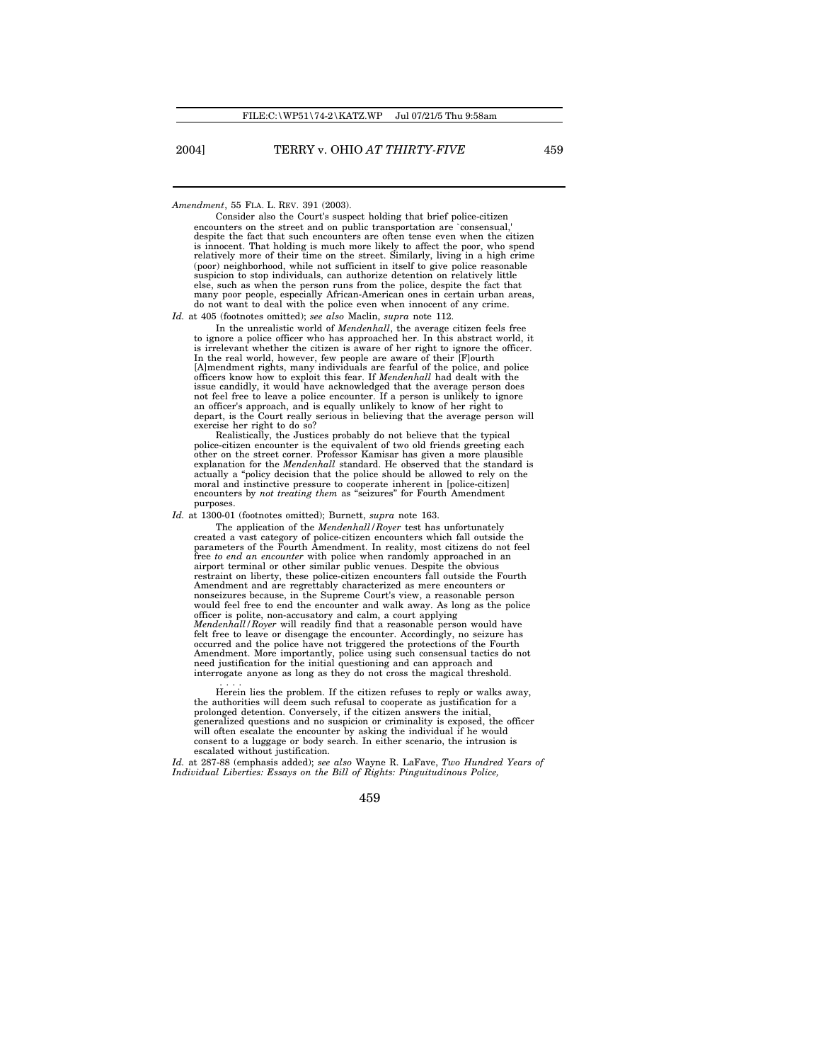*Amendment*, 55 FLA. L. REV. 391 (2003).

> Consider also the Court's suspect holding that brief police-citizen encounters on the street and on public transportation are `consensual,' despite the fact that such encounters are often tense even when the citizen is innocent. That holding is much more likely to affect the poor, who spend relatively more of their time on the street. Similarly, living in a high crime (poor) neighborhood, while not sufficient in itself to give police reasonable suspicion to stop individuals, can authorize detention on relatively little else, such as when the person runs from the police, despite the fact that many poor people, especially African-American ones in certain urban areas, do not want to deal with the police even when innocent of any crime.

*Id.* at 405 (footnotes omitted); *see also* Maclin, *supra* note 112.

> In the unrealistic world of *Mendenhall*, the average citizen feels free to ignore a police officer who has approached her. In this abstract world, it is irrelevant whether the citizen is aware of her right to ignore the officer. In the real world, however, few people are aware of their [F]ourth [A]mendment rights, many individuals are fearful of the police, and police officers know how to exploit this fear. If *Mendenhall* had dealt with the issue candidly, it would have acknowledged that the average person does not feel free to leave a police encounter. If a person is unlikely to ignore an officer's approach, and is equally unlikely to know of her right to depart, is the Court really serious in believing that the average person will exercise her right to do so?
>
> Realistically, the Justices probably do not believe that the typical police-citizen encounter is the equivalent of two old friends greeting each other on the street corner. Professor Kamisar has given a more plausible explanation for the *Mendenhall* standard. He observed that the standard is actually a "policy decision that the police should be allowed to rely on the moral and instinctive pressure to cooperate inherent in [police-citizen] encounters by *not treating them* as "seizures" for Fourth Amendment purposes.

*Id.* at 1300-01 (footnotes omitted); Burnett, *supra* note 163.

> The application of the *Mendenhall/Royer* test has unfortunately created a vast category of police-citizen encounters which fall outside the parameters of the Fourth Amendment. In reality, most citizens do not feel free *to end an encounter* with police when randomly approached in an airport terminal or other similar public venues. Despite the obvious restraint on liberty, these police-citizen encounters fall outside the Fourth Amendment and are regrettably characterized as mere encounters or nonseizures because, in the Supreme Court's view, a reasonable person would feel free to end the encounter and walk away. As long as the police officer is polite, non-accusatory and calm, a court applying *Mendenhall/Royer* will readily find that a reasonable person would have felt free to leave or disengage the encounter. Accordingly, no seizure has occurred and the police have not triggered the protections of the Fourth Amendment. More importantly, police using such consensual tactics do not need justification for the initial questioning and can approach and interrogate anyone as long as they do not cross the magical threshold.
>
> . . . .
>
> Herein lies the problem. If the citizen refuses to reply or walks away, the authorities will deem such refusal to cooperate as justification for a prolonged detention. Conversely, if the citizen answers the initial, generalized questions and no suspicion or criminality is exposed, the officer will often escalate the encounter by asking the individual if he would consent to a luggage or body search. In either scenario, the intrusion is escalated without justification.

*Id.* at 287-88 (emphasis added); *see also* Wayne R. LaFave, *Two Hundred Years of Individual Liberties: Essays on the Bill of Rights: Pinguitudinous Police,*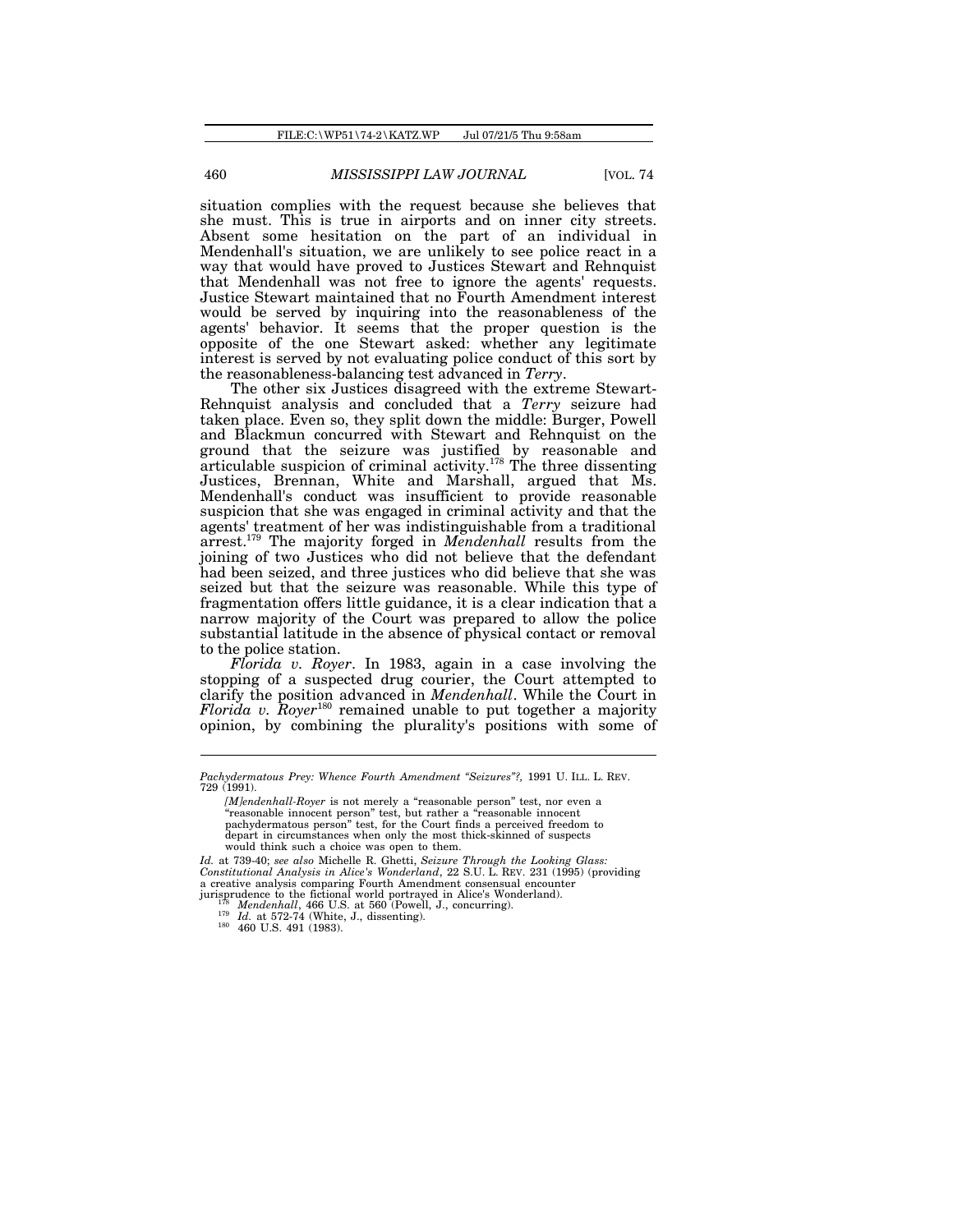situation complies with the request because she believes that she must. This is true in airports and on inner city streets. Absent some hesitation on the part of an individual in Mendenhall's situation, we are unlikely to see police react in a way that would have proved to Justices Stewart and Rehnquist that Mendenhall was not free to ignore the agents' requests. Justice Stewart maintained that no Fourth Amendment interest would be served by inquiring into the reasonableness of the agents' behavior. It seems that the proper question is the opposite of the one Stewart asked: whether any legitimate interest is served by not evaluating police conduct of this sort by the reasonableness-balancing test advanced in *Terry*.

The other six Justices disagreed with the extreme Stewart-Rehnquist analysis and concluded that a *Terry* seizure had taken place. Even so, they split down the middle: Burger, Powell and Blackmun concurred with Stewart and Rehnquist on the ground that the seizure was justified by reasonable and articulable suspicion of criminal activity.[178] The three dissenting Justices, Brennan, White and Marshall, argued that Ms. Mendenhall's conduct was insufficient to provide reasonable suspicion that she was engaged in criminal activity and that the agents' treatment of her was indistinguishable from a traditional arrest.[179] The majority forged in *Mendenhall* results from the joining of two Justices who did not believe that the defendant had been seized, and three justices who did believe that she was seized but that the seizure was reasonable. While this type of fragmentation offers little guidance, it is a clear indication that a narrow majority of the Court was prepared to allow the police substantial latitude in the absence of physical contact or removal to the police station.

*Florida v. Royer*. In 1983, again in a case involving the stopping of a suspected drug courier, the Court attempted to clarify the position advanced in *Mendenhall*. While the Court in *Florida v. Royer*[180] remained unable to put together a majority opinion, by combining the plurality's positions with some of

---

*Pachydermatous Prey: Whence Fourth Amendment "Seizures"?,* 1991 U. ILL. L. REV. 729 (1991).

> *[M]endenhall-Royer* is not merely a "reasonable person" test, nor even a "reasonable innocent person" test, but rather a "reasonable innocent pachydermatous person" test, for the Court finds a perceived freedom to depart in circumstances when only the most thick-skinned of suspects would think such a choice was open to them.

*Id.* at 739-40; *see also* Michelle R. Ghetti, *Seizure Through the Looking Glass: Constitutional Analysis in Alice's Wonderland*, 22 S.U. L. REV. 231 (1995) (providing a creative analysis comparing Fourth Amendment consensual encounter jurisprudence to the fictional world portrayed in Alice's Wonderland).

[178] *Mendenhall*, 466 U.S. at 560 (Powell, J., concurring).

[179] *Id.* at 572-74 (White, J., dissenting).

[180] 460 U.S. 491 (1983).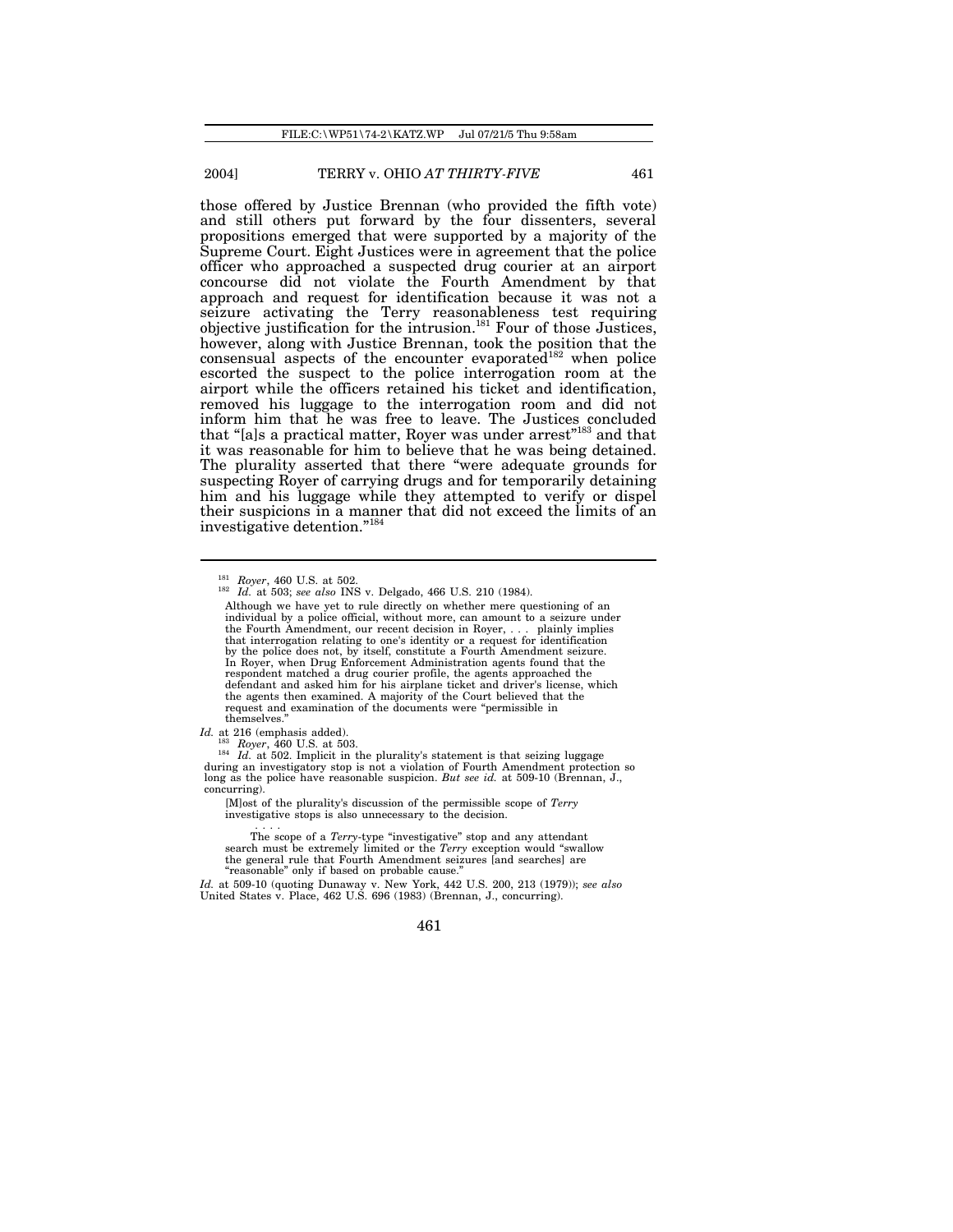those offered by Justice Brennan (who provided the fifth vote) and still others put forward by the four dissenters, several propositions emerged that were supported by a majority of the Supreme Court. Eight Justices were in agreement that the police officer who approached a suspected drug courier at an airport concourse did not violate the Fourth Amendment by that approach and request for identification because it was not a seizure activating the Terry reasonableness test requiring objective justification for the intrusion.[181] Four of those Justices, however, along with Justice Brennan, took the position that the consensual aspects of the encounter evaporated[182] when police escorted the suspect to the police interrogation room at the airport while the officers retained his ticket and identification, removed his luggage to the interrogation room and did not inform him that he was free to leave. The Justices concluded that "[a]s a practical matter, Royer was under arrest"[183] and that it was reasonable for him to believe that he was being detained. The plurality asserted that there "were adequate grounds for suspecting Royer of carrying drugs and for temporarily detaining him and his luggage while they attempted to verify or dispel their suspicions in a manner that did not exceed the limits of an investigative detention."[184]

---

[181] *Royer*, 460 U.S. at 502.

[182] *Id.* at 503; *see also* INS v. Delgado, 466 U.S. 210 (1984).

> Although we have yet to rule directly on whether mere questioning of an individual by a police official, without more, can amount to a seizure under the Fourth Amendment, our recent decision in Royer, . . . plainly implies that interrogation relating to one's identity or a request for identification by the police does not, by itself, constitute a Fourth Amendment seizure. In Royer, when Drug Enforcement Administration agents found that the respondent matched a drug courier profile, the agents approached the defendant and asked him for his airplane ticket and driver's license, which the agents then examined. A majority of the Court believed that the request and examination of the documents were "permissible in themselves."

*Id.* at 216 (emphasis added).

[183] *Royer*, 460 U.S. at 503.

[184] *Id.* at 502. Implicit in the plurality's statement is that seizing luggage during an investigatory stop is not a violation of Fourth Amendment protection so long as the police have reasonable suspicion. *But see id.* at 509-10 (Brennan, J., concurring).

> [M]ost of the plurality's discussion of the permissible scope of *Terry* investigative stops is also unnecessary to the decision.
>
> . . . .
>
> The scope of a *Terry*-type "investigative" stop and any attendant search must be extremely limited or the *Terry* exception would "swallow the general rule that Fourth Amendment seizures [and searches] are "reasonable" only if based on probable cause."

*Id.* at 509-10 (quoting Dunaway v. New York, 442 U.S. 200, 213 (1979)); *see also* United States v. Place, 462 U.S. 696 (1983) (Brennan, J., concurring).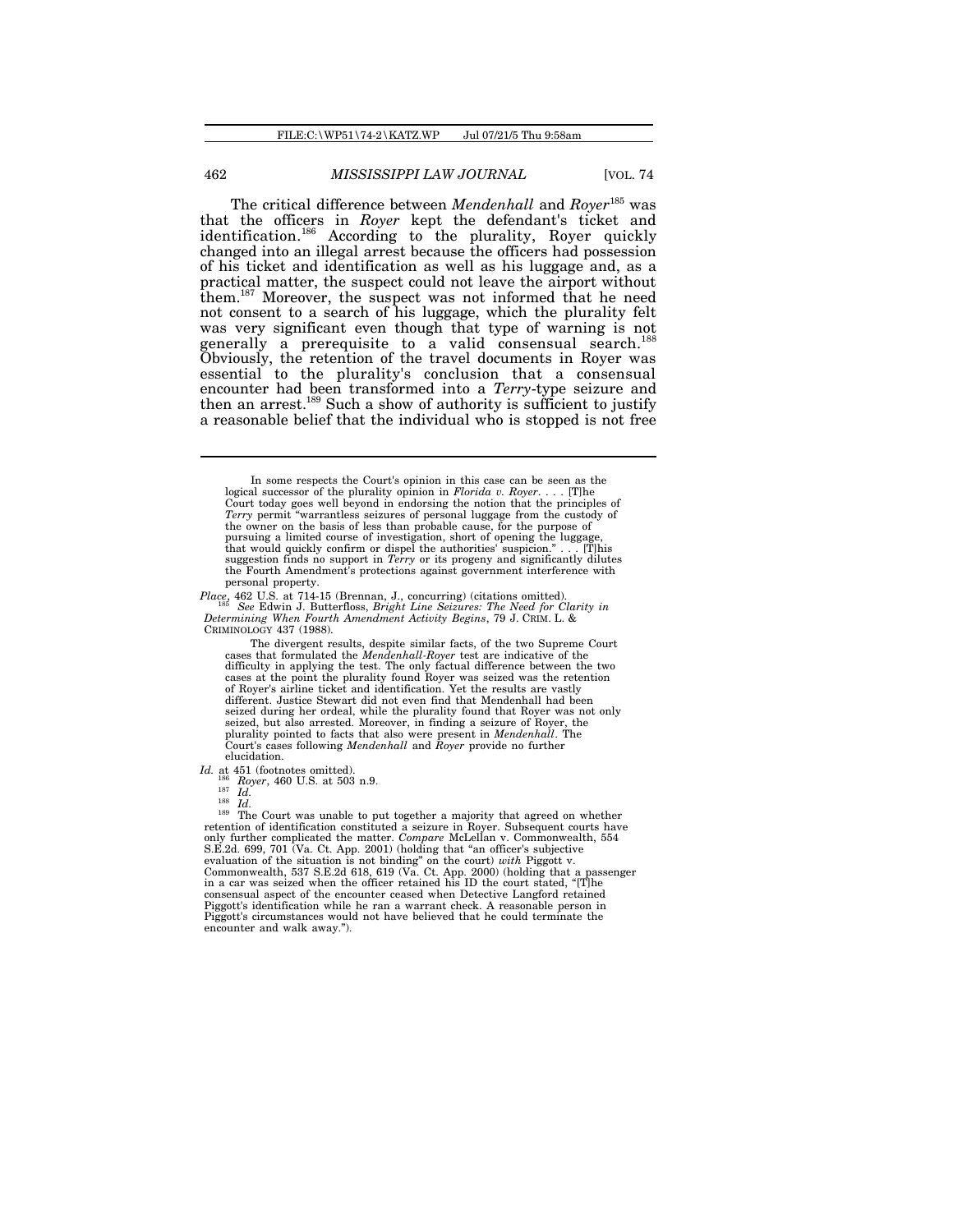The critical difference between *Mendenhall* and *Royer*[185] was that the officers in *Royer* kept the defendant's ticket and identification.[186] According to the plurality, Royer quickly changed into an illegal arrest because the officers had possession of his ticket and identification as well as his luggage and, as a practical matter, the suspect could not leave the airport without them.[187] Moreover, the suspect was not informed that he need not consent to a search of his luggage, which the plurality felt was very significant even though that type of warning is not generally a prerequisite to a valid consensual search.[188] Obviously, the retention of the travel documents in Royer was essential to the plurality's conclusion that a consensual encounter had been transformed into a *Terry*-type seizure and then an arrest.[189] Such a show of authority is sufficient to justify a reasonable belief that the individual who is stopped is not free

---

> In some respects the Court's opinion in this case can be seen as the logical successor of the plurality opinion in *Florida v. Royer*. . . . [T]he Court today goes well beyond in endorsing the notion that the principles of *Terry* permit "warrantless seizures of personal luggage from the custody of the owner on the basis of less than probable cause, for the purpose of pursuing a limited course of investigation, short of opening the luggage, that would quickly confirm or dispel the authorities' suspicion." . . . [T]his suggestion finds no support in *Terry* or its progeny and significantly dilutes the Fourth Amendment's protections against government interference with personal property.

*Place*, 462 U.S. at 714-15 (Brennan, J., concurring) (citations omitted).

[185] *See* Edwin J. Butterfloss, *Bright Line Seizures: The Need for Clarity in Determining When Fourth Amendment Activity Begins*, 79 J. CRIM. L. & CRIMINOLOGY 437 (1988).

> The divergent results, despite similar facts, of the two Supreme Court cases that formulated the *Mendenhall-Royer* test are indicative of the difficulty in applying the test. The only factual difference between the two cases at the point the plurality found Royer was seized was the retention of Royer's airline ticket and identification. Yet the results are vastly different. Justice Stewart did not even find that Mendenhall had been seized during her ordeal, while the plurality found that Royer was not only seized, but also arrested. Moreover, in finding a seizure of Royer, the plurality pointed to facts that also were present in *Mendenhall*. The Court's cases following *Mendenhall* and *Royer* provide no further elucidation.

*Id.* at 451 (footnotes omitted).

[186] *Royer*, 460 U.S. at 503 n.9.

[187] *Id.*

[188] *Id.*

[189] The Court was unable to put together a majority that agreed on whether retention of identification constituted a seizure in Royer. Subsequent courts have only further complicated the matter. *Compare* McLellan v. Commonwealth, 554 S.E.2d. 699, 701 (Va. Ct. App. 2001) (holding that "an officer's subjective evaluation of the situation is not binding" on the court) *with* Piggott v. Commonwealth, 537 S.E.2d 618, 619 (Va. Ct. App. 2000) (holding that a passenger in a car was seized when the officer retained his ID the court stated, "[T]he consensual aspect of the encounter ceased when Detective Langford retained Piggott's identification while he ran a warrant check. A reasonable person in Piggott's circumstances would not have believed that he could terminate the encounter and walk away.").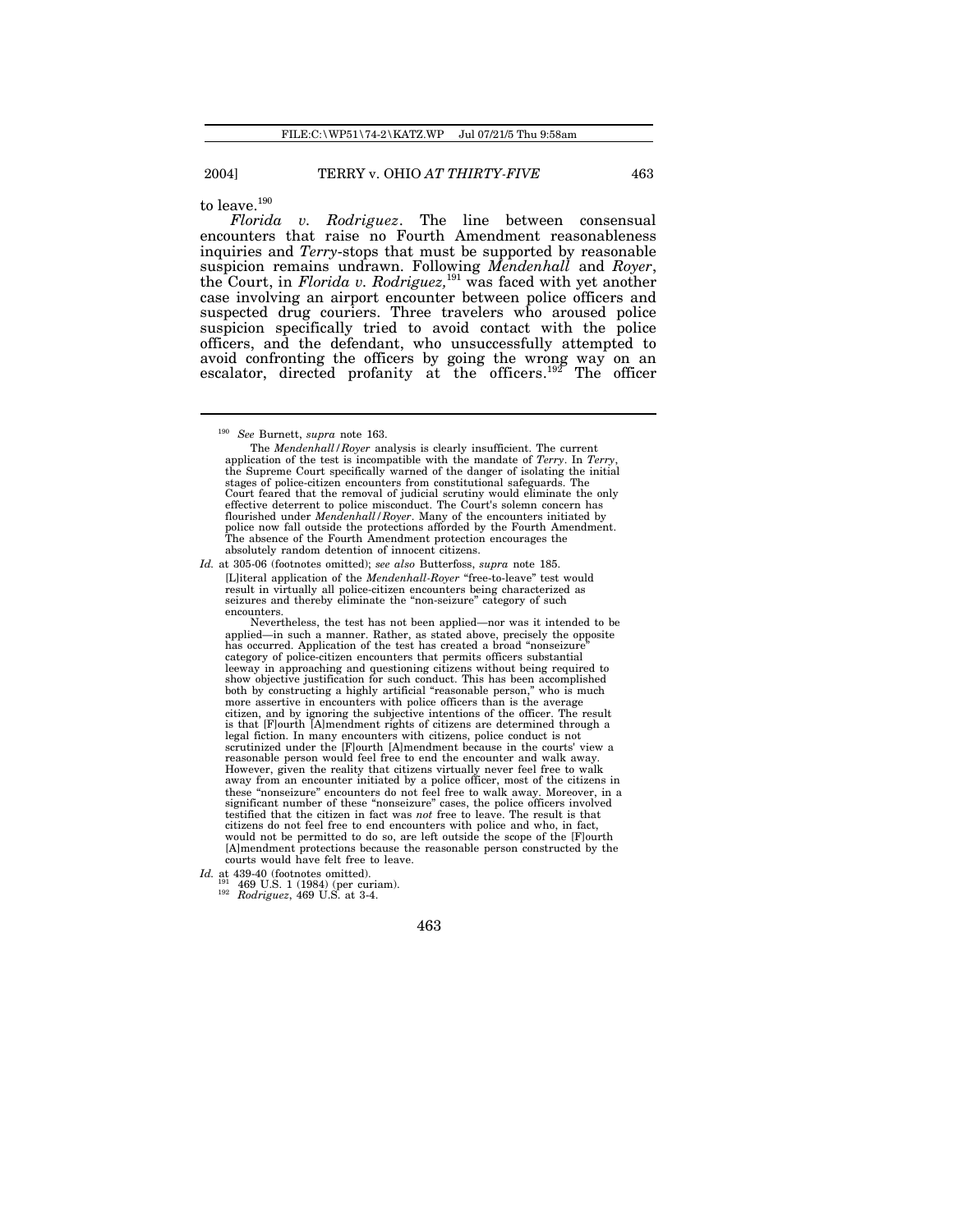to leave.[190]

*Florida v. Rodriguez*. The line between consensual encounters that raise no Fourth Amendment reasonableness inquiries and *Terry*-stops that must be supported by reasonable suspicion remains undrawn. Following *Mendenhall* and *Royer*, the Court, in *Florida v. Rodriguez*,[191] was faced with yet another case involving an airport encounter between police officers and suspected drug couriers. Three travelers who aroused police suspicion specifically tried to avoid contact with the police officers, and the defendant, who unsuccessfully attempted to avoid confronting the officers by going the wrong way on an escalator, directed profanity at the officers.[192] The officer

---

[190] *See* Burnett, *supra* note 163.

> The *Mendenhall*/*Royer* analysis is clearly insufficient. The current application of the test is incompatible with the mandate of *Terry*. In *Terry*, the Supreme Court specifically warned of the danger of isolating the initial stages of police-citizen encounters from constitutional safeguards. The Court feared that the removal of judicial scrutiny would eliminate the only effective deterrent to police misconduct. The Court's solemn concern has flourished under *Mendenhall*/*Royer*. Many of the encounters initiated by police now fall outside the protections afforded by the Fourth Amendment. The absence of the Fourth Amendment protection encourages the absolutely random detention of innocent citizens.

*Id.* at 305-06 (footnotes omitted); *see also* Butterfoss, *supra* note 185.

> [L]iteral application of the *Mendenhall-Royer* "free-to-leave" test would result in virtually all police-citizen encounters being characterized as seizures and thereby eliminate the "non-seizure" category of such encounters.
>
> Nevertheless, the test has not been applied—nor was it intended to be applied—in such a manner. Rather, as stated above, precisely the opposite has occurred. Application of the test has created a broad "nonseizure" category of police-citizen encounters that permits officers substantial leeway in approaching and questioning citizens without being required to show objective justification for such conduct. This has been accomplished both by constructing a highly artificial "reasonable person," who is much more assertive in encounters with police officers than is the average citizen, and by ignoring the subjective intentions of the officer. The result is that [F]ourth [A]mendment rights of citizens are determined through a legal fiction. In many encounters with citizens, police conduct is not scrutinized under the [F]ourth [A]mendment because in the courts' view a reasonable person would feel free to end the encounter and walk away. However, given the reality that citizens virtually never feel free to walk away from an encounter initiated by a police officer, most of the citizens in these "nonseizure" encounters do not feel free to walk away. Moreover, in a significant number of these "nonseizure" cases, the police officers involved testified that the citizen in fact was *not* free to leave. The result is that citizens do not feel free to end encounters with police and who, in fact, would not be permitted to do so, are left outside the scope of the [F]ourth [A]mendment protections because the reasonable person constructed by the courts would have felt free to leave.

*Id.* at 439-40 (footnotes omitted).

[191] 469 U.S. 1 (1984) (per curiam).

[192] *Rodriguez*, 469 U.S. at 3-4.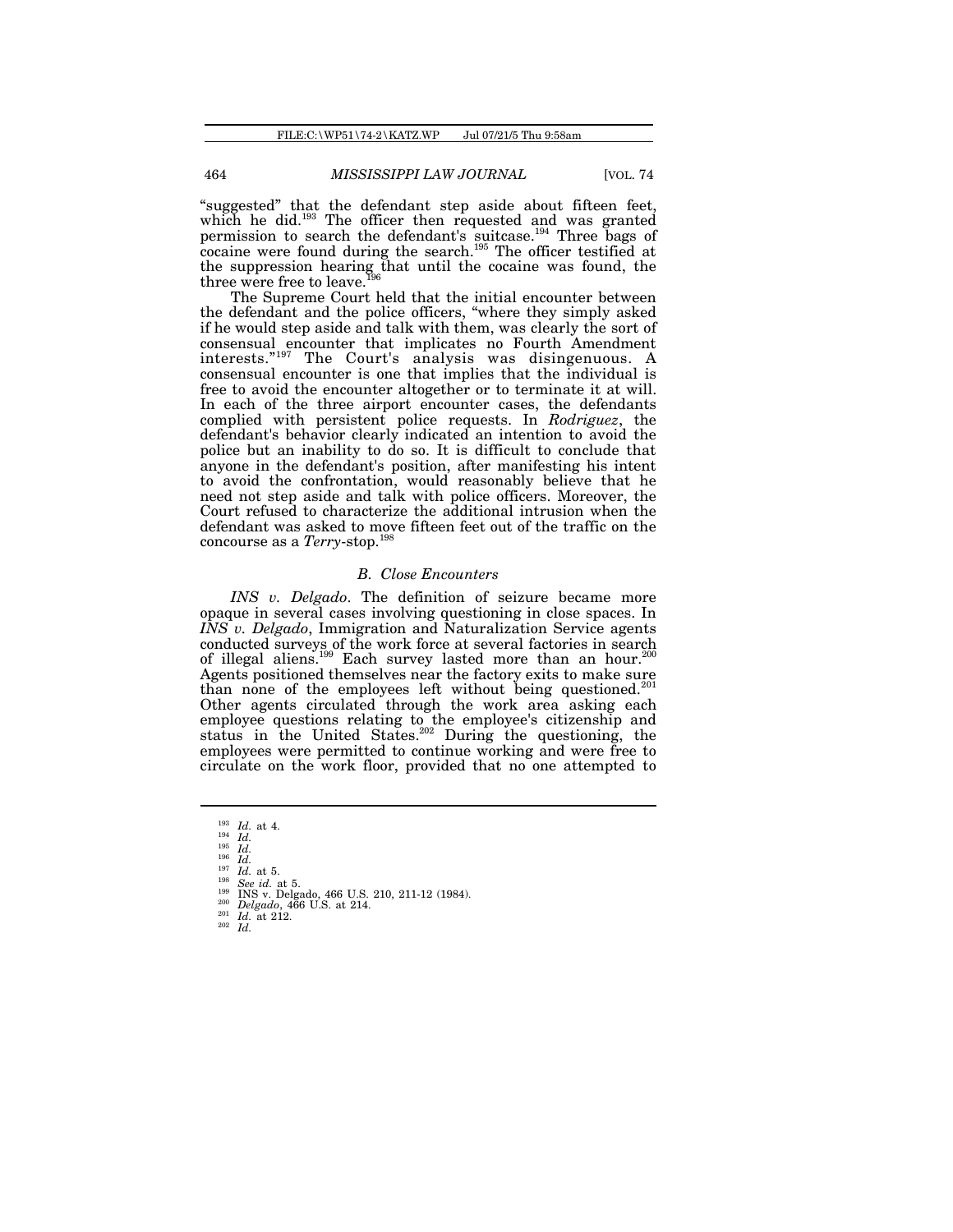"suggested" that the defendant step aside about fifteen feet, which he did.[193] The officer then requested and was granted permission to search the defendant's suitcase.[194] Three bags of cocaine were found during the search.[195] The officer testified at the suppression hearing that until the cocaine was found, the three were free to leave.[196]

The Supreme Court held that the initial encounter between the defendant and the police officers, "where they simply asked if he would step aside and talk with them, was clearly the sort of consensual encounter that implicates no Fourth Amendment interests."[197] The Court's analysis was disingenuous. A consensual encounter is one that implies that the individual is free to avoid the encounter altogether or to terminate it at will. In each of the three airport encounter cases, the defendants complied with persistent police requests. In *Rodriguez*, the defendant's behavior clearly indicated an intention to avoid the police but an inability to do so. It is difficult to conclude that anyone in the defendant's position, after manifesting his intent to avoid the confrontation, would reasonably believe that he need not step aside and talk with police officers. Moreover, the Court refused to characterize the additional intrusion when the defendant was asked to move fifteen feet out of the traffic on the concourse as a *Terry*-stop.[198]

### *B. Close Encounters*

*INS v. Delgado*. The definition of seizure became more opaque in several cases involving questioning in close spaces. In *INS v. Delgado*, Immigration and Naturalization Service agents conducted surveys of the work force at several factories in search of illegal aliens.[199] Each survey lasted more than an hour.[200] Agents positioned themselves near the factory exits to make sure than none of the employees left without being questioned.[201] Other agents circulated through the work area asking each employee questions relating to the employee's citizenship and status in the United States.[202] During the questioning, the employees were permitted to continue working and were free to circulate on the work floor, provided that no one attempted to

---

[193] *Id.* at 4.
[194] *Id.*
[195] *Id.*
[196] *Id.*
[197] *Id.* at 5.
[198] *See id.* at 5.
[199] INS v. Delgado, 466 U.S. 210, 211-12 (1984).
[200] *Delgado*, 466 U.S. at 214.
[201] *Id.* at 212.
[202] *Id.*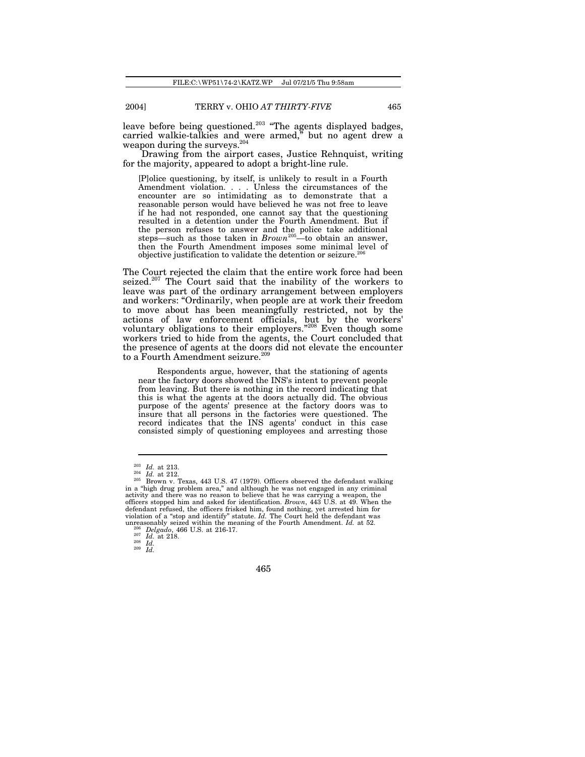leave before being questioned.[203] "The agents displayed badges, carried walkie-talkies and were armed," but no agent drew a weapon during the surveys.[204]

Drawing from the airport cases, Justice Rehnquist, writing for the majority, appeared to adopt a bright-line rule.

> [P]olice questioning, by itself, is unlikely to result in a Fourth Amendment violation. . . . Unless the circumstances of the encounter are so intimidating as to demonstrate that a reasonable person would have believed he was not free to leave if he had not responded, one cannot say that the questioning resulted in a detention under the Fourth Amendment. But if the person refuses to answer and the police take additional steps—such as those taken in *Brown*[205]—to obtain an answer, then the Fourth Amendment imposes some minimal level of objective justification to validate the detention or seizure.[206]

The Court rejected the claim that the entire work force had been seized.[207] The Court said that the inability of the workers to leave was part of the ordinary arrangement between employers and workers: "Ordinarily, when people are at work their freedom to move about has been meaningfully restricted, not by the actions of law enforcement officials, but by the workers' voluntary obligations to their employers."[208] Even though some workers tried to hide from the agents, the Court concluded that the presence of agents at the doors did not elevate the encounter to a Fourth Amendment seizure.[209]

> Respondents argue, however, that the stationing of agents near the factory doors showed the INS's intent to prevent people from leaving. But there is nothing in the record indicating that this is what the agents at the doors actually did. The obvious purpose of the agents' presence at the factory doors was to insure that all persons in the factories were questioned. The record indicates that the INS agents' conduct in this case consisted simply of questioning employees and arresting those

---

[203] *Id.* at 213.

[204] *Id.* at 212.

[205] Brown v. Texas, 443 U.S. 47 (1979). Officers observed the defendant walking in a "high drug problem area," and although he was not engaged in any criminal activity and there was no reason to believe that he was carrying a weapon, the officers stopped him and asked for identification. *Brown*, 443 U.S. at 49. When the defendant refused, the officers frisked him, found nothing, yet arrested him for violation of a "stop and identify" statute. *Id.* The Court held the defendant was unreasonably seized within the meaning of the Fourth Amendment. *Id.* at 52.

[206] *Delgado*, 466 U.S. at 216-17.

[207] *Id.* at 218.

[208] *Id.*

[209] *Id.*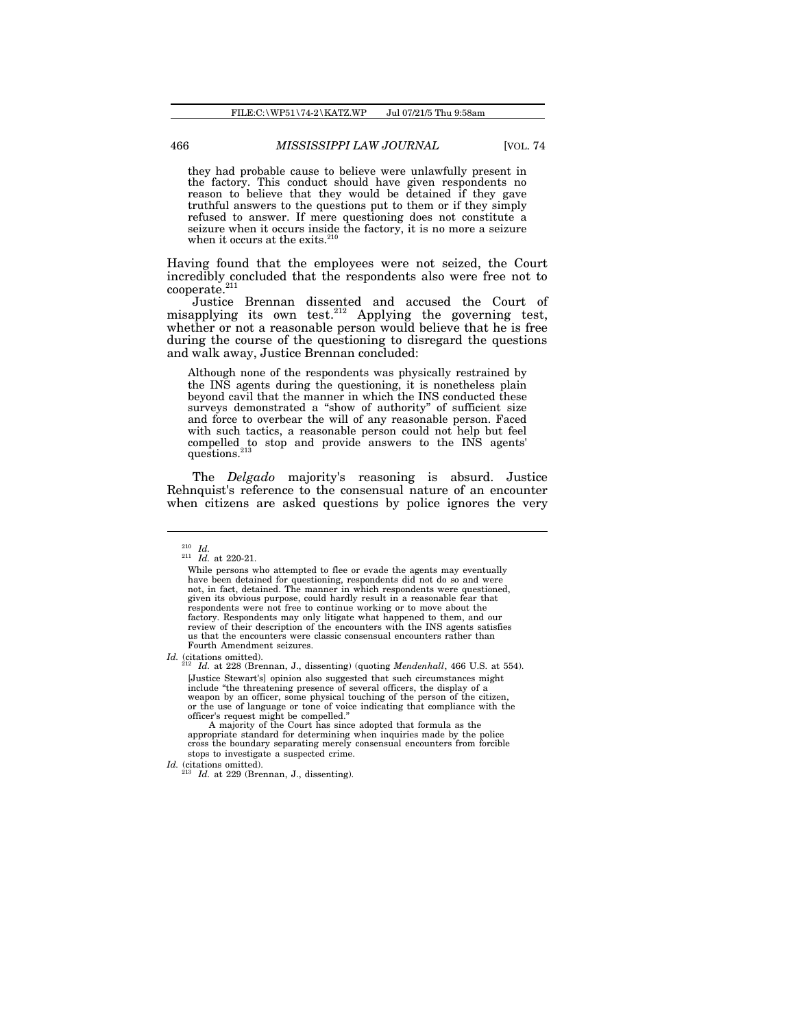> they had probable cause to believe were unlawfully present in the factory. This conduct should have given respondents no reason to believe that they would be detained if they gave truthful answers to the questions put to them or if they simply refused to answer. If mere questioning does not constitute a seizure when it occurs inside the factory, it is no more a seizure when it occurs at the exits.[210]

Having found that the employees were not seized, the Court incredibly concluded that the respondents also were free not to cooperate.[211]

Justice Brennan dissented and accused the Court of misapplying its own test.[212] Applying the governing test, whether or not a reasonable person would believe that he is free during the course of the questioning to disregard the questions and walk away, Justice Brennan concluded:

> Although none of the respondents was physically restrained by the INS agents during the questioning, it is nonetheless plain beyond cavil that the manner in which the INS conducted these surveys demonstrated a "show of authority" of sufficient size and force to overbear the will of any reasonable person. Faced with such tactics, a reasonable person could not help but feel compelled to stop and provide answers to the INS agents' questions.[213]

The *Delgado* majority's reasoning is absurd. Justice Rehnquist's reference to the consensual nature of an encounter when citizens are asked questions by police ignores the very

---

[210] *Id.*

[211] *Id.* at 220-21.

> While persons who attempted to flee or evade the agents may eventually have been detained for questioning, respondents did not do so and were not, in fact, detained. The manner in which respondents were questioned, given its obvious purpose, could hardly result in a reasonable fear that respondents were not free to continue working or to move about the factory. Respondents may only litigate what happened to them, and our review of their description of the encounters with the INS agents satisfies us that the encounters were classic consensual encounters rather than Fourth Amendment seizures.

*Id.* (citations omitted).

[212] *Id.* at 228 (Brennan, J., dissenting) (quoting *Mendenhall*, 466 U.S. at 554).

> [Justice Stewart's] opinion also suggested that such circumstances might include "the threatening presence of several officers, the display of a weapon by an officer, some physical touching of the person of the citizen, or the use of language or tone of voice indicating that compliance with the officer's request might be compelled."
>
> A majority of the Court has since adopted that formula as the appropriate standard for determining when inquiries made by the police cross the boundary separating merely consensual encounters from forcible stops to investigate a suspected crime.

*Id.* (citations omitted).

[213] *Id.* at 229 (Brennan, J., dissenting).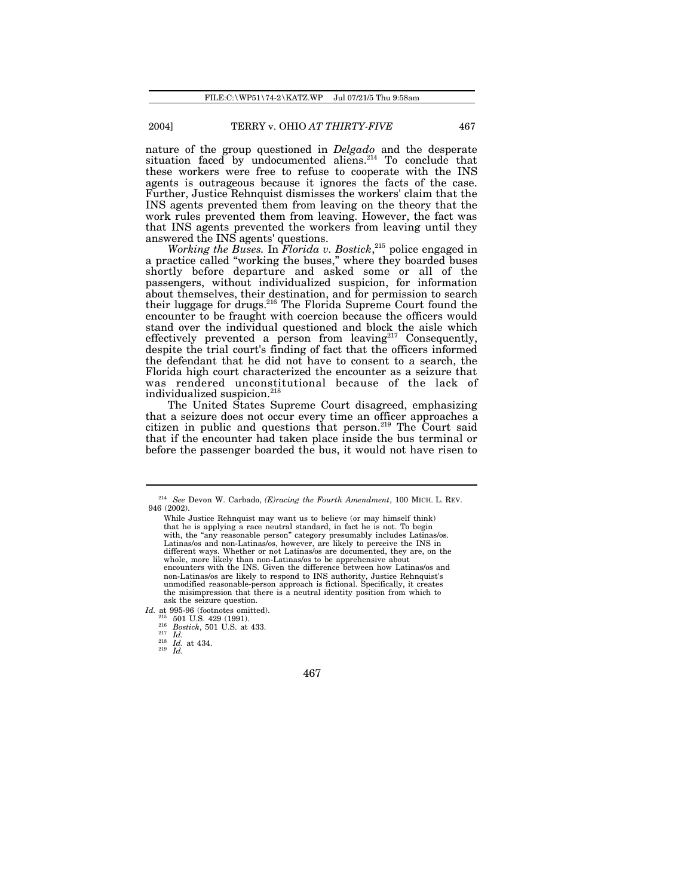nature of the group questioned in *Delgado* and the desperate situation faced by undocumented aliens.[214] To conclude that these workers were free to refuse to cooperate with the INS agents is outrageous because it ignores the facts of the case. Further, Justice Rehnquist dismisses the workers' claim that the INS agents prevented them from leaving on the theory that the work rules prevented them from leaving. However, the fact was that INS agents prevented the workers from leaving until they answered the INS agents' questions.

*Working the Buses.* In *Florida v. Bostick*,[215] police engaged in a practice called "working the buses," where they boarded buses shortly before departure and asked some or all of the passengers, without individualized suspicion, for information about themselves, their destination, and for permission to search their luggage for drugs.[216] The Florida Supreme Court found the encounter to be fraught with coercion because the officers would stand over the individual questioned and block the aisle which effectively prevented a person from leaving[217] Consequently, despite the trial court's finding of fact that the officers informed the defendant that he did not have to consent to a search, the Florida high court characterized the encounter as a seizure that was rendered unconstitutional because of the lack of individualized suspicion.[218]

The United States Supreme Court disagreed, emphasizing that a seizure does not occur every time an officer approaches a citizen in public and questions that person.[219] The Court said that if the encounter had taken place inside the bus terminal or before the passenger boarded the bus, it would not have risen to

---

[214] *See* Devon W. Carbado, *(E)racing the Fourth Amendment*, 100 MICH. L. REV. 946 (2002).

> While Justice Rehnquist may want us to believe (or may himself think) that he is applying a race neutral standard, in fact he is not. To begin with, the "any reasonable person" category presumably includes Latinas/os. Latinas/os and non-Latinas/os, however, are likely to perceive the INS in different ways. Whether or not Latinas/os are documented, they are, on the whole, more likely than non-Latinas/os to be apprehensive about encounters with the INS. Given the difference between how Latinas/os and non-Latinas/os are likely to respond to INS authority, Justice Rehnquist's unmodified reasonable-person approach is fictional. Specifically, it creates the misimpression that there is a neutral identity position from which to ask the seizure question.

*Id.* at 995-96 (footnotes omitted).

[215] 501 U.S. 429 (1991).

[216] *Bostick*, 501 U.S. at 433.

[217] *Id.*

[218] *Id.* at 434.

[219] *Id.*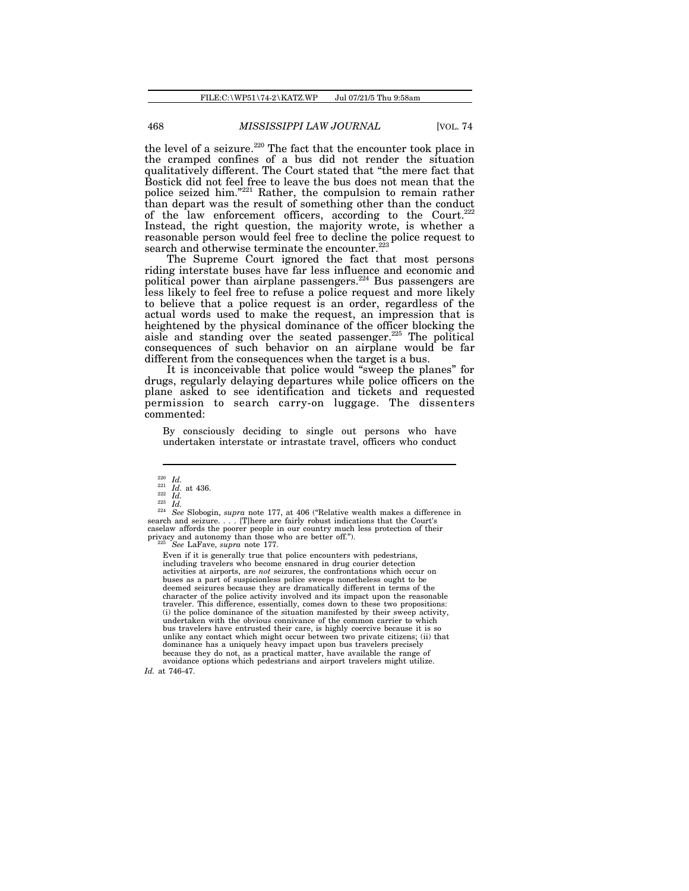the level of a seizure.[220] The fact that the encounter took place in the cramped confines of a bus did not render the situation qualitatively different. The Court stated that "the mere fact that Bostick did not feel free to leave the bus does not mean that the police seized him."[221] Rather, the compulsion to remain rather than depart was the result of something other than the conduct of the law enforcement officers, according to the Court.[222] Instead, the right question, the majority wrote, is whether a reasonable person would feel free to decline the police request to search and otherwise terminate the encounter.[223]

The Supreme Court ignored the fact that most persons riding interstate buses have far less influence and economic and political power than airplane passengers.[224] Bus passengers are less likely to feel free to refuse a police request and more likely to believe that a police request is an order, regardless of the actual words used to make the request, an impression that is heightened by the physical dominance of the officer blocking the aisle and standing over the seated passenger.[225] The political consequences of such behavior on an airplane would be far different from the consequences when the target is a bus.

It is inconceivable that police would "sweep the planes" for drugs, regularly delaying departures while police officers on the plane asked to see identification and tickets and requested permission to search carry-on luggage. The dissenters commented:

> By consciously deciding to single out persons who have undertaken interstate or intrastate travel, officers who conduct

---

[220] *Id.*

[221] *Id.* at 436.

[222] *Id.*

[223] *Id.*

[224] *See* Slobogin, *supra* note 177, at 406 ("Relative wealth makes a difference in search and seizure. . . . [T]here are fairly robust indications that the Court's caselaw affords the poorer people in our country much less protection of their privacy and autonomy than those who are better off.").

[225] *See* LaFave, *supra* note 177.

> Even if it is generally true that police encounters with pedestrians, including travelers who become ensnared in drug courier detection activities at airports, are *not* seizures, the confrontations which occur on buses as a part of suspicionless police sweeps nonetheless ought to be deemed seizures because they are dramatically different in terms of the character of the police activity involved and its impact upon the reasonable traveler. This difference, essentially, comes down to these two propositions: (i) the police dominance of the situation manifested by their sweep activity, undertaken with the obvious connivance of the common carrier to which bus travelers have entrusted their care, is highly coercive because it is so unlike any contact which might occur between two private citizens; (ii) that dominance has a uniquely heavy impact upon bus travelers precisely because they do not, as a practical matter, have available the range of avoidance options which pedestrians and airport travelers might utilize.

*Id.* at 746-47.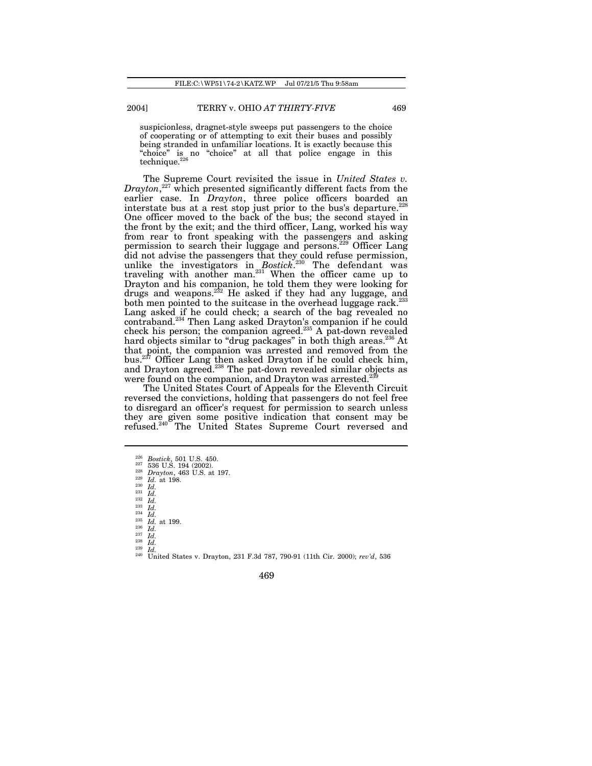suspicionless, dragnet-style sweeps put passengers to the choice of cooperating or of attempting to exit their buses and possibly being stranded in unfamiliar locations. It is exactly because this "choice" is no "choice" at all that police engage in this technique.[226]

The Supreme Court revisited the issue in *United States v. Drayton*,[227] which presented significantly different facts from the earlier case. In *Drayton*, three police officers boarded an interstate bus at a rest stop just prior to the bus's departure.[228] One officer moved to the back of the bus; the second stayed in the front by the exit; and the third officer, Lang, worked his way from rear to front speaking with the passengers and asking permission to search their luggage and persons.[229] Officer Lang did not advise the passengers that they could refuse permission, unlike the investigators in *Bostick*.[230] The defendant was traveling with another man.[231] When the officer came up to Drayton and his companion, he told them they were looking for drugs and weapons.[232] He asked if they had any luggage, and both men pointed to the suitcase in the overhead luggage rack.[233] Lang asked if he could check; a search of the bag revealed no contraband.[234] Then Lang asked Drayton's companion if he could check his person; the companion agreed.[235] A pat-down revealed hard objects similar to "drug packages" in both thigh areas.[236] At that point, the companion was arrested and removed from the bus.[237] Officer Lang then asked Drayton if he could check him, and Drayton agreed.[238] The pat-down revealed similar objects as were found on the companion, and Drayton was arrested.[239]

The United States Court of Appeals for the Eleventh Circuit reversed the convictions, holding that passengers do not feel free to disregard an officer's request for permission to search unless they are given some positive indication that consent may be refused.[240] The United States Supreme Court reversed and

---

[226] *Bostick*, 501 U.S. 450.
[227] 536 U.S. 194 (2002).
[228] *Drayton*, 463 U.S. at 197.
[229] *Id.* at 198.
[230] *Id.*
[231] *Id.*
[232] *Id.*
[233] *Id.*
[234] *Id.*
[235] *Id.* at 199.
[236] *Id.*
[237] *Id.*
[238] *Id.*
[239] *Id.*
[240] United States v. Drayton, 231 F.3d 787, 790-91 (11th Cir. 2000); *rev'd*, 536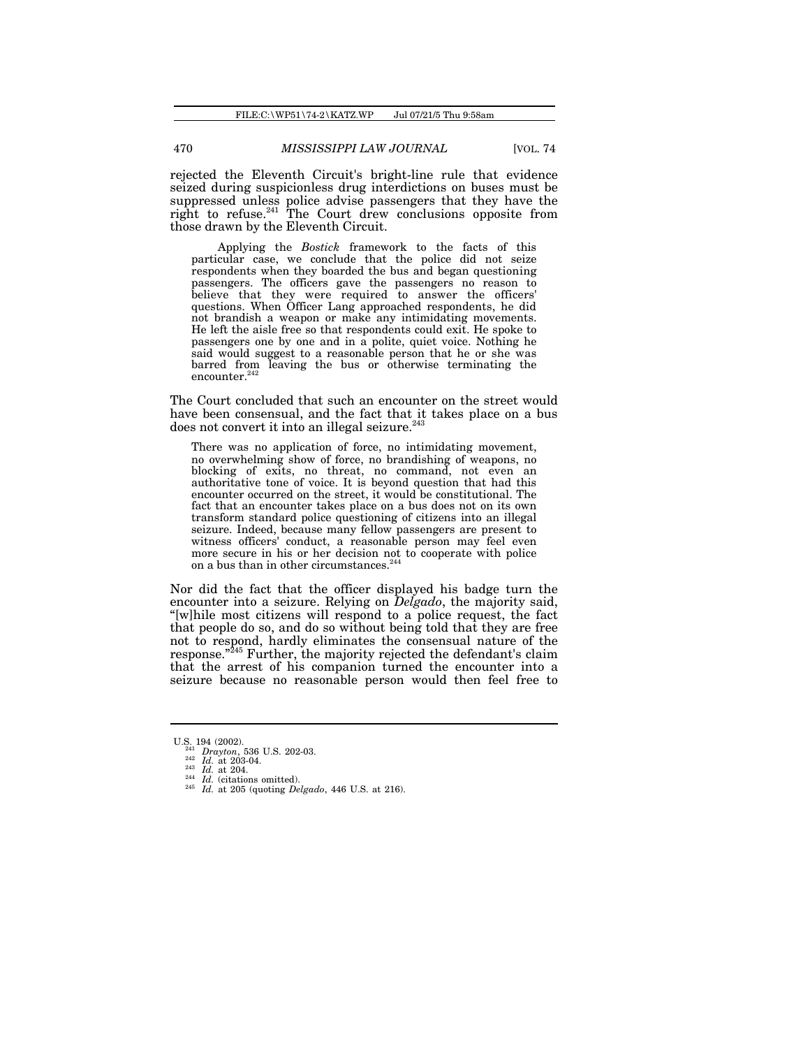rejected the Eleventh Circuit's bright-line rule that evidence seized during suspicionless drug interdictions on buses must be suppressed unless police advise passengers that they have the right to refuse.[241] The Court drew conclusions opposite from those drawn by the Eleventh Circuit.

> Applying the *Bostick* framework to the facts of this particular case, we conclude that the police did not seize respondents when they boarded the bus and began questioning passengers. The officers gave the passengers no reason to believe that they were required to answer the officers' questions. When Officer Lang approached respondents, he did not brandish a weapon or make any intimidating movements. He left the aisle free so that respondents could exit. He spoke to passengers one by one and in a polite, quiet voice. Nothing he said would suggest to a reasonable person that he or she was barred from leaving the bus or otherwise terminating the encounter.[242]

The Court concluded that such an encounter on the street would have been consensual, and the fact that it takes place on a bus does not convert it into an illegal seizure.[243]

> There was no application of force, no intimidating movement, no overwhelming show of force, no brandishing of weapons, no blocking of exits, no threat, no command, not even an authoritative tone of voice. It is beyond question that had this encounter occurred on the street, it would be constitutional. The fact that an encounter takes place on a bus does not on its own transform standard police questioning of citizens into an illegal seizure. Indeed, because many fellow passengers are present to witness officers' conduct, a reasonable person may feel even more secure in his or her decision not to cooperate with police on a bus than in other circumstances.[244]

Nor did the fact that the officer displayed his badge turn the encounter into a seizure. Relying on *Delgado*, the majority said, "[w]hile most citizens will respond to a police request, the fact that people do so, and do so without being told that they are free not to respond, hardly eliminates the consensual nature of the response."[245] Further, the majority rejected the defendant's claim that the arrest of his companion turned the encounter into a seizure because no reasonable person would then feel free to

---

U.S. 194 (2002).

[241] *Drayton*, 536 U.S. 202-03.

[242] *Id.* at 203-04.

[243] *Id.* at 204.

[244] *Id.* (citations omitted).

[245] *Id.* at 205 (quoting *Delgado*, 446 U.S. at 216).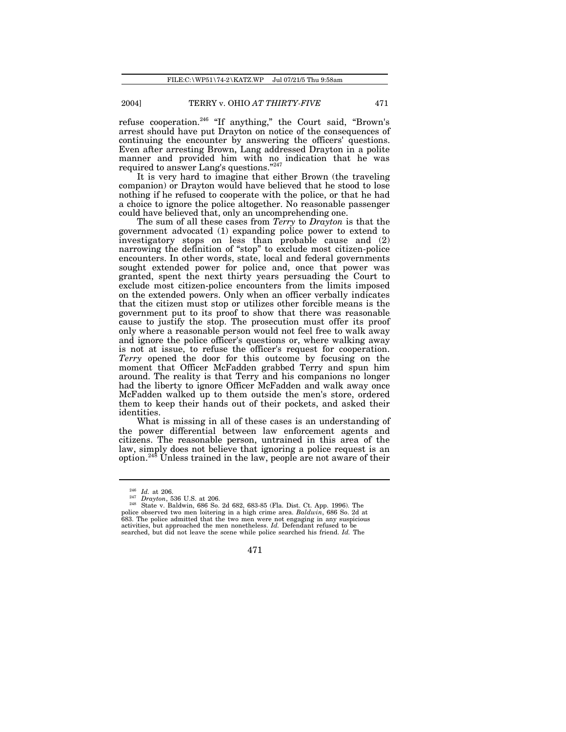refuse cooperation.[246] "If anything," the Court said, "Brown's arrest should have put Drayton on notice of the consequences of continuing the encounter by answering the officers' questions. Even after arresting Brown, Lang addressed Drayton in a polite manner and provided him with no indication that he was required to answer Lang's questions."[247]

It is very hard to imagine that either Brown (the traveling companion) or Drayton would have believed that he stood to lose nothing if he refused to cooperate with the police, or that he had a choice to ignore the police altogether. No reasonable passenger could have believed that, only an uncomprehending one.

The sum of all these cases from *Terry* to *Drayton* is that the government advocated (1) expanding police power to extend to investigatory stops on less than probable cause and (2) narrowing the definition of "stop" to exclude most citizen-police encounters. In other words, state, local and federal governments sought extended power for police and, once that power was granted, spent the next thirty years persuading the Court to exclude most citizen-police encounters from the limits imposed on the extended powers. Only when an officer verbally indicates that the citizen must stop or utilizes other forcible means is the government put to its proof to show that there was reasonable cause to justify the stop. The prosecution must offer its proof only where a reasonable person would not feel free to walk away and ignore the police officer's questions or, where walking away is not at issue, to refuse the officer's request for cooperation. *Terry* opened the door for this outcome by focusing on the moment that Officer McFadden grabbed Terry and spun him around. The reality is that Terry and his companions no longer had the liberty to ignore Officer McFadden and walk away once McFadden walked up to them outside the men's store, ordered them to keep their hands out of their pockets, and asked their identities.

What is missing in all of these cases is an understanding of the power differential between law enforcement agents and citizens. The reasonable person, untrained in this area of the law, simply does not believe that ignoring a police request is an option.[248] Unless trained in the law, people are not aware of their

---

[246] *Id.* at 206.

[247] *Drayton*, 536 U.S. at 206.

[248] State v. Baldwin, 686 So. 2d 682, 683-85 (Fla. Dist. Ct. App. 1996). The police observed two men loitering in a high crime area. *Baldwin*, 686 So. 2d at 683. The police admitted that the two men were not engaging in any suspicious activities, but approached the men nonetheless. *Id.* Defendant refused to be searched, but did not leave the scene while police searched his friend. *Id.* The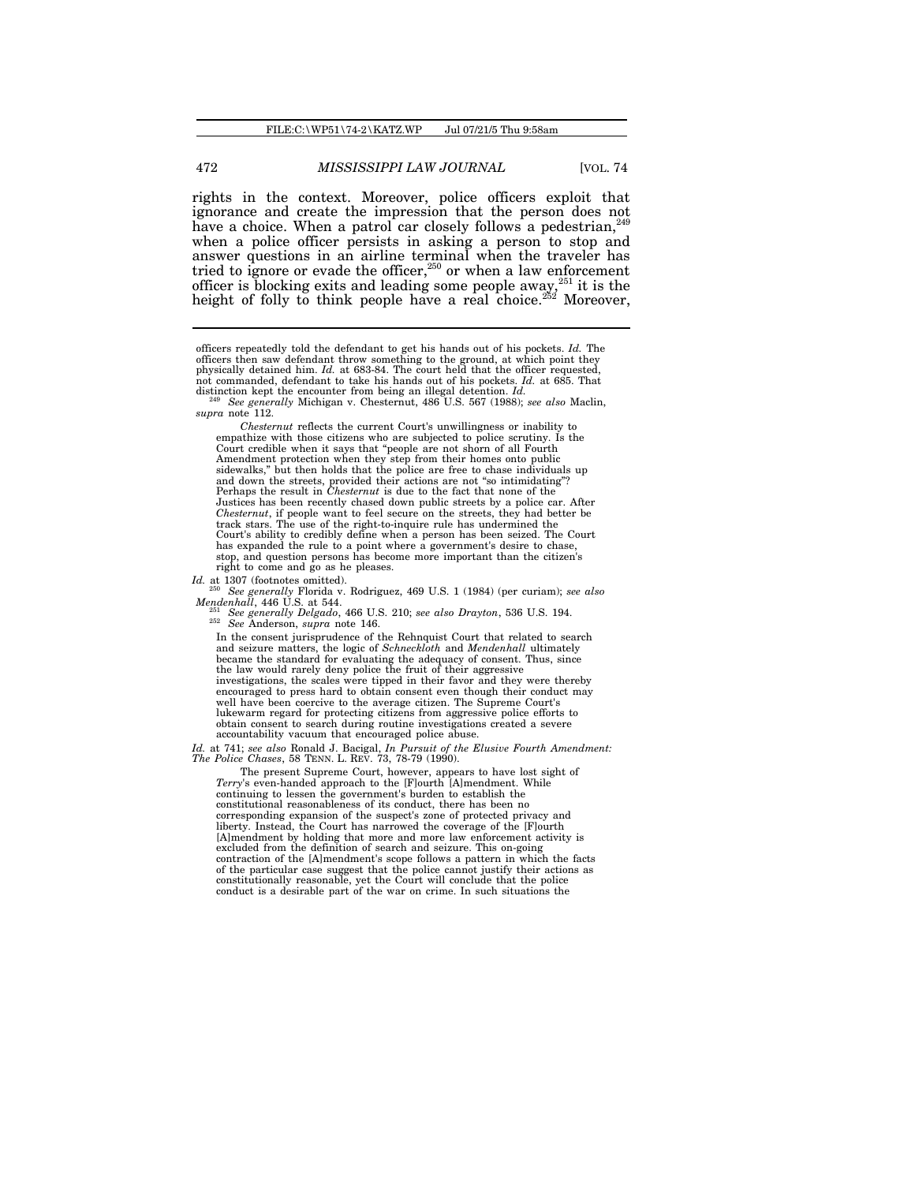rights in the context. Moreover, police officers exploit that ignorance and create the impression that the person does not have a choice. When a patrol car closely follows a pedestrian,[249] when a police officer persists in asking a person to stop and answer questions in an airline terminal when the traveler has tried to ignore or evade the officer,[250] or when a law enforcement officer is blocking exits and leading some people away,[251] it is the height of folly to think people have a real choice.[252] Moreover,

---

officers repeatedly told the defendant to get his hands out of his pockets. *Id.* The officers then saw defendant throw something to the ground, at which point they physically detained him. *Id.* at 683-84. The court held that the officer requested, not commanded, defendant to take his hands out of his pockets. *Id.* at 685. That distinction kept the encounter from being an illegal detention. *Id.*

[249] *See generally* Michigan v. Chesternut, 486 U.S. 567 (1988); *see also* Maclin, *supra* note 112.

> *Chesternut* reflects the current Court's unwillingness or inability to empathize with those citizens who are subjected to police scrutiny. Is the Court credible when it says that "people are not shorn of all Fourth Amendment protection when they step from their homes onto public sidewalks," but then holds that the police are free to chase individuals up and down the streets, provided their actions are not "so intimidating"? Perhaps the result in *Chesternut* is due to the fact that none of the Justices has been recently chased down public streets by a police car. After *Chesternut*, if people want to feel secure on the streets, they had better be track stars. The use of the right-to-inquire rule has undermined the Court's ability to credibly define when a person has been seized. The Court has expanded the rule to a point where a government's desire to chase, stop, and question persons has become more important than the citizen's right to come and go as he pleases.

*Id.* at 1307 (footnotes omitted).

[250] *See generally* Florida v. Rodriguez, 469 U.S. 1 (1984) (per curiam); *see also Mendenhall*, 446 U.S. at 544.

[251] *See generally Delgado*, 466 U.S. 210; *see also Drayton*, 536 U.S. 194.

[252] *See* Anderson, *supra* note 146.

> In the consent jurisprudence of the Rehnquist Court that related to search and seizure matters, the logic of *Schneckloth* and *Mendenhall* ultimately became the standard for evaluating the adequacy of consent. Thus, since the law would rarely deny police the fruit of their aggressive investigations, the scales were tipped in their favor and they were thereby encouraged to press hard to obtain consent even though their conduct may well have been coercive to the average citizen. The Supreme Court's lukewarm regard for protecting citizens from aggressive police efforts to obtain consent to search during routine investigations created a severe accountability vacuum that encouraged police abuse.

*Id.* at 741; *see also* Ronald J. Bacigal, *In Pursuit of the Elusive Fourth Amendment: The Police Chases*, 58 TENN. L. REV. 73, 78-79 (1990).

> The present Supreme Court, however, appears to have lost sight of *Terry*'s even-handed approach to the [F]ourth [A]mendment. While continuing to lessen the government's burden to establish the constitutional reasonableness of its conduct, there has been no corresponding expansion of the suspect's zone of protected privacy and liberty. Instead, the Court has narrowed the coverage of the [F]ourth [A]mendment by holding that more and more law enforcement activity is excluded from the definition of search and seizure. This on-going contraction of the [A]mendment's scope follows a pattern in which the facts of the particular case suggest that the police cannot justify their actions as constitutionally reasonable, yet the Court will conclude that the police conduct is a desirable part of the war on crime. In such situations the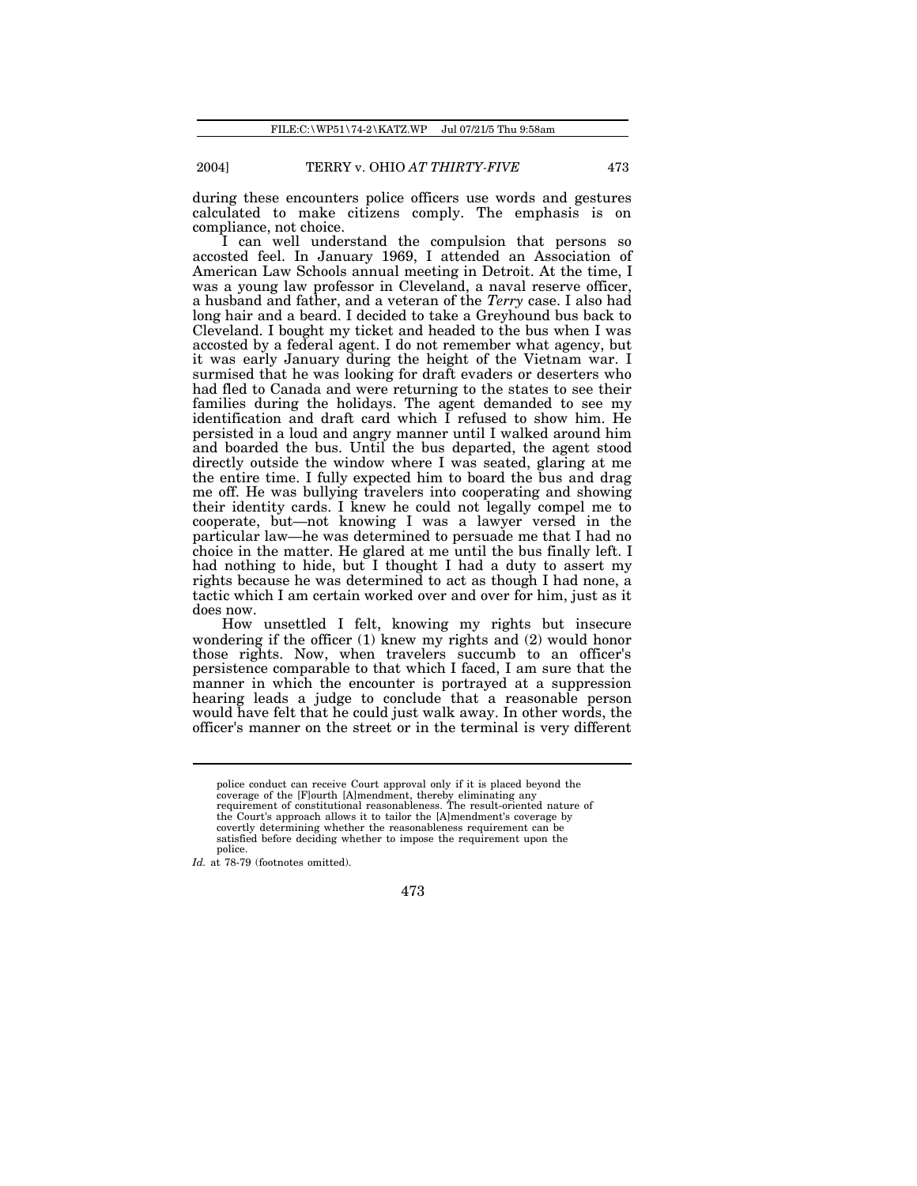during these encounters police officers use words and gestures calculated to make citizens comply. The emphasis is on compliance, not choice.

I can well understand the compulsion that persons so accosted feel. In January 1969, I attended an Association of American Law Schools annual meeting in Detroit. At the time, I was a young law professor in Cleveland, a naval reserve officer, a husband and father, and a veteran of the *Terry* case. I also had long hair and a beard. I decided to take a Greyhound bus back to Cleveland. I bought my ticket and headed to the bus when I was accosted by a federal agent. I do not remember what agency, but it was early January during the height of the Vietnam war. I surmised that he was looking for draft evaders or deserters who had fled to Canada and were returning to the states to see their families during the holidays. The agent demanded to see my identification and draft card which I refused to show him. He persisted in a loud and angry manner until I walked around him and boarded the bus. Until the bus departed, the agent stood directly outside the window where I was seated, glaring at me the entire time. I fully expected him to board the bus and drag me off. He was bullying travelers into cooperating and showing their identity cards. I knew he could not legally compel me to cooperate, but—not knowing I was a lawyer versed in the particular law—he was determined to persuade me that I had no choice in the matter. He glared at me until the bus finally left. I had nothing to hide, but I thought I had a duty to assert my rights because he was determined to act as though I had none, a tactic which I am certain worked over and over for him, just as it does now.

How unsettled I felt, knowing my rights but insecure wondering if the officer (1) knew my rights and (2) would honor those rights. Now, when travelers succumb to an officer's persistence comparable to that which I faced, I am sure that the manner in which the encounter is portrayed at a suppression hearing leads a judge to conclude that a reasonable person would have felt that he could just walk away. In other words, the officer's manner on the street or in the terminal is very different

---

police conduct can receive Court approval only if it is placed beyond the coverage of the [F]ourth [A]mendment, thereby eliminating any requirement of constitutional reasonableness. The result-oriented nature of the Court's approach allows it to tailor the [A]mendment's coverage by covertly determining whether the reasonableness requirement can be satisfied before deciding whether to impose the requirement upon the police.

*Id.* at 78-79 (footnotes omitted).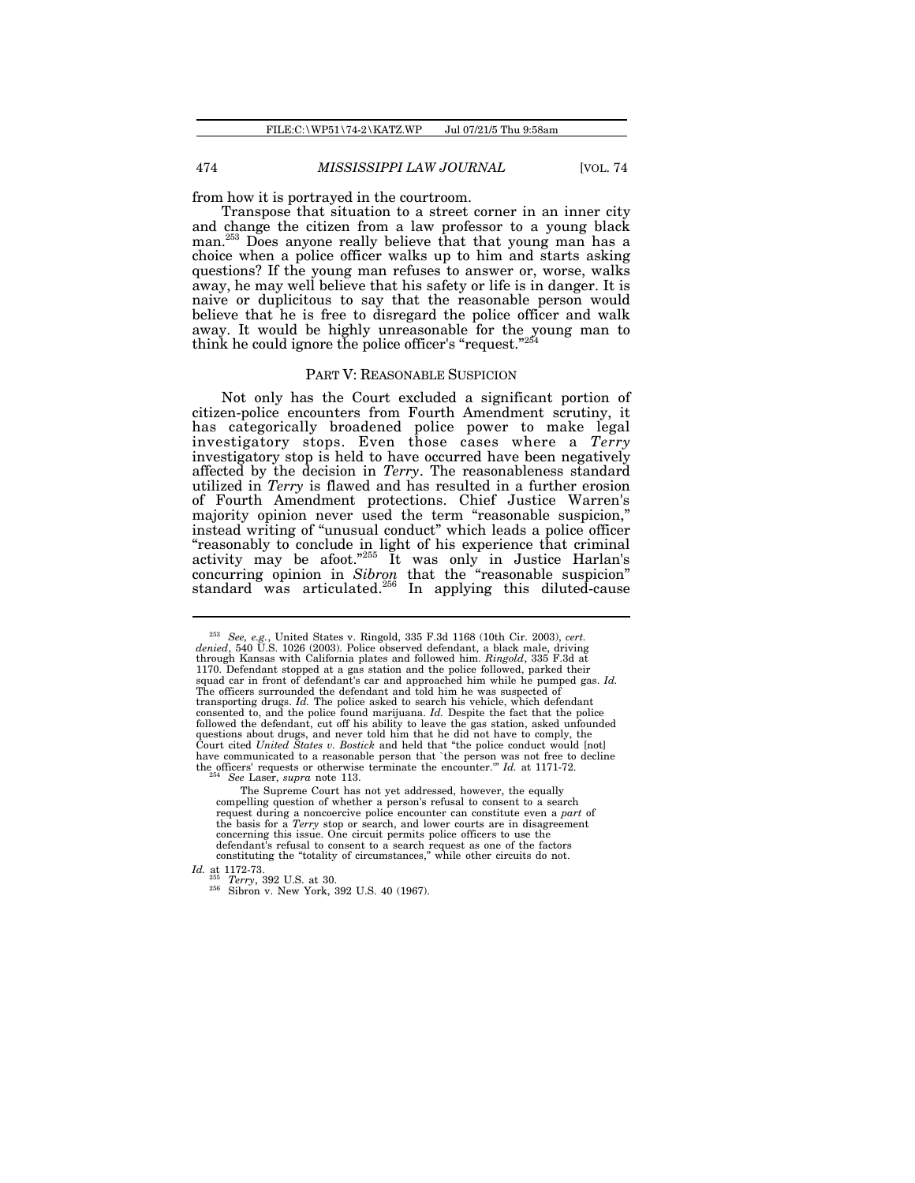from how it is portrayed in the courtroom.

Transpose that situation to a street corner in an inner city and change the citizen from a law professor to a young black man.[253] Does anyone really believe that that young man has a choice when a police officer walks up to him and starts asking questions? If the young man refuses to answer or, worse, walks away, he may well believe that his safety or life is in danger. It is naive or duplicitous to say that the reasonable person would believe that he is free to disregard the police officer and walk away. It would be highly unreasonable for the young man to think he could ignore the police officer's "request."[254]

## PART V: REASONABLE SUSPICION

Not only has the Court excluded a significant portion of citizen-police encounters from Fourth Amendment scrutiny, it has categorically broadened police power to make legal investigatory stops. Even those cases where a *Terry* investigatory stop is held to have occurred have been negatively affected by the decision in *Terry*. The reasonableness standard utilized in *Terry* is flawed and has resulted in a further erosion of Fourth Amendment protections. Chief Justice Warren's majority opinion never used the term "reasonable suspicion," instead writing of "unusual conduct" which leads a police officer "reasonably to conclude in light of his experience that criminal activity may be afoot."[255] It was only in Justice Harlan's concurring opinion in *Sibron* that the "reasonable suspicion" standard was articulated.[256] In applying this diluted-cause

---

[253] *See, e.g.*, United States v. Ringold, 335 F.3d 1168 (10th Cir. 2003), *cert. denied*, 540 U.S. 1026 (2003). Police observed defendant, a black male, driving through Kansas with California plates and followed him. *Ringold*, 335 F.3d at 1170. Defendant stopped at a gas station and the police followed, parked their squad car in front of defendant's car and approached him while he pumped gas. *Id.* The officers surrounded the defendant and told him he was suspected of transporting drugs. *Id.* The police asked to search his vehicle, which defendant consented to, and the police found marijuana. *Id.* Despite the fact that the police followed the defendant, cut off his ability to leave the gas station, asked unfounded questions about drugs, and never told him that he did not have to comply, the Court cited *United States v. Bostick* and held that "the police conduct would [not] have communicated to a reasonable person that `the person was not free to decline the officers' requests or otherwise terminate the encounter.'" *Id.* at 1171-72.

[254] *See* Laser, *supra* note 113.

> The Supreme Court has not yet addressed, however, the equally compelling question of whether a person's refusal to consent to a search request during a noncoercive police encounter can constitute even a *part* of the basis for a *Terry* stop or search, and lower courts are in disagreement concerning this issue. One circuit permits police officers to use the defendant's refusal to consent to a search request as one of the factors constituting the "totality of circumstances," while other circuits do not.

*Id.* at 1172-73.

[255] *Terry*, 392 U.S. at 30.

[256] Sibron v. New York, 392 U.S. 40 (1967).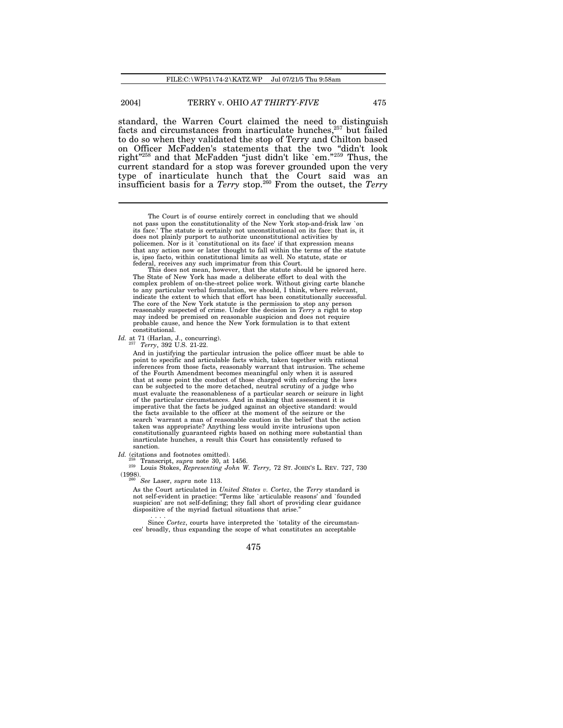standard, the Warren Court claimed the need to distinguish facts and circumstances from inarticulate hunches,[257] but failed to do so when they validated the stop of Terry and Chilton based on Officer McFadden's statements that the two "didn't look right"[258] and that McFadden "just didn't like `em."[259] Thus, the current standard for a stop was forever grounded upon the very type of inarticulate hunch that the Court said was an insufficient basis for a *Terry* stop.[260] From the outset, the *Terry*

---

> The Court is of course entirely correct in concluding that we should not pass upon the constitutionality of the New York stop-and-frisk law `on its face.' The statute is certainly not unconstitutional on its face: that is, it does not plainly purport to authorize unconstitutional activities by policemen. Nor is it `constitutional on its face' if that expression means that any action now or later thought to fall within the terms of the statute is, ipso facto, within constitutional limits as well. No statute, state or federal, receives any such imprimatur from this Court.
>
> This does not mean, however, that the statute should be ignored here. The State of New York has made a deliberate effort to deal with the complex problem of on-the-street police work. Without giving carte blanche to any particular verbal formulation, we should, I think, where relevant, indicate the extent to which that effort has been constitutionally successful. The core of the New York statute is the permission to stop any person reasonably suspected of crime. Under the decision in *Terry* a right to stop may indeed be premised on reasonable suspicion and does not require probable cause, and hence the New York formulation is to that extent constitutional.

*Id.* at 71 (Harlan, J., concurring).

[257] *Terry*, 392 U.S. 21-22.

> And in justifying the particular intrusion the police officer must be able to point to specific and articulable facts which, taken together with rational inferences from those facts, reasonably warrant that intrusion. The scheme of the Fourth Amendment becomes meaningful only when it is assured that at some point the conduct of those charged with enforcing the laws can be subjected to the more detached, neutral scrutiny of a judge who must evaluate the reasonableness of a particular search or seizure in light of the particular circumstances. And in making that assessment it is imperative that the facts be judged against an objective standard: would the facts available to the officer at the moment of the seizure or the search `warrant a man of reasonable caution in the belief' that the action taken was appropriate? Anything less would invite intrusions upon constitutionally guaranteed rights based on nothing more substantial than inarticulate hunches, a result this Court has consistently refused to sanction.

*Id.* (citations and footnotes omitted).

[258] Transcript, *supra* note 30, at 1456.

[259] Louis Stokes, *Representing John W. Terry,* 72 ST. JOHN'S L. REV. 727, 730 (1998).

[260] *See* Laser, *supra* note 113.

> As the Court articulated in *United States v. Cortez*, the *Terry* standard is not self-evident in practice: "Terms like `articulable reasons' and `founded suspicion' are not self-defining; they fall short of providing clear guidance dispositive of the myriad factual situations that arise."
>
> . . . .
>
> Since *Cortez*, courts have interpreted the `totality of the circumstances' broadly, thus expanding the scope of what constitutes an acceptable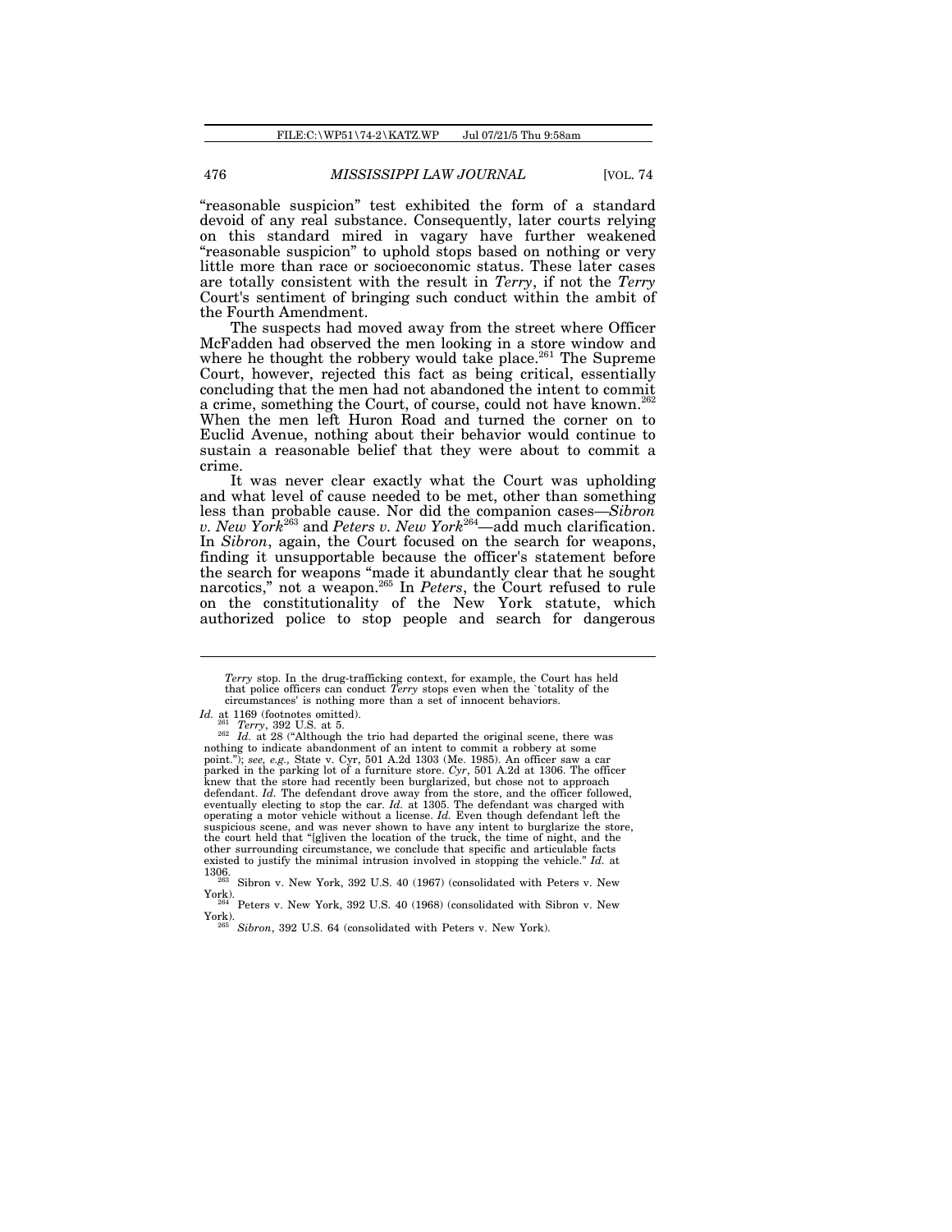"reasonable suspicion" test exhibited the form of a standard devoid of any real substance. Consequently, later courts relying on this standard mired in vagary have further weakened "reasonable suspicion" to uphold stops based on nothing or very little more than race or socioeconomic status. These later cases are totally consistent with the result in *Terry*, if not the *Terry* Court's sentiment of bringing such conduct within the ambit of the Fourth Amendment.

The suspects had moved away from the street where Officer McFadden had observed the men looking in a store window and where he thought the robbery would take place.[261] The Supreme Court, however, rejected this fact as being critical, essentially concluding that the men had not abandoned the intent to commit a crime, something the Court, of course, could not have known.[262] When the men left Huron Road and turned the corner on to Euclid Avenue, nothing about their behavior would continue to sustain a reasonable belief that they were about to commit a crime.

It was never clear exactly what the Court was upholding and what level of cause needed to be met, other than something less than probable cause. Nor did the companion cases—*Sibron v. New York*[263] and *Peters v. New York*[264]—add much clarification. In *Sibron*, again, the Court focused on the search for weapons, finding it unsupportable because the officer's statement before the search for weapons "made it abundantly clear that he sought narcotics," not a weapon.[265] In *Peters*, the Court refused to rule on the constitutionality of the New York statute, which authorized police to stop people and search for dangerous

---

*Terry* stop. In the drug-trafficking context, for example, the Court has held that police officers can conduct *Terry* stops even when the `totality of the circumstances' is nothing more than a set of innocent behaviors.

*Id.* at 1169 (footnotes omitted).

[261] *Terry*, 392 U.S. at 5.

[262] *Id.* at 28 ("Although the trio had departed the original scene, there was nothing to indicate abandonment of an intent to commit a robbery at some point."); *see, e.g.,* State v. Cyr, 501 A.2d 1303 (Me. 1985). An officer saw a car parked in the parking lot of a furniture store. *Cyr*, 501 A.2d at 1306. The officer knew that the store had recently been burglarized, but chose not to approach defendant. *Id.* The defendant drove away from the store, and the officer followed, eventually electing to stop the car. *Id.* at 1305. The defendant was charged with operating a motor vehicle without a license. *Id.* Even though defendant left the suspicious scene, and was never shown to have any intent to burglarize the store, the court held that "[g]iven the location of the truck, the time of night, and the other surrounding circumstance, we conclude that specific and articulable facts existed to justify the minimal intrusion involved in stopping the vehicle." *Id.* at 1306.

[263] Sibron v. New York, 392 U.S. 40 (1967) (consolidated with Peters v. New York).

[264] Peters v. New York, 392 U.S. 40 (1968) (consolidated with Sibron v. New York).

[265] *Sibron*, 392 U.S. 64 (consolidated with Peters v. New York).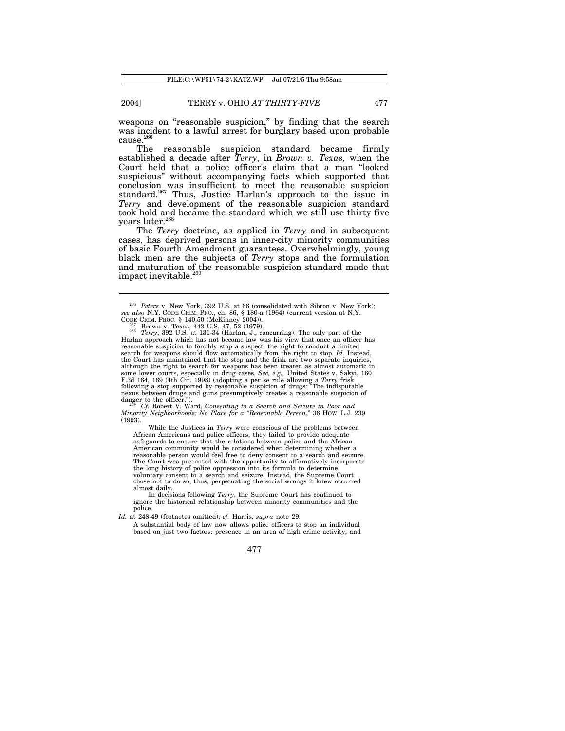weapons on "reasonable suspicion," by finding that the search was incident to a lawful arrest for burglary based upon probable cause.[266]

The reasonable suspicion standard became firmly established a decade after *Terry*, in *Brown v. Texas,* when the Court held that a police officer's claim that a man "looked suspicious" without accompanying facts which supported that conclusion was insufficient to meet the reasonable suspicion standard.[267] Thus, Justice Harlan's approach to the issue in *Terry* and development of the reasonable suspicion standard took hold and became the standard which we still use thirty five years later.[268]

The *Terry* doctrine, as applied in *Terry* and in subsequent cases, has deprived persons in inner-city minority communities of basic Fourth Amendment guarantees. Overwhelmingly, young black men are the subjects of *Terry* stops and the formulation and maturation of the reasonable suspicion standard made that impact inevitable.[269]

---

[266] *Peters* v. New York, 392 U.S. at 66 (consolidated with Sibron v. New York); *see also* N.Y. CODE CRIM. PRO., ch. 86, § 180-a (1964) (current version at N.Y. CODE CRIM. PROC. § 140.50 (McKinney 2004)).

[267] Brown v. Texas, 443 U.S. 47, 52 (1979).

[268] *Terry*, 392 U.S. at 131-34 (Harlan, J., concurring). The only part of the Harlan approach which has not become law was his view that once an officer has reasonable suspicion to forcibly stop a suspect, the right to conduct a limited search for weapons should flow automatically from the right to stop. *Id.* Instead, the Court has maintained that the stop and the frisk are two separate inquiries, although the right to search for weapons has been treated as almost automatic in some lower courts, especially in drug cases. *See, e.g.,* United States v. Sakyi, 160 F.3d 164, 169 (4th Cir. 1998) (adopting a per se rule allowing a *Terry* frisk following a stop supported by reasonable suspicion of drugs: "The indisputable nexus between drugs and guns presumptively creates a reasonable suspicion of danger to the officer.").

[269] *Cf.* Robert V. Ward, *Consenting to a Search and Seizure in Poor and Minority Neighborhoods: No Place for a "Reasonable Person*," 36 HOW. L.J. 239 (1993).

> While the Justices in *Terry* were conscious of the problems between African Americans and police officers, they failed to provide adequate safeguards to ensure that the relations between police and the African American community would be considered when determining whether a reasonable person would feel free to deny consent to a search and seizure. The Court was presented with the opportunity to affirmatively incorporate the long history of police oppression into its formula to determine voluntary consent to a search and seizure. Instead, the Supreme Court chose not to do so, thus, perpetuating the social wrongs it knew occurred almost daily.
>
> In decisions following *Terry*, the Supreme Court has continued to ignore the historical relationship between minority communities and the police.

*Id.* at 248-49 (footnotes omitted); *cf.* Harris, *supra* note 29.

> A substantial body of law now allows police officers to stop an individual based on just two factors: presence in an area of high crime activity, and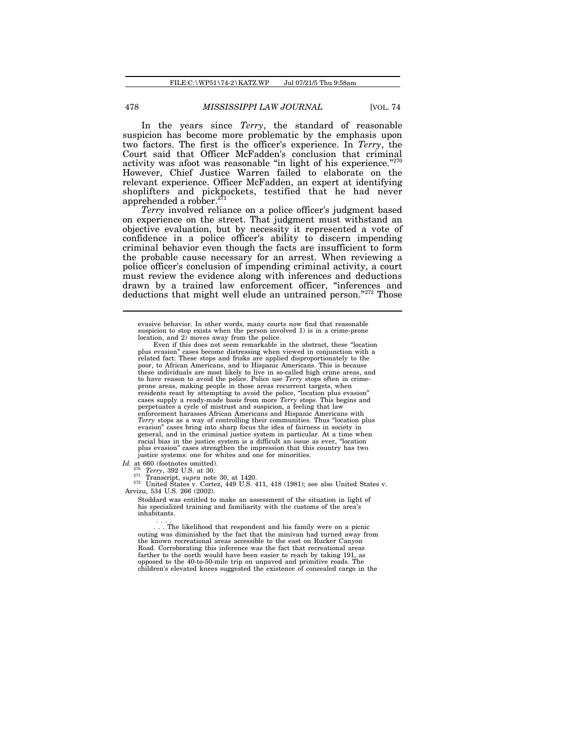In the years since *Terry*, the standard of reasonable suspicion has become more problematic by the emphasis upon two factors. The first is the officer's experience. In *Terry*, the Court said that Officer McFadden's conclusion that criminal activity was afoot was reasonable "in light of his experience."[270] However, Chief Justice Warren failed to elaborate on the relevant experience. Officer McFadden, an expert at identifying shoplifters and pickpockets, testified that he had never apprehended a robber.[271]

*Terry* involved reliance on a police officer's judgment based on experience on the street. That judgment must withstand an objective evaluation, but by necessity it represented a vote of confidence in a police officer's ability to discern impending criminal behavior even though the facts are insufficient to form the probable cause necessary for an arrest. When reviewing a police officer's conclusion of impending criminal activity, a court must review the evidence along with inferences and deductions drawn by a trained law enforcement officer, "inferences and deductions that might well elude an untrained person."[272] Those

---

> evasive behavior. In other words, many courts now find that reasonable suspicion to stop exists when the person involved 1) is in a crime-prone location, and 2) moves away from the police.
>
> Even if this does not seem remarkable in the abstract, these "location plus evasion" cases become distressing when viewed in conjunction with a related fact: These stops and frisks are applied disproportionately to the poor, to African Americans, and to Hispanic Americans. This is because these individuals are most likely to live in so-called high crime areas, and to have reason to avoid the police. Police use *Terry* stops often in crime-prone areas, making people in those areas recurrent targets, when residents react by attempting to avoid the police, "location plus evasion" cases supply a ready-made basis from more *Terry* stops. This begins and perpetuates a cycle of mistrust and suspicion, a feeling that law enforcement harasses African Americans and Hispanic Americans with *Terry* stops as a way of controlling their communities. Thus "location plus evasion" cases bring into sharp focus the idea of fairness in society in general, and in the criminal justice system in particular. At a time when racial bias in the justice system is a difficult an issue as ever, "location plus evasion" cases strengthen the impression that this country has two justice systems: one for whites and one for minorities.

*Id.* at 660 (footnotes omitted).

[270] *Terry*, 392 U.S. at 30.

[271] Transcript, *supra* note 30, at 1420.

[272] United States v. Cortez, 449 U.S. 411, 418 (1981); see also United States v. Arvizu, 534 U.S. 266 (2002).

> Stoddard was entitled to make an assessment of the situation in light of his specialized training and familiarity with the customs of the area's inhabitants.
>
> . . . .
>
> . . . The likelihood that respondent and his family were on a picnic outing was diminished by the fact that the minivan had turned away from the known recreational areas accessible to the east on Rucker Canyon Road. Corroborating this inference was the fact that recreational areas farther to the north would have been easier to reach by taking 191, as opposed to the 40-to-50-mile trip on unpaved and primitive roads. The children's elevated knees suggested the existence of concealed cargo in the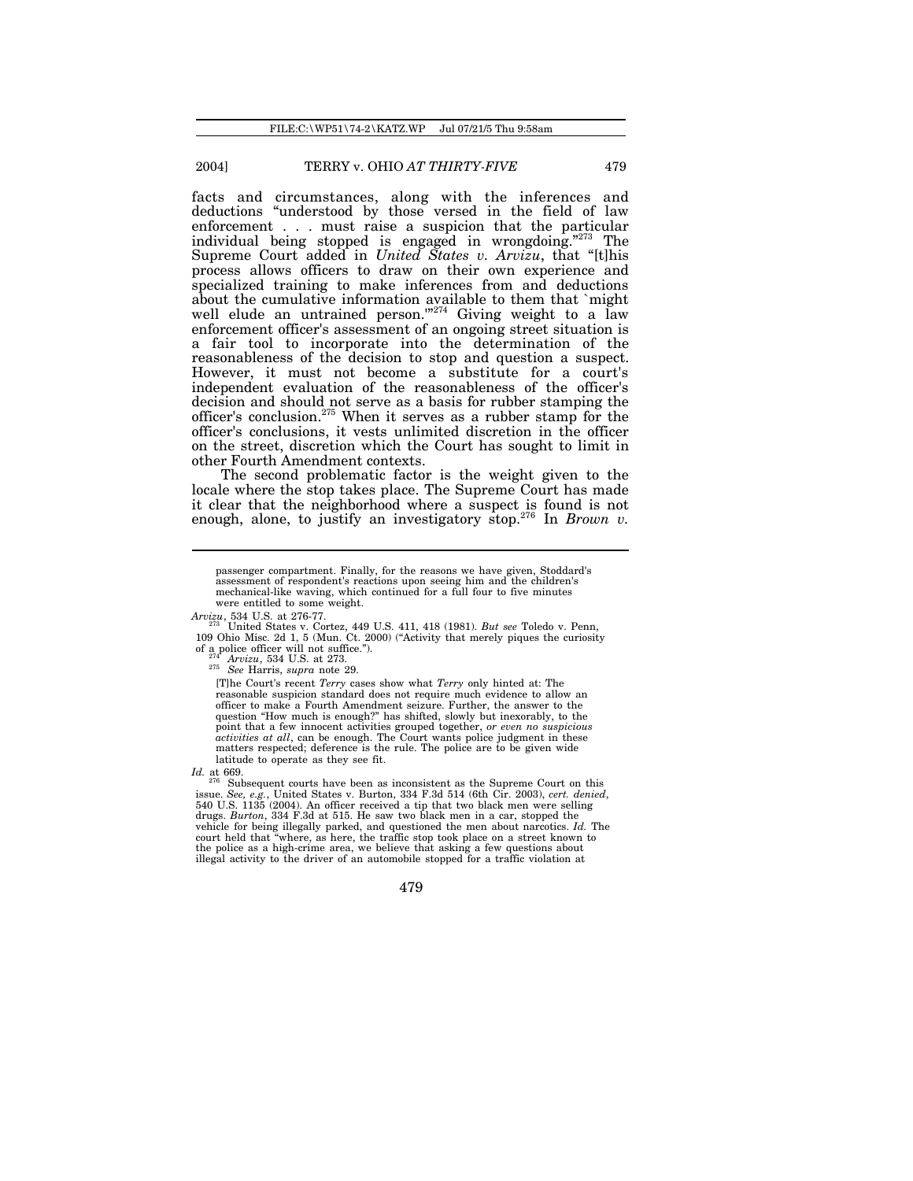facts and circumstances, along with the inferences and deductions "understood by those versed in the field of law enforcement . . . must raise a suspicion that the particular individual being stopped is engaged in wrongdoing."[273] The Supreme Court added in *United States v. Arvizu*, that "[t]his process allows officers to draw on their own experience and specialized training to make inferences from and deductions about the cumulative information available to them that `might well elude an untrained person.'"[274] Giving weight to a law enforcement officer's assessment of an ongoing street situation is a fair tool to incorporate into the determination of the reasonableness of the decision to stop and question a suspect. However, it must not become a substitute for a court's independent evaluation of the reasonableness of the officer's decision and should not serve as a basis for rubber stamping the officer's conclusion.[275] When it serves as a rubber stamp for the officer's conclusions, it vests unlimited discretion in the officer on the street, discretion which the Court has sought to limit in other Fourth Amendment contexts.

The second problematic factor is the weight given to the locale where the stop takes place. The Supreme Court has made it clear that the neighborhood where a suspect is found is not enough, alone, to justify an investigatory stop.[276] In *Brown v.*

---

> passenger compartment. Finally, for the reasons we have given, Stoddard's assessment of respondent's reactions upon seeing him and the children's mechanical-like waving, which continued for a full four to five minutes were entitled to some weight.

*Arvizu*, 534 U.S. at 276-77.

[273] United States v. Cortez, 449 U.S. 411, 418 (1981). *But see* Toledo v. Penn, 109 Ohio Misc. 2d 1, 5 (Mun. Ct. 2000) ("Activity that merely piques the curiosity of a police officer will not suffice.").

[274] *Arvizu*, 534 U.S. at 273.

[275] *See* Harris, *supra* note 29.

> [T]he Court's recent *Terry* cases show what *Terry* only hinted at: The reasonable suspicion standard does not require much evidence to allow an officer to make a Fourth Amendment seizure. Further, the answer to the question "How much is enough?" has shifted, slowly but inexorably, to the point that a few innocent activities grouped together, *or even no suspicious activities at all*, can be enough. The Court wants police judgment in these matters respected; deference is the rule. The police are to be given wide latitude to operate as they see fit.

*Id.* at 669.

[276] Subsequent courts have been as inconsistent as the Supreme Court on this issue. *See, e.g.*, United States v. Burton, 334 F.3d 514 (6th Cir. 2003), *cert. denied*, 540 U.S. 1135 (2004). An officer received a tip that two black men were selling drugs. *Burton*, 334 F.3d at 515. He saw two black men in a car, stopped the vehicle for being illegally parked, and questioned the men about narcotics. *Id.* The court held that "where, as here, the traffic stop took place on a street known to the police as a high-crime area, we believe that asking a few questions about illegal activity to the driver of an automobile stopped for a traffic violation at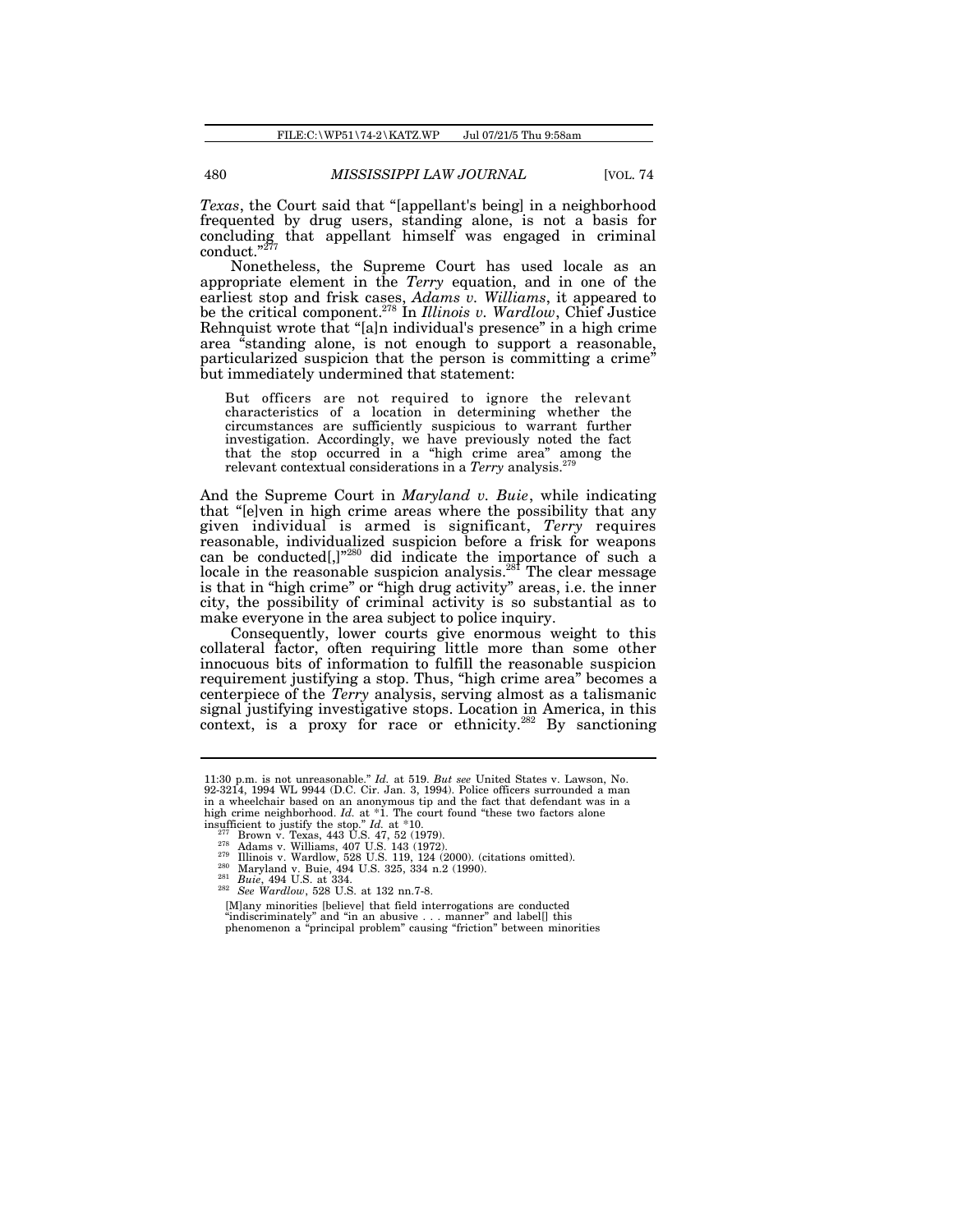*Texas*, the Court said that "[appellant's being] in a neighborhood frequented by drug users, standing alone, is not a basis for concluding that appellant himself was engaged in criminal conduct."[277]

Nonetheless, the Supreme Court has used locale as an appropriate element in the *Terry* equation, and in one of the earliest stop and frisk cases, *Adams v. Williams*, it appeared to be the critical component.[278] In *Illinois v. Wardlow*, Chief Justice Rehnquist wrote that "[a]n individual's presence" in a high crime area "standing alone, is not enough to support a reasonable, particularized suspicion that the person is committing a crime" but immediately undermined that statement:

> But officers are not required to ignore the relevant characteristics of a location in determining whether the circumstances are sufficiently suspicious to warrant further investigation. Accordingly, we have previously noted the fact that the stop occurred in a "high crime area" among the relevant contextual considerations in a *Terry* analysis.[279]

And the Supreme Court in *Maryland v. Buie*, while indicating that "[e]ven in high crime areas where the possibility that any given individual is armed is significant, *Terry* requires reasonable, individualized suspicion before a frisk for weapons can be conducted[,]"[280] did indicate the importance of such a locale in the reasonable suspicion analysis.[281] The clear message is that in "high crime" or "high drug activity" areas, i.e. the inner city, the possibility of criminal activity is so substantial as to make everyone in the area subject to police inquiry.

Consequently, lower courts give enormous weight to this collateral factor, often requiring little more than some other innocuous bits of information to fulfill the reasonable suspicion requirement justifying a stop. Thus, "high crime area" becomes a centerpiece of the *Terry* analysis, serving almost as a talismanic signal justifying investigative stops. Location in America, in this context, is a proxy for race or ethnicity.[282] By sanctioning

---

11:30 p.m. is not unreasonable." *Id.* at 519. *But see* United States v. Lawson, No. 92-3214, 1994 WL 9944 (D.C. Cir. Jan. 3, 1994). Police officers surrounded a man in a wheelchair based on an anonymous tip and the fact that defendant was in a high crime neighborhood. *Id.* at *1. The court found "these two factors alone insufficient to justify the stop." *Id.* at *10.

[277] Brown v. Texas, 443 U.S. 47, 52 (1979).

[278] Adams v. Williams, 407 U.S. 143 (1972).

[279] Illinois v. Wardlow, 528 U.S. 119, 124 (2000). (citations omitted).

[280] Maryland v. Buie, 494 U.S. 325, 334 n.2 (1990).

[281] *Buie*, 494 U.S. at 334.

[282] *See Wardlow*, 528 U.S. at 132 nn.7-8.

> [M]any minorities [believe] that field interrogations are conducted "indiscriminately" and "in an abusive . . . manner" and label[] this phenomenon a "principal problem" causing "friction" between minorities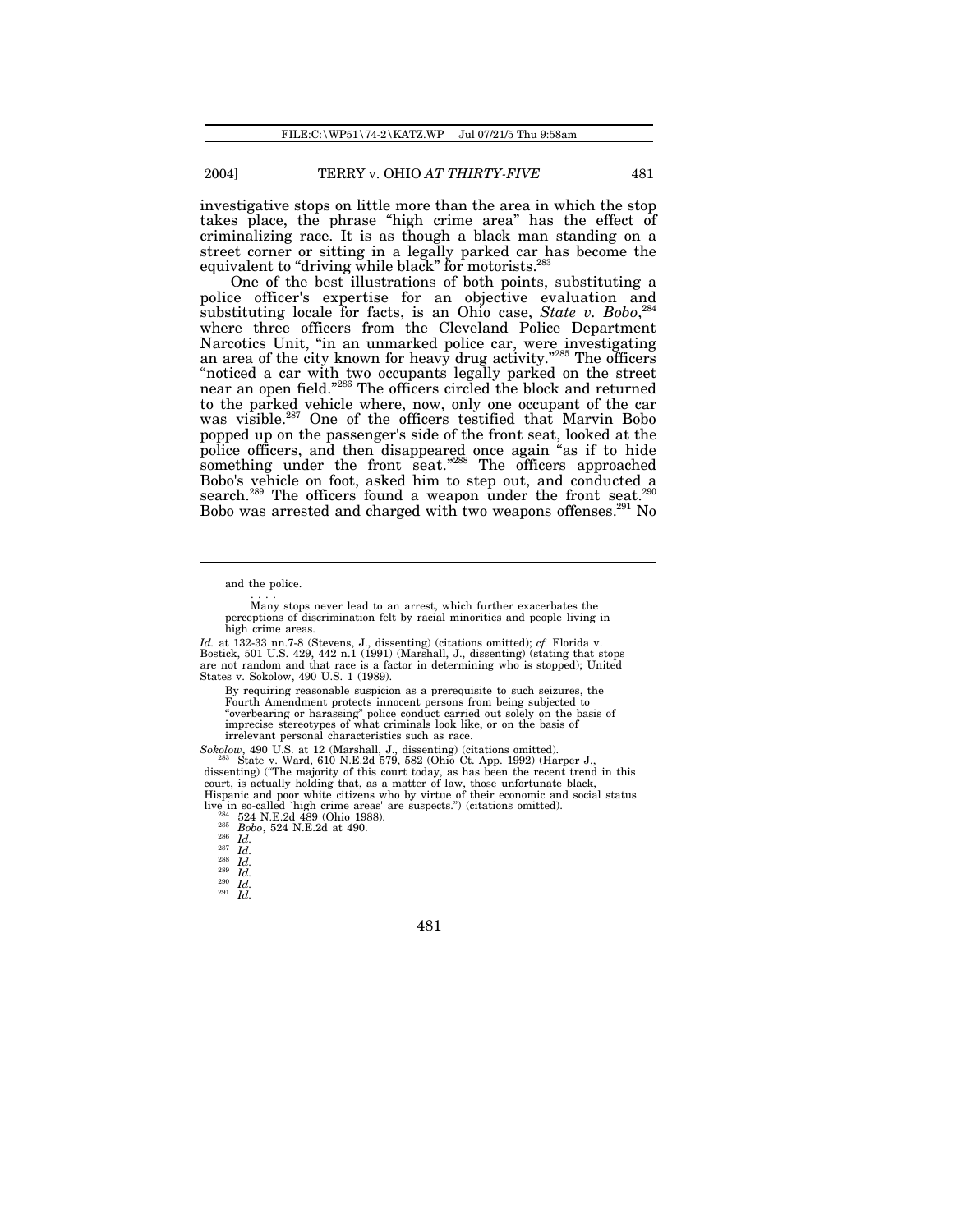investigative stops on little more than the area in which the stop takes place, the phrase "high crime area" has the effect of criminalizing race. It is as though a black man standing on a street corner or sitting in a legally parked car has become the equivalent to "driving while black" for motorists.[283]

One of the best illustrations of both points, substituting a police officer's expertise for an objective evaluation and substituting locale for facts, is an Ohio case, *State v. Bobo*,[284] where three officers from the Cleveland Police Department Narcotics Unit, "in an unmarked police car, were investigating an area of the city known for heavy drug activity."[285] The officers "noticed a car with two occupants legally parked on the street near an open field."[286] The officers circled the block and returned to the parked vehicle where, now, only one occupant of the car was visible.[287] One of the officers testified that Marvin Bobo popped up on the passenger's side of the front seat, looked at the police officers, and then disappeared once again "as if to hide something under the front seat."[288] The officers approached Bobo's vehicle on foot, asked him to step out, and conducted a search.[289] The officers found a weapon under the front seat.[290] Bobo was arrested and charged with two weapons offenses.[291] No

---

> and the police.
>
> . . . .
>
> Many stops never lead to an arrest, which further exacerbates the perceptions of discrimination felt by racial minorities and people living in high crime areas.

*Id.* at 132-33 nn.7-8 (Stevens, J., dissenting) (citations omitted); *cf.* Florida v. Bostick, 501 U.S. 429, 442 n.1 (1991) (Marshall, J., dissenting) (stating that stops are not random and that race is a factor in determining who is stopped); United States v. Sokolow, 490 U.S. 1 (1989).

> By requiring reasonable suspicion as a prerequisite to such seizures, the Fourth Amendment protects innocent persons from being subjected to "overbearing or harassing" police conduct carried out solely on the basis of imprecise stereotypes of what criminals look like, or on the basis of irrelevant personal characteristics such as race.

*Sokolow*, 490 U.S. at 12 (Marshall, J., dissenting) (citations omitted).

[283] State v. Ward, 610 N.E.2d 579, 582 (Ohio Ct. App. 1992) (Harper J., dissenting) ("The majority of this court today, as has been the recent trend in this court, is actually holding that, as a matter of law, those unfortunate black, Hispanic and poor white citizens who by virtue of their economic and social status live in so-called `high crime areas' are suspects.") (citations omitted).

[284] 524 N.E.2d 489 (Ohio 1988).

[285] *Bobo*, 524 N.E.2d at 490.

[286] *Id.*

[287] *Id.*

[288] *Id.*

[289] *Id.*

[290] *Id.*

[291] *Id.*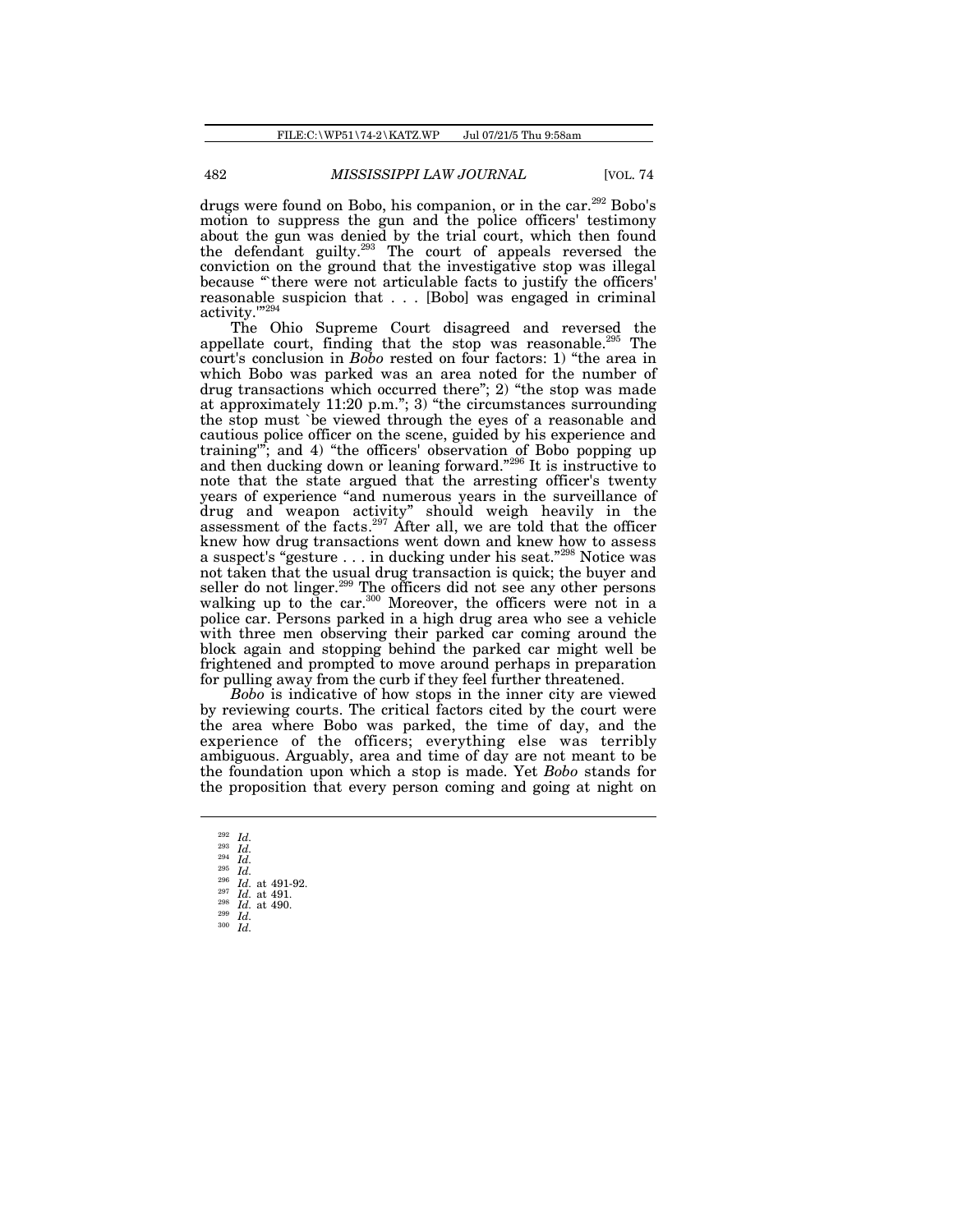drugs were found on Bobo, his companion, or in the car.[292] Bobo's motion to suppress the gun and the police officers' testimony about the gun was denied by the trial court, which then found the defendant guilty.[293] The court of appeals reversed the conviction on the ground that the investigative stop was illegal because "`there were not articulable facts to justify the officers' reasonable suspicion that . . . [Bobo] was engaged in criminal activity.'"[294]

The Ohio Supreme Court disagreed and reversed the appellate court, finding that the stop was reasonable.[295] The court's conclusion in *Bobo* rested on four factors: 1) "the area in which Bobo was parked was an area noted for the number of drug transactions which occurred there"; 2) "the stop was made at approximately 11:20 p.m."; 3) "the circumstances surrounding the stop must `be viewed through the eyes of a reasonable and cautious police officer on the scene, guided by his experience and training'"; and 4) "the officers' observation of Bobo popping up and then ducking down or leaning forward."[296] It is instructive to note that the state argued that the arresting officer's twenty years of experience "and numerous years in the surveillance of drug and weapon activity" should weigh heavily in the assessment of the facts.[297] After all, we are told that the officer knew how drug transactions went down and knew how to assess a suspect's "gesture . . . in ducking under his seat."[298] Notice was not taken that the usual drug transaction is quick; the buyer and seller do not linger.[299] The officers did not see any other persons walking up to the car.[300] Moreover, the officers were not in a police car. Persons parked in a high drug area who see a vehicle with three men observing their parked car coming around the block again and stopping behind the parked car might well be frightened and prompted to move around perhaps in preparation for pulling away from the curb if they feel further threatened.

*Bobo* is indicative of how stops in the inner city are viewed by reviewing courts. The critical factors cited by the court were the area where Bobo was parked, the time of day, and the experience of the officers; everything else was terribly ambiguous. Arguably, area and time of day are not meant to be the foundation upon which a stop is made. Yet *Bobo* stands for the proposition that every person coming and going at night on

---

[292] *Id.*
[293] *Id.*
[294] *Id.*
[295] *Id.*
[296] *Id.* at 491-92.
[297] *Id.* at 491.
[298] *Id.* at 490.
[299] *Id.*
[300] *Id.*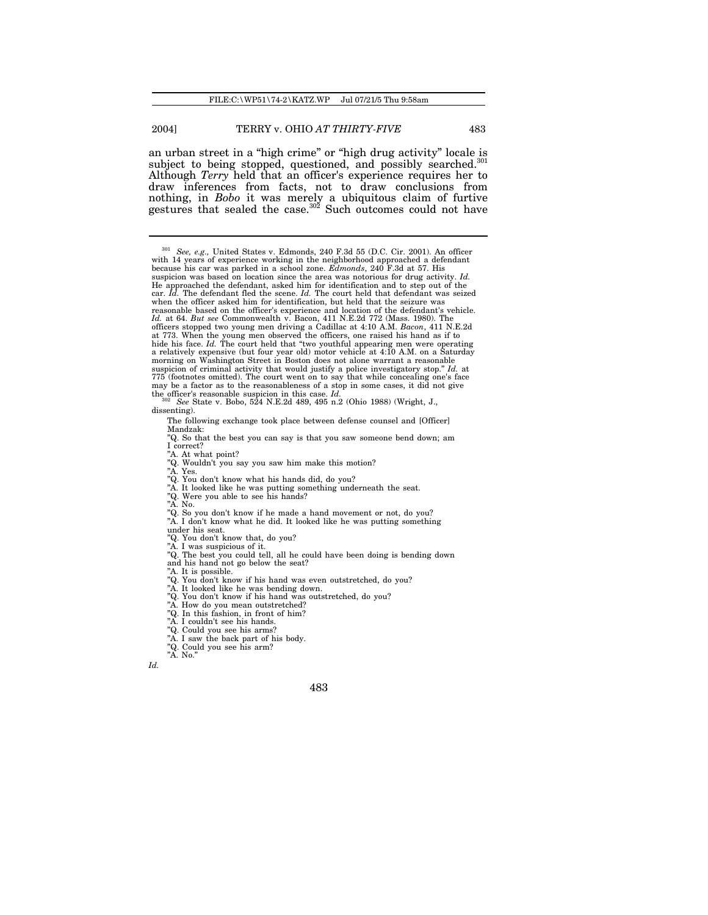an urban street in a "high crime" or "high drug activity" locale is subject to being stopped, questioned, and possibly searched.[301] Although *Terry* held that an officer's experience requires her to draw inferences from facts, not to draw conclusions from nothing, in *Bobo* it was merely a ubiquitous claim of furtive gestures that sealed the case.[302] Such outcomes could not have

---

[301] *See, e.g.,* United States v. Edmonds, 240 F.3d 55 (D.C. Cir. 2001). An officer with 14 years of experience working in the neighborhood approached a defendant because his car was parked in a school zone. *Edmonds*, 240 F.3d at 57. His suspicion was based on location since the area was notorious for drug activity. *Id.* He approached the defendant, asked him for identification and to step out of the car. *Id.* The defendant fled the scene. *Id.* The court held that defendant was seized when the officer asked him for identification, but held that the seizure was reasonable based on the officer's experience and location of the defendant's vehicle. *Id.* at 64. *But see* Commonwealth v. Bacon, 411 N.E.2d 772 (Mass. 1980). The officers stopped two young men driving a Cadillac at 4:10 A.M. *Bacon*, 411 N.E.2d at 773. When the young men observed the officers, one raised his hand as if to hide his face. *Id.* The court held that "two youthful appearing men were operating a relatively expensive (but four year old) motor vehicle at 4:10 A.M. on a Saturday morning on Washington Street in Boston does not alone warrant a reasonable suspicion of criminal activity that would justify a police investigatory stop." *Id.* at 775 (footnotes omitted). The court went on to say that while concealing one's face may be a factor as to the reasonableness of a stop in some cases, it did not give the officer's reasonable suspicion in this case. *Id.*

[302] *See* State v. Bobo, 524 N.E.2d 489, 495 n.2 (Ohio 1988) (Wright, J., dissenting).

> The following exchange took place between defense counsel and [Officer] Mandzak:
>
> "Q. So that the best you can say is that you saw someone bend down; am I correct?
>
> "A. At what point?
>
> "Q. Wouldn't you say you saw him make this motion?
>
> "A. Yes.
>
> "Q. You don't know what his hands did, do you?
>
> "A. It looked like he was putting something underneath the seat.
>
> "Q. Were you able to see his hands?
>
> "A. No.
>
> "Q. So you don't know if he made a hand movement or not, do you?
>
> "A. I don't know what he did. It looked like he was putting something under his seat.
>
> "Q. You don't know that, do you?
>
> "A. I was suspicious of it.
>
> "Q. The best you could tell, all he could have been doing is bending down and his hand not go below the seat?
>
> "A. It is possible.
>
> "Q. You don't know if his hand was even outstretched, do you?
>
> "A. It looked like he was bending down.
>
> "Q. You don't know if his hand was outstretched, do you?
>
> "A. How do you mean outstretched?
>
> "Q. In this fashion, in front of him?
>
> "A. I couldn't see his hands.
>
> "Q. Could you see his arms?
>
> "A. I saw the back part of his body.
>
> "Q. Could you see his arm?
>
> "A. No."

*Id.*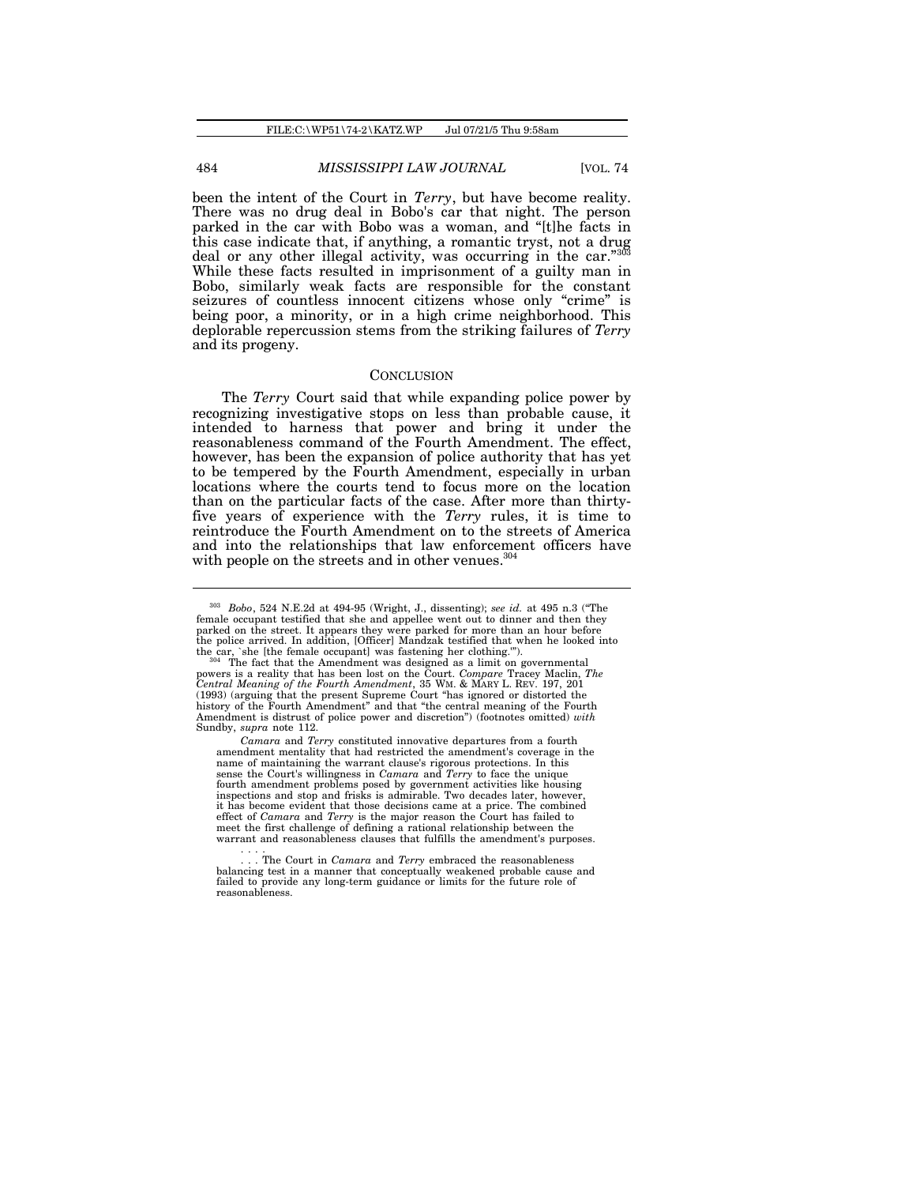been the intent of the Court in *Terry*, but have become reality. There was no drug deal in Bobo's car that night. The person parked in the car with Bobo was a woman, and "[t]he facts in this case indicate that, if anything, a romantic tryst, not a drug deal or any other illegal activity, was occurring in the car."[303] While these facts resulted in imprisonment of a guilty man in Bobo, similarly weak facts are responsible for the constant seizures of countless innocent citizens whose only "crime" is being poor, a minority, or in a high crime neighborhood. This deplorable repercussion stems from the striking failures of *Terry* and its progeny.

## CONCLUSION

The *Terry* Court said that while expanding police power by recognizing investigative stops on less than probable cause, it intended to harness that power and bring it under the reasonableness command of the Fourth Amendment. The effect, however, has been the expansion of police authority that has yet to be tempered by the Fourth Amendment, especially in urban locations where the courts tend to focus more on the location than on the particular facts of the case. After more than thirty-five years of experience with the *Terry* rules, it is time to reintroduce the Fourth Amendment on to the streets of America and into the relationships that law enforcement officers have with people on the streets and in other venues.[304]

---

[303] *Bobo*, 524 N.E.2d at 494-95 (Wright, J., dissenting); *see id.* at 495 n.3 ("The female occupant testified that she and appellee went out to dinner and then they parked on the street. It appears they were parked for more than an hour before the police arrived. In addition, [Officer] Mandzak testified that when he looked into the car, `she [the female occupant] was fastening her clothing.'").

[304] The fact that the Amendment was designed as a limit on governmental powers is a reality that has been lost on the Court. *Compare* Tracey Maclin, *The Central Meaning of the Fourth Amendment*, 35 WM. & MARY L. REV. 197, 201 (1993) (arguing that the present Supreme Court "has ignored or distorted the history of the Fourth Amendment" and that "the central meaning of the Fourth Amendment is distrust of police power and discretion") (footnotes omitted) *with* Sundby, *supra* note 112.

> *Camara* and *Terry* constituted innovative departures from a fourth amendment mentality that had restricted the amendment's coverage in the name of maintaining the warrant clause's rigorous protections. In this sense the Court's willingness in *Camara* and *Terry* to face the unique fourth amendment problems posed by government activities like housing inspections and stop and frisks is admirable. Two decades later, however, it has become evident that those decisions came at a price. The combined effect of *Camara* and *Terry* is the major reason the Court has failed to meet the first challenge of defining a rational relationship between the warrant and reasonableness clauses that fulfills the amendment's purposes.
>
> . . . .
>
> . . . The Court in *Camara* and *Terry* embraced the reasonableness balancing test in a manner that conceptually weakened probable cause and failed to provide any long-term guidance or limits for the future role of reasonableness.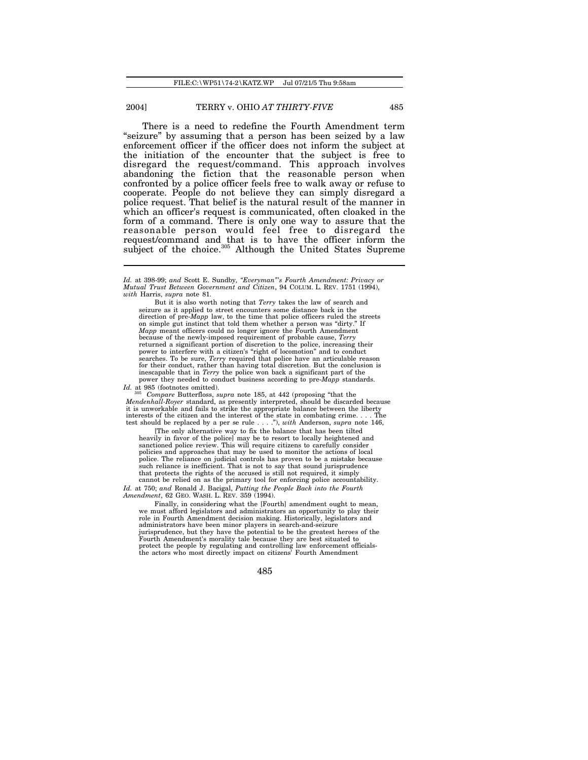There is a need to redefine the Fourth Amendment term "seizure" by assuming that a person has been seized by a law enforcement officer if the officer does not inform the subject at the initiation of the encounter that the subject is free to disregard the request/command. This approach involves abandoning the fiction that the reasonable person when confronted by a police officer feels free to walk away or refuse to cooperate. People do not believe they can simply disregard a police request. That belief is the natural result of the manner in which an officer's request is communicated, often cloaked in the form of a command. There is only one way to assure that the reasonable person would feel free to disregard the request/command and that is to have the officer inform the subject of the choice.[305] Although the United States Supreme

---

*Id.* at 398-99; *and* Scott E. Sundby, *"Everyman"'s Fourth Amendment: Privacy or Mutual Trust Between Government and Citizen*, 94 COLUM. L. REV. 1751 (1994), *with* Harris, *supra* note 81.

> But it is also worth noting that *Terry* takes the law of search and seizure as it applied to street encounters some distance back in the direction of pre-*Mapp* law, to the time that police officers ruled the streets on simple gut instinct that told them whether a person was "dirty." If *Mapp* meant officers could no longer ignore the Fourth Amendment because of the newly-imposed requirement of probable cause, *Terry* returned a significant portion of discretion to the police, increasing their power to interfere with a citizen's "right of locomotion" and to conduct searches. To be sure, *Terry* required that police have an articulable reason for their conduct, rather than having total discretion. But the conclusion is inescapable that in *Terry* the police won back a significant part of the power they needed to conduct business according to pre-*Mapp* standards.

*Id.* at 985 (footnotes omitted).

[305] *Compare* Butterfloss, *supra* note 185, at 442 (proposing "that the *Mendenhall-Royer* standard, as presently interpreted, should be discarded because it is unworkable and fails to strike the appropriate balance between the liberty interests of the citizen and the interest of the state in combating crime. . . . The test should be replaced by a per se rule . . . ."), *with* Anderson, *supra* note 146,

> [The only alternative way to fix the balance that has been tilted heavily in favor of the police] may be to resort to locally heightened and sanctioned police review. This will require citizens to carefully consider policies and approaches that may be used to monitor the actions of local police. The reliance on judicial controls has proven to be a mistake because such reliance is inefficient. That is not to say that sound jurisprudence that protects the rights of the accused is still not required, it simply cannot be relied on as the primary tool for enforcing police accountability.

*Id.* at 750; *and* Ronald J. Bacigal, *Putting the People Back into the Fourth Amendment*, 62 GEO. WASH. L. REV. 359 (1994).

> Finally, in considering what the [Fourth] amendment ought to mean, we must afford legislators and administrators an opportunity to play their role in Fourth Amendment decision making. Historically, legislators and administrators have been minor players in search-and-seizure jurisprudence, but they have the potential to be the greatest heroes of the Fourth Amendment's morality tale because they are best situated to protect the people by regulating and controlling law enforcement officials-the actors who most directly impact on citizens' Fourth Amendment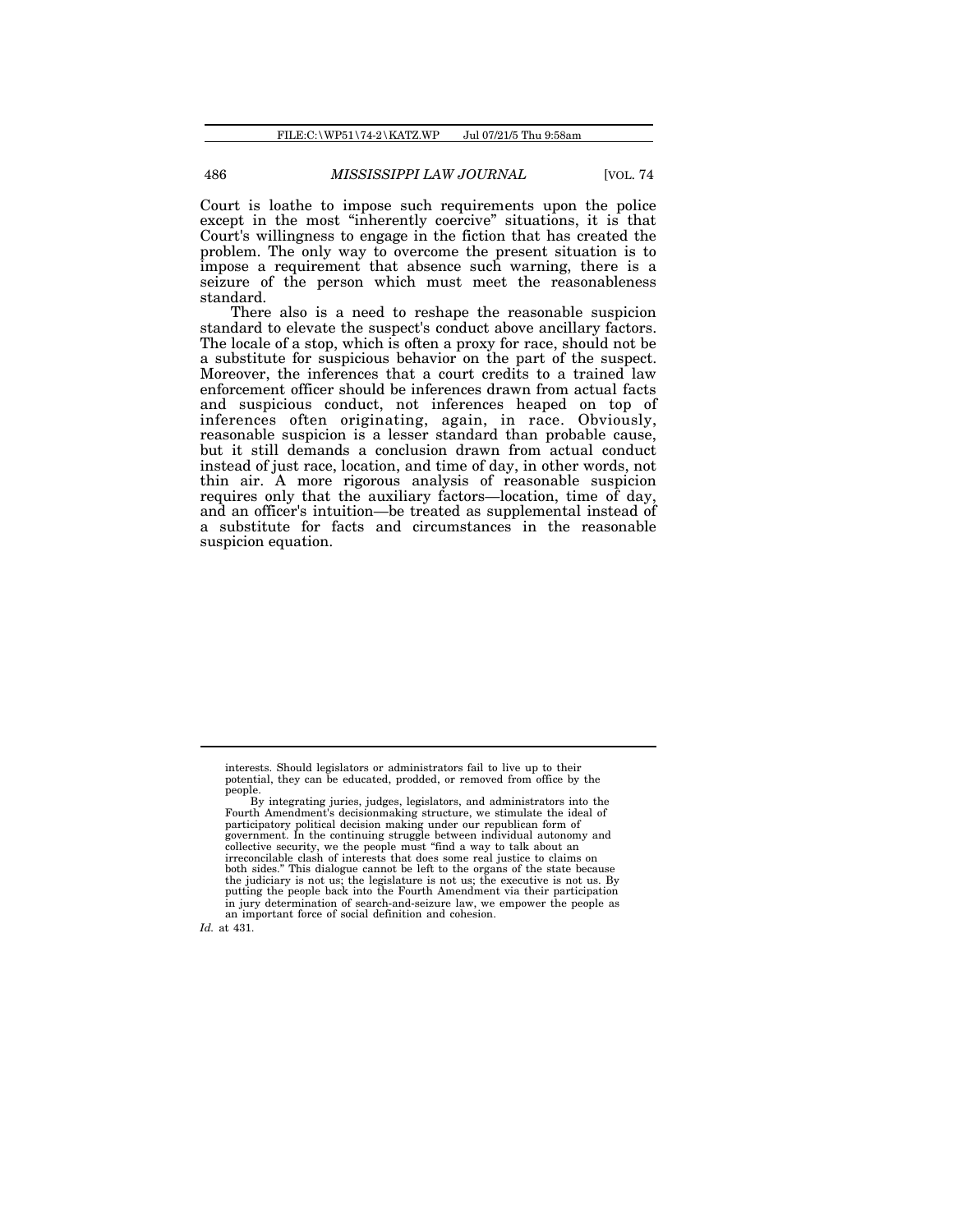Court is loathe to impose such requirements upon the police except in the most "inherently coercive" situations, it is that Court's willingness to engage in the fiction that has created the problem. The only way to overcome the present situation is to impose a requirement that absence such warning, there is a seizure of the person which must meet the reasonableness standard.

There also is a need to reshape the reasonable suspicion standard to elevate the suspect's conduct above ancillary factors. The locale of a stop, which is often a proxy for race, should not be a substitute for suspicious behavior on the part of the suspect. Moreover, the inferences that a court credits to a trained law enforcement officer should be inferences drawn from actual facts and suspicious conduct, not inferences heaped on top of inferences often originating, again, in race. Obviously, reasonable suspicion is a lesser standard than probable cause, but it still demands a conclusion drawn from actual conduct instead of just race, location, and time of day, in other words, not thin air. A more rigorous analysis of reasonable suspicion requires only that the auxiliary factors—location, time of day, and an officer's intuition—be treated as supplemental instead of a substitute for facts and circumstances in the reasonable suspicion equation.

---

interests. Should legislators or administrators fail to live up to their potential, they can be educated, prodded, or removed from office by the people.

By integrating juries, judges, legislators, and administrators into the Fourth Amendment's decisionmaking structure, we stimulate the ideal of participatory political decision making under our republican form of government. In the continuing struggle between individual autonomy and collective security, we the people must "find a way to talk about an irreconcilable clash of interests that does some real justice to claims on both sides." This dialogue cannot be left to the organs of the state because the judiciary is not us; the legislature is not us; the executive is not us. By putting the people back into the Fourth Amendment via their participation in jury determination of search-and-seizure law, we empower the people as an important force of social definition and cohesion.

*Id.* at 431.